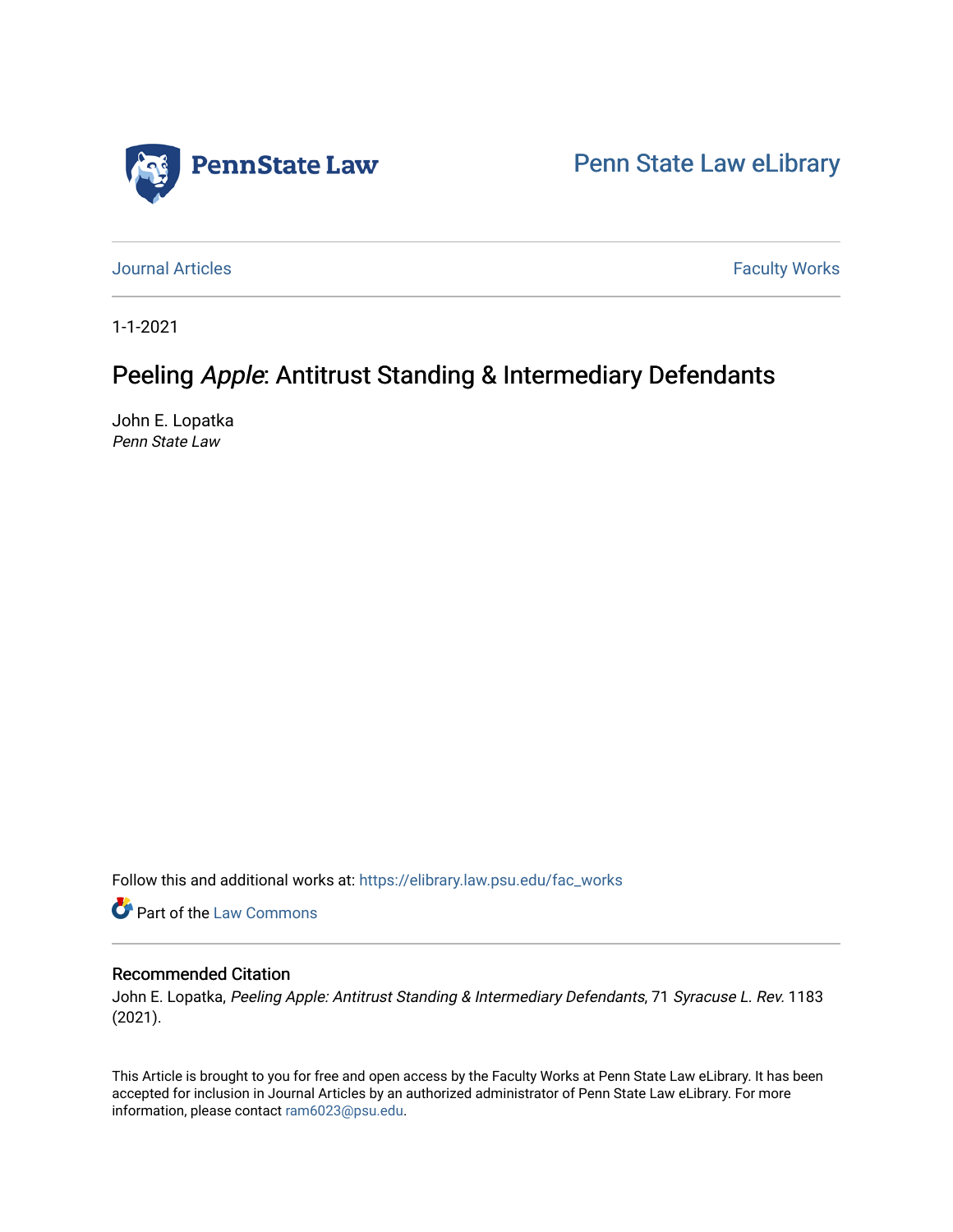Penn State Law

Penn State Law eLibrary

Journal Articles

Faculty Works

1-1-2021

# Peeling *Apple*: Antitrust Standing & Intermediary Defendants

John E. Lopatka
*Penn State Law*

Follow this and additional works at: https://elibrary.law.psu.edu/fac_works

Part of the Law Commons

## Recommended Citation

John E. Lopatka, *Peeling Apple: Antitrust Standing & Intermediary Defendants*, 71 *Syracuse L. Rev.* 1183 (2021).

This Article is brought to you for free and open access by the Faculty Works at Penn State Law eLibrary. It has been accepted for inclusion in Journal Articles by an authorized administrator of Penn State Law eLibrary. For more information, please contact ram6023@psu.edu.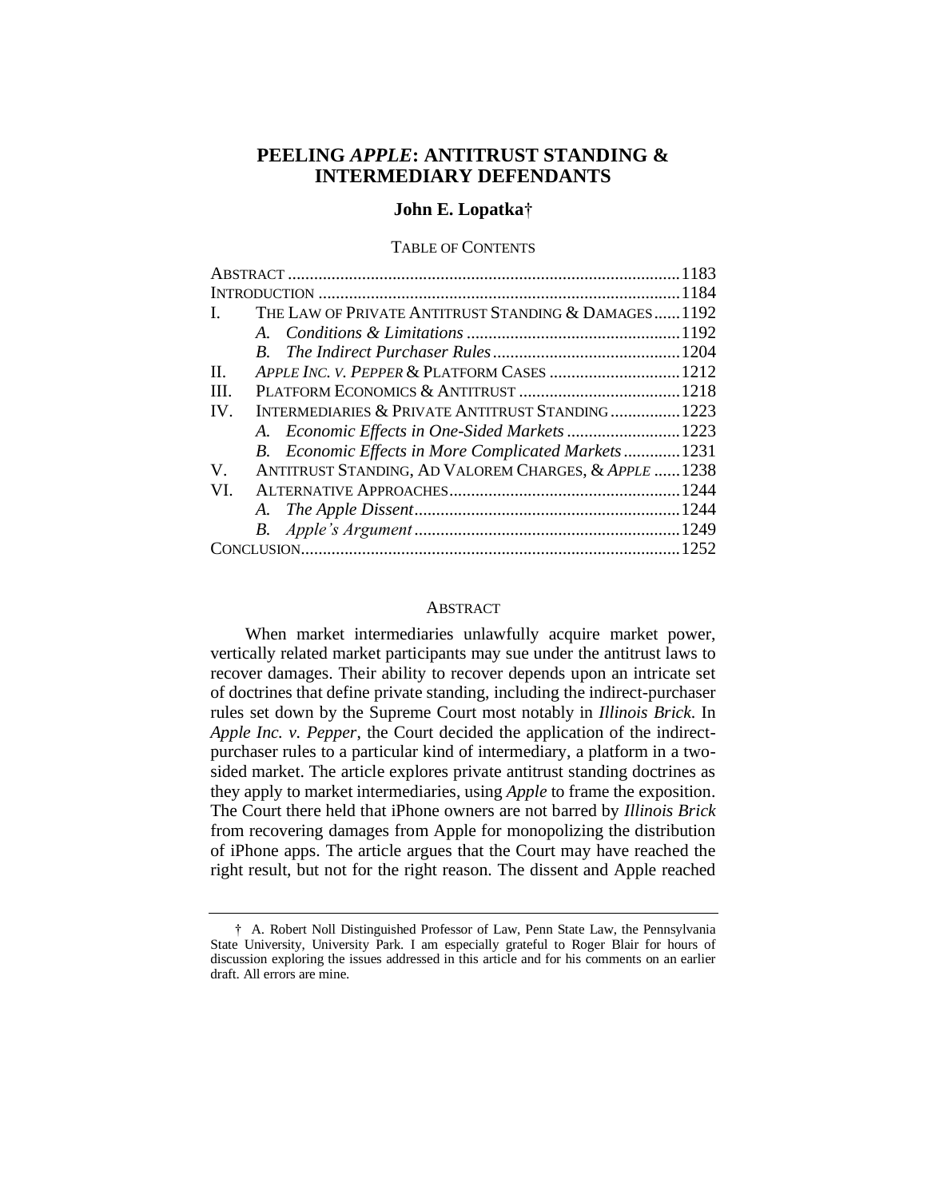# PEELING *APPLE*: ANTITRUST STANDING & INTERMEDIARY DEFENDANTS

### John E. Lopatka†

TABLE OF CONTENTS

| | | |
|---|---|---|
| ABSTRACT | | 1183 |
| INTRODUCTION | | 1184 |
| I. | THE LAW OF PRIVATE ANTITRUST STANDING & DAMAGES | 1192 |
| | *A. Conditions & Limitations* | 1192 |
| | *B. The Indirect Purchaser Rules* | 1204 |
| II. | *APPLE INC. V. PEPPER* & PLATFORM CASES | 1212 |
| III. | PLATFORM ECONOMICS & ANTITRUST | 1218 |
| IV. | INTERMEDIARIES & PRIVATE ANTITRUST STANDING | 1223 |
| | *A. Economic Effects in One-Sided Markets* | 1223 |
| | *B. Economic Effects in More Complicated Markets* | 1231 |
| V. | ANTITRUST STANDING, AD VALOREM CHARGES, & *APPLE* | 1238 |
| VI. | ALTERNATIVE APPROACHES | 1244 |
| | *A. The Apple Dissent* | 1244 |
| | *B. Apple's Argument* | 1249 |
| CONCLUSION | | 1252 |

## ABSTRACT

When market intermediaries unlawfully acquire market power, vertically related market participants may sue under the antitrust laws to recover damages. Their ability to recover depends upon an intricate set of doctrines that define private standing, including the indirect-purchaser rules set down by the Supreme Court most notably in *Illinois Brick*. In *Apple Inc. v. Pepper*, the Court decided the application of the indirect-purchaser rules to a particular kind of intermediary, a platform in a two-sided market. The article explores private antitrust standing doctrines as they apply to market intermediaries, using *Apple* to frame the exposition. The Court there held that iPhone owners are not barred by *Illinois Brick* from recovering damages from Apple for monopolizing the distribution of iPhone apps. The article argues that the Court may have reached the right result, but not for the right reason. The dissent and Apple reached

† A. Robert Noll Distinguished Professor of Law, Penn State Law, the Pennsylvania State University, University Park. I am especially grateful to Roger Blair for hours of discussion exploring the issues addressed in this article and for his comments on an earlier draft. All errors are mine.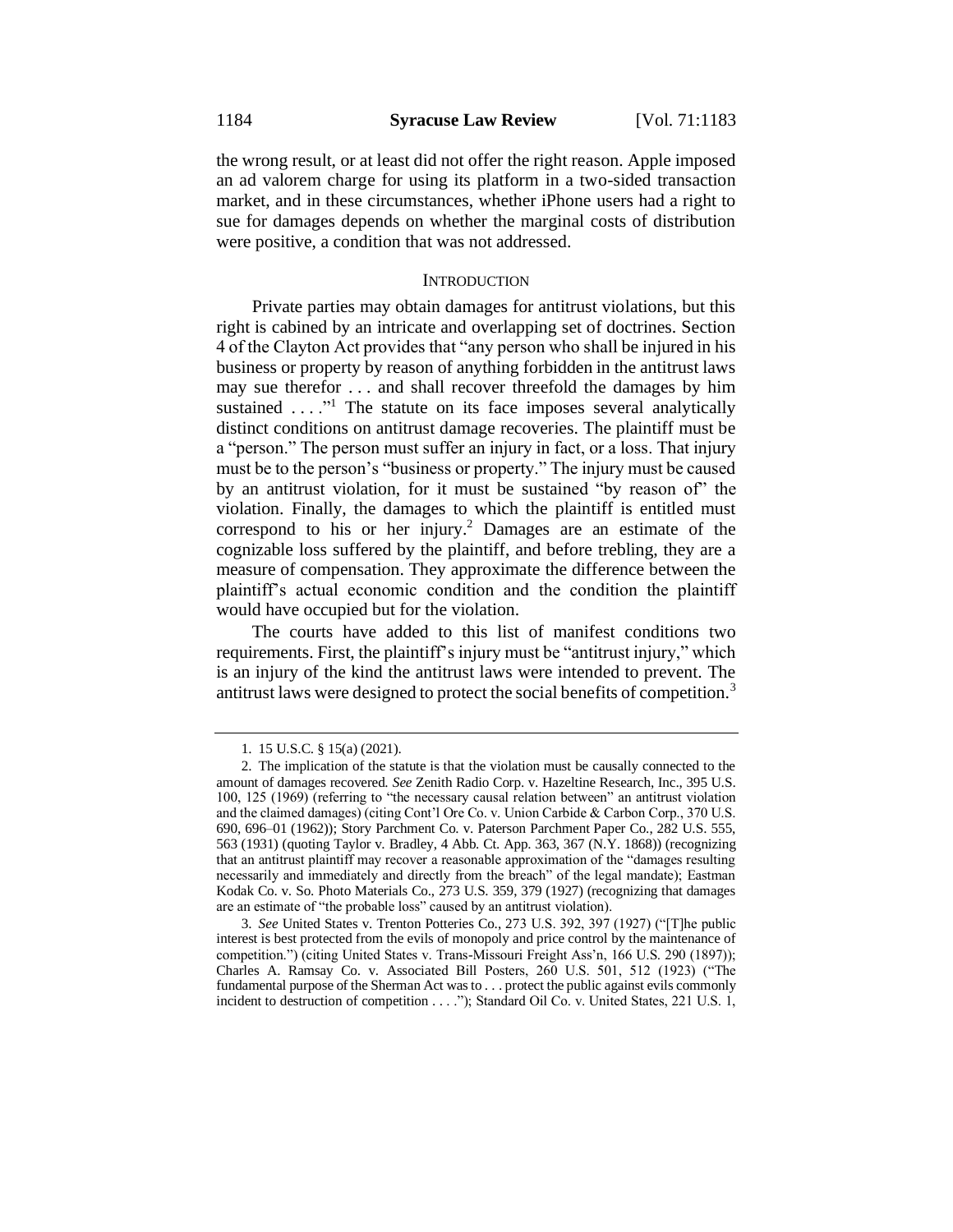the wrong result, or at least did not offer the right reason. Apple imposed an ad valorem charge for using its platform in a two-sided transaction market, and in these circumstances, whether iPhone users had a right to sue for damages depends on whether the marginal costs of distribution were positive, a condition that was not addressed.

## INTRODUCTION

Private parties may obtain damages for antitrust violations, but this right is cabined by an intricate and overlapping set of doctrines. Section 4 of the Clayton Act provides that "any person who shall be injured in his business or property by reason of anything forbidden in the antitrust laws may sue therefor . . . and shall recover threefold the damages by him sustained . . . ."[1] The statute on its face imposes several analytically distinct conditions on antitrust damage recoveries. The plaintiff must be a "person." The person must suffer an injury in fact, or a loss. That injury must be to the person's "business or property." The injury must be caused by an antitrust violation, for it must be sustained "by reason of" the violation. Finally, the damages to which the plaintiff is entitled must correspond to his or her injury.[2] Damages are an estimate of the cognizable loss suffered by the plaintiff, and before trebling, they are a measure of compensation. They approximate the difference between the plaintiff's actual economic condition and the condition the plaintiff would have occupied but for the violation.

The courts have added to this list of manifest conditions two requirements. First, the plaintiff's injury must be "antitrust injury," which is an injury of the kind the antitrust laws were intended to prevent. The antitrust laws were designed to protect the social benefits of competition.[3]

---

1. 15 U.S.C. § 15(a) (2021).

2. The implication of the statute is that the violation must be causally connected to the amount of damages recovered. *See* Zenith Radio Corp. v. Hazeltine Research, Inc., 395 U.S. 100, 125 (1969) (referring to "the necessary causal relation between" an antitrust violation and the claimed damages) (citing Cont'l Ore Co. v. Union Carbide & Carbon Corp., 370 U.S. 690, 696–01 (1962)); Story Parchment Co. v. Paterson Parchment Paper Co., 282 U.S. 555, 563 (1931) (quoting Taylor v. Bradley, 4 Abb. Ct. App. 363, 367 (N.Y. 1868)) (recognizing that an antitrust plaintiff may recover a reasonable approximation of the "damages resulting necessarily and immediately and directly from the breach" of the legal mandate); Eastman Kodak Co. v. So. Photo Materials Co., 273 U.S. 359, 379 (1927) (recognizing that damages are an estimate of "the probable loss" caused by an antitrust violation).

3. *See* United States v. Trenton Potteries Co., 273 U.S. 392, 397 (1927) ("[T]he public interest is best protected from the evils of monopoly and price control by the maintenance of competition.") (citing United States v. Trans-Missouri Freight Ass'n, 166 U.S. 290 (1897)); Charles A. Ramsay Co. v. Associated Bill Posters, 260 U.S. 501, 512 (1923) ("The fundamental purpose of the Sherman Act was to . . . protect the public against evils commonly incident to destruction of competition . . . ."); Standard Oil Co. v. United States, 221 U.S. 1,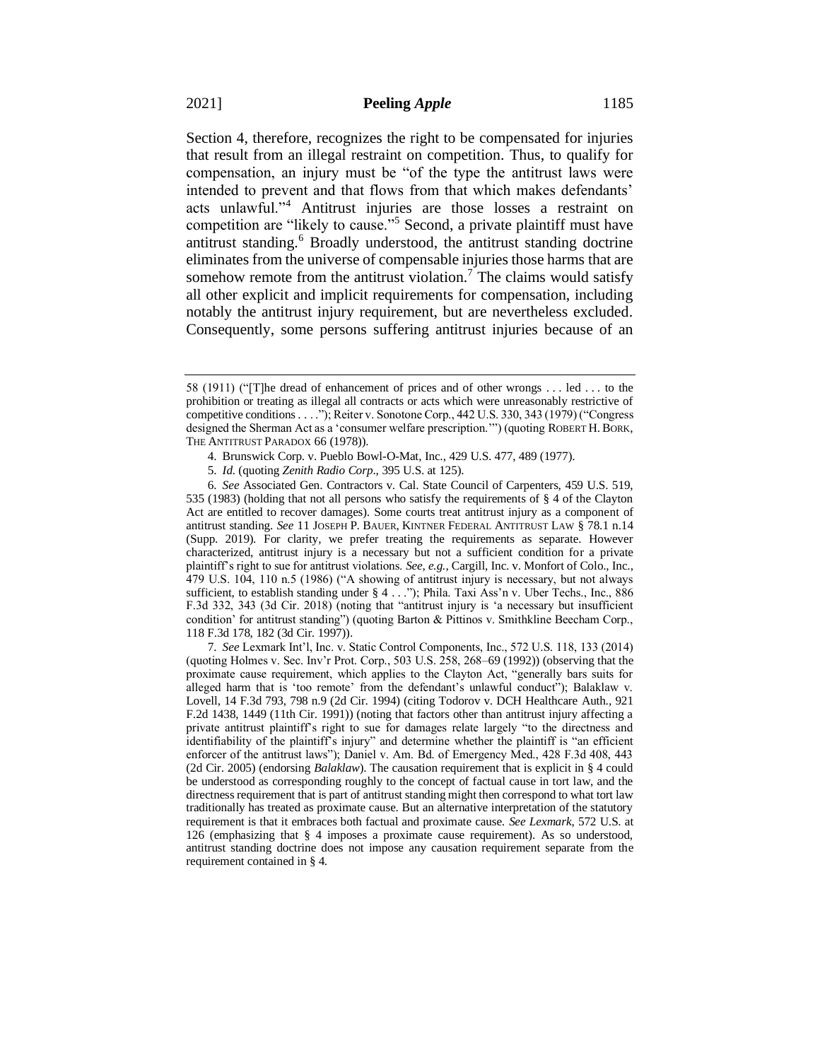Section 4, therefore, recognizes the right to be compensated for injuries that result from an illegal restraint on competition. Thus, to qualify for compensation, an injury must be "of the type the antitrust laws were intended to prevent and that flows from that which makes defendants' acts unlawful."[4] Antitrust injuries are those losses a restraint on competition are "likely to cause."[5] Second, a private plaintiff must have antitrust standing.[6] Broadly understood, the antitrust standing doctrine eliminates from the universe of compensable injuries those harms that are somehow remote from the antitrust violation.[7] The claims would satisfy all other explicit and implicit requirements for compensation, including notably the antitrust injury requirement, but are nevertheless excluded. Consequently, some persons suffering antitrust injuries because of an

---

58 (1911) ("[T]he dread of enhancement of prices and of other wrongs . . . led . . . to the prohibition or treating as illegal all contracts or acts which were unreasonably restrictive of competitive conditions . . . ."); Reiter v. Sonotone Corp., 442 U.S. 330, 343 (1979) ("Congress designed the Sherman Act as a 'consumer welfare prescription.'") (quoting ROBERT H. BORK, THE ANTITRUST PARADOX 66 (1978)).

4. Brunswick Corp. v. Pueblo Bowl-O-Mat, Inc., 429 U.S. 477, 489 (1977).

5. *Id.* (quoting *Zenith Radio Corp.*, 395 U.S. at 125).

6. *See* Associated Gen. Contractors v. Cal. State Council of Carpenters, 459 U.S. 519, 535 (1983) (holding that not all persons who satisfy the requirements of § 4 of the Clayton Act are entitled to recover damages). Some courts treat antitrust injury as a component of antitrust standing. *See* 11 JOSEPH P. BAUER, KINTNER FEDERAL ANTITRUST LAW § 78.1 n.14 (Supp. 2019). For clarity, we prefer treating the requirements as separate. However characterized, antitrust injury is a necessary but not a sufficient condition for a private plaintiff's right to sue for antitrust violations. *See, e.g.*, Cargill, Inc. v. Monfort of Colo., Inc., 479 U.S. 104, 110 n.5 (1986) ("A showing of antitrust injury is necessary, but not always sufficient, to establish standing under § 4 . . ."); Phila. Taxi Ass'n v. Uber Techs., Inc., 886 F.3d 332, 343 (3d Cir. 2018) (noting that "antitrust injury is 'a necessary but insufficient condition' for antitrust standing") (quoting Barton & Pittinos v. Smithkline Beecham Corp., 118 F.3d 178, 182 (3d Cir. 1997)).

7. *See* Lexmark Int'l, Inc. v. Static Control Components, Inc., 572 U.S. 118, 133 (2014) (quoting Holmes v. Sec. Inv'r Prot. Corp., 503 U.S. 258, 268–69 (1992)) (observing that the proximate cause requirement, which applies to the Clayton Act, "generally bars suits for alleged harm that is 'too remote' from the defendant's unlawful conduct"); Balaklaw v. Lovell, 14 F.3d 793, 798 n.9 (2d Cir. 1994) (citing Todorov v. DCH Healthcare Auth., 921 F.2d 1438, 1449 (11th Cir. 1991)) (noting that factors other than antitrust injury affecting a private antitrust plaintiff's right to sue for damages relate largely "to the directness and identifiability of the plaintiff's injury" and determine whether the plaintiff is "an efficient enforcer of the antitrust laws"); Daniel v. Am. Bd. of Emergency Med., 428 F.3d 408, 443 (2d Cir. 2005) (endorsing *Balaklaw*). The causation requirement that is explicit in § 4 could be understood as corresponding roughly to the concept of factual cause in tort law, and the directness requirement that is part of antitrust standing might then correspond to what tort law traditionally has treated as proximate cause. But an alternative interpretation of the statutory requirement is that it embraces both factual and proximate cause. *See Lexmark*, 572 U.S. at 126 (emphasizing that § 4 imposes a proximate cause requirement). As so understood, antitrust standing doctrine does not impose any causation requirement separate from the requirement contained in § 4.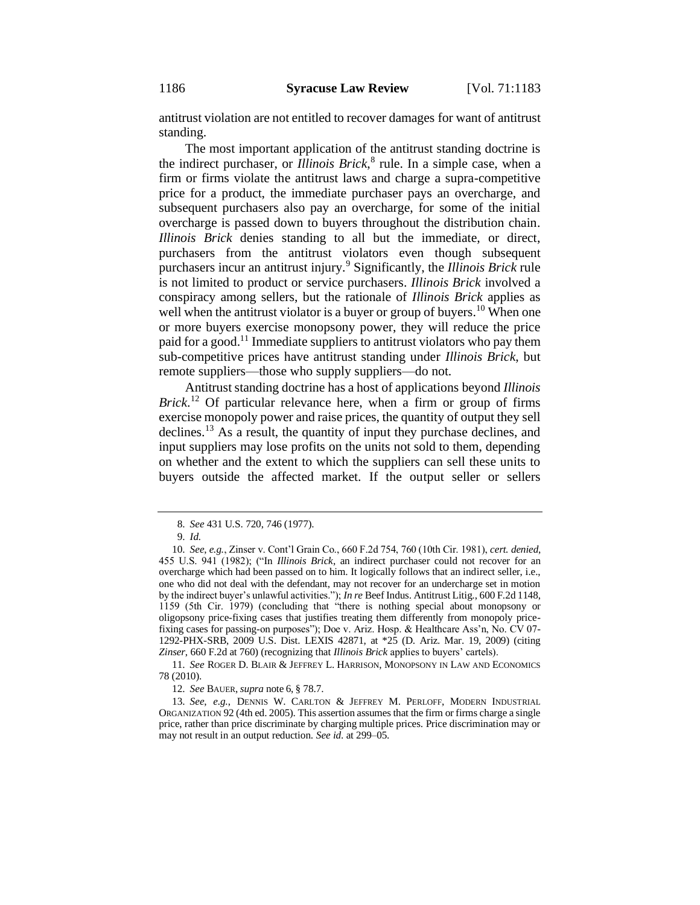antitrust violation are not entitled to recover damages for want of antitrust standing.

The most important application of the antitrust standing doctrine is the indirect purchaser, or *Illinois Brick*,[8] rule. In a simple case, when a firm or firms violate the antitrust laws and charge a supra-competitive price for a product, the immediate purchaser pays an overcharge, and subsequent purchasers also pay an overcharge, for some of the initial overcharge is passed down to buyers throughout the distribution chain. *Illinois Brick* denies standing to all but the immediate, or direct, purchasers from the antitrust violators even though subsequent purchasers incur an antitrust injury.[9] Significantly, the *Illinois Brick* rule is not limited to product or service purchasers. *Illinois Brick* involved a conspiracy among sellers, but the rationale of *Illinois Brick* applies as well when the antitrust violator is a buyer or group of buyers.[10] When one or more buyers exercise monopsony power, they will reduce the price paid for a good.[11] Immediate suppliers to antitrust violators who pay them sub-competitive prices have antitrust standing under *Illinois Brick*, but remote suppliers—those who supply suppliers—do not.

Antitrust standing doctrine has a host of applications beyond *Illinois Brick*.[12] Of particular relevance here, when a firm or group of firms exercise monopoly power and raise prices, the quantity of output they sell declines.[13] As a result, the quantity of input they purchase declines, and input suppliers may lose profits on the units not sold to them, depending on whether and the extent to which the suppliers can sell these units to buyers outside the affected market. If the output seller or sellers

---

8. *See* 431 U.S. 720, 746 (1977).

9. *Id.*

10. *See, e.g.*, Zinser v. Cont'l Grain Co., 660 F.2d 754, 760 (10th Cir. 1981), *cert. denied*, 455 U.S. 941 (1982); ("In *Illinois Brick*, an indirect purchaser could not recover for an overcharge which had been passed on to him. It logically follows that an indirect seller, i.e., one who did not deal with the defendant, may not recover for an undercharge set in motion by the indirect buyer's unlawful activities."); *In re* Beef Indus. Antitrust Litig., 600 F.2d 1148, 1159 (5th Cir. 1979) (concluding that "there is nothing special about monopsony or oligopsony price-fixing cases that justifies treating them differently from monopoly price-fixing cases for passing-on purposes"); Doe v. Ariz. Hosp. & Healthcare Ass'n, No. CV 07-1292-PHX-SRB, 2009 U.S. Dist. LEXIS 42871, at *25 (D. Ariz. Mar. 19, 2009) (citing *Zinser*, 660 F.2d at 760) (recognizing that *Illinois Brick* applies to buyers' cartels).

11. *See* ROGER D. BLAIR & JEFFREY L. HARRISON, MONOPSONY IN LAW AND ECONOMICS 78 (2010).

12. *See* BAUER, *supra* note 6, § 78.7.

13. *See, e.g.*, DENNIS W. CARLTON & JEFFREY M. PERLOFF, MODERN INDUSTRIAL ORGANIZATION 92 (4th ed. 2005). This assertion assumes that the firm or firms charge a single price, rather than price discriminate by charging multiple prices. Price discrimination may or may not result in an output reduction. *See id.* at 299–05.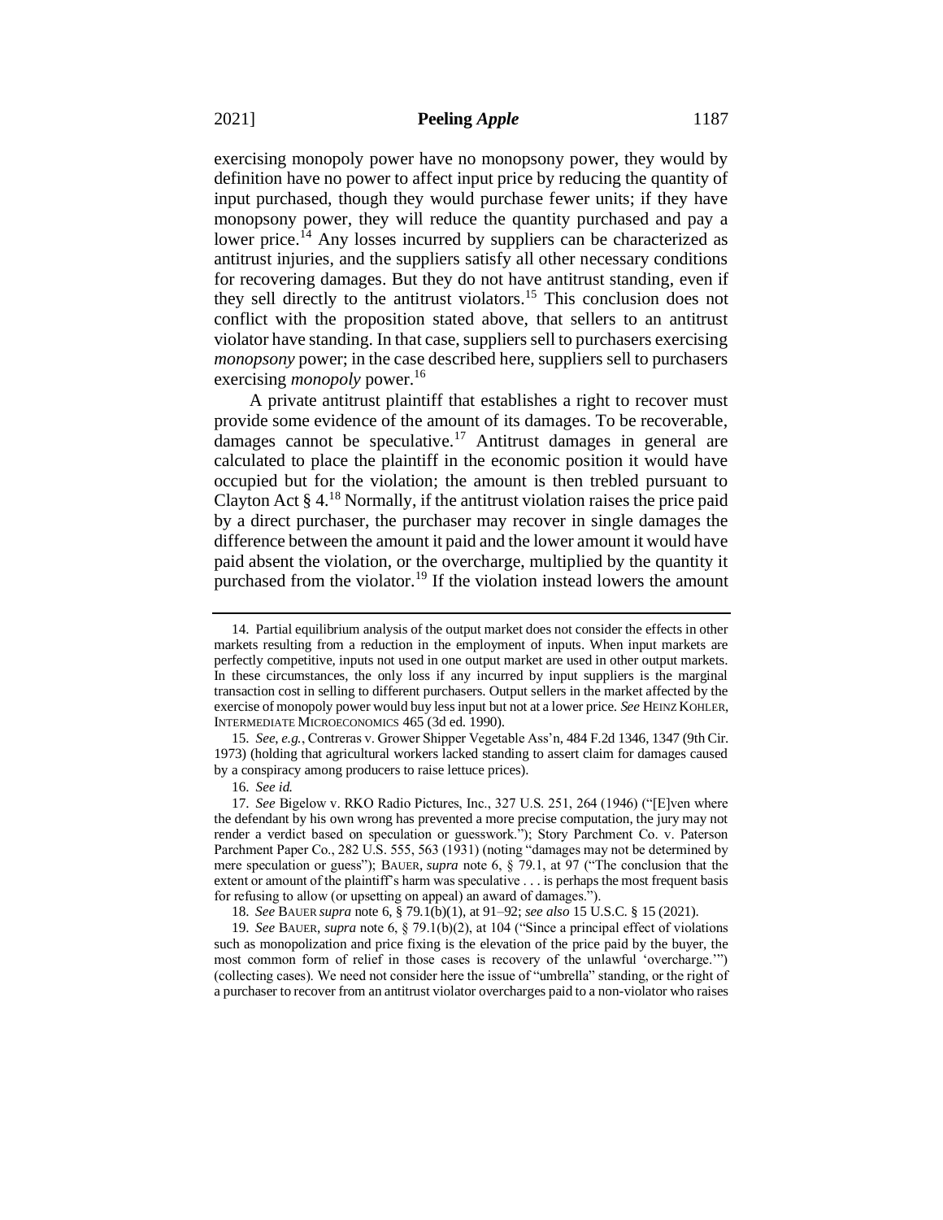exercising monopoly power have no monopsony power, they would by definition have no power to affect input price by reducing the quantity of input purchased, though they would purchase fewer units; if they have monopsony power, they will reduce the quantity purchased and pay a lower price.[14] Any losses incurred by suppliers can be characterized as antitrust injuries, and the suppliers satisfy all other necessary conditions for recovering damages. But they do not have antitrust standing, even if they sell directly to the antitrust violators.[15] This conclusion does not conflict with the proposition stated above, that sellers to an antitrust violator have standing. In that case, suppliers sell to purchasers exercising *monopsony* power; in the case described here, suppliers sell to purchasers exercising *monopoly* power.[16]

A private antitrust plaintiff that establishes a right to recover must provide some evidence of the amount of its damages. To be recoverable, damages cannot be speculative.[17] Antitrust damages in general are calculated to place the plaintiff in the economic position it would have occupied but for the violation; the amount is then trebled pursuant to Clayton Act § 4.[18] Normally, if the antitrust violation raises the price paid by a direct purchaser, the purchaser may recover in single damages the difference between the amount it paid and the lower amount it would have paid absent the violation, or the overcharge, multiplied by the quantity it purchased from the violator.[19] If the violation instead lowers the amount

---

14. Partial equilibrium analysis of the output market does not consider the effects in other markets resulting from a reduction in the employment of inputs. When input markets are perfectly competitive, inputs not used in one output market are used in other output markets. In these circumstances, the only loss if any incurred by input suppliers is the marginal transaction cost in selling to different purchasers. Output sellers in the market affected by the exercise of monopoly power would buy less input but not at a lower price. *See* HEINZ KOHLER, INTERMEDIATE MICROECONOMICS 465 (3d ed. 1990).

15. *See, e.g.*, Contreras v. Grower Shipper Vegetable Ass'n, 484 F.2d 1346, 1347 (9th Cir. 1973) (holding that agricultural workers lacked standing to assert claim for damages caused by a conspiracy among producers to raise lettuce prices).

16. *See id.*

17. *See* Bigelow v. RKO Radio Pictures, Inc., 327 U.S. 251, 264 (1946) ("[E]ven where the defendant by his own wrong has prevented a more precise computation, the jury may not render a verdict based on speculation or guesswork."); Story Parchment Co. v. Paterson Parchment Paper Co., 282 U.S. 555, 563 (1931) (noting "damages may not be determined by mere speculation or guess"); BAUER, *supra* note 6, § 79.1, at 97 ("The conclusion that the extent or amount of the plaintiff's harm was speculative . . . is perhaps the most frequent basis for refusing to allow (or upsetting on appeal) an award of damages.").

18. *See* BAUER *supra* note 6, § 79.1(b)(1), at 91–92; *see also* 15 U.S.C. § 15 (2021).

19. *See* BAUER, *supra* note 6, § 79.1(b)(2), at 104 ("Since a principal effect of violations such as monopolization and price fixing is the elevation of the price paid by the buyer, the most common form of relief in those cases is recovery of the unlawful 'overcharge.'") (collecting cases). We need not consider here the issue of "umbrella" standing, or the right of a purchaser to recover from an antitrust violator overcharges paid to a non-violator who raises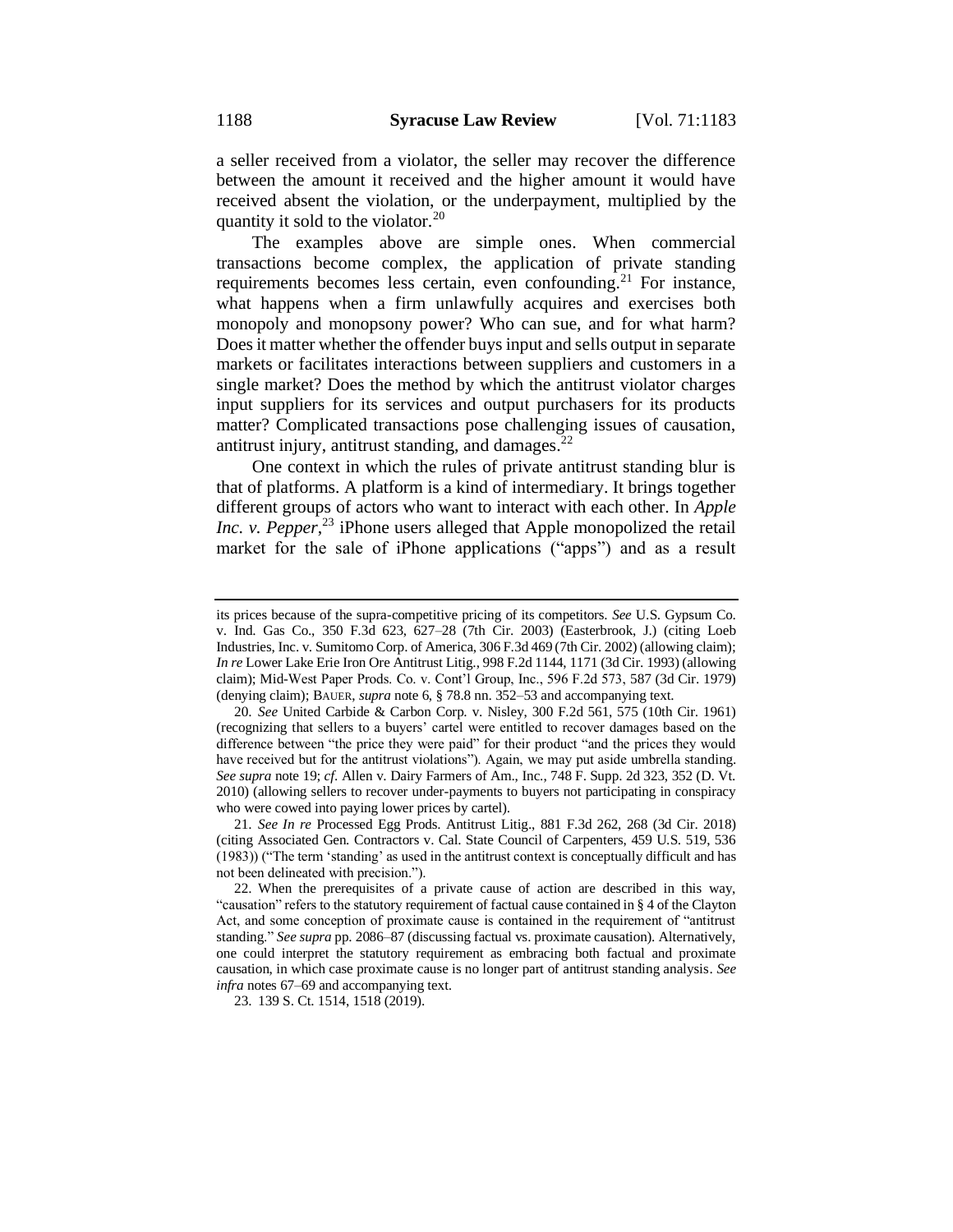a seller received from a violator, the seller may recover the difference between the amount it received and the higher amount it would have received absent the violation, or the underpayment, multiplied by the quantity it sold to the violator.[20]

The examples above are simple ones. When commercial transactions become complex, the application of private standing requirements becomes less certain, even confounding.[21] For instance, what happens when a firm unlawfully acquires and exercises both monopoly and monopsony power? Who can sue, and for what harm? Does it matter whether the offender buys input and sells output in separate markets or facilitates interactions between suppliers and customers in a single market? Does the method by which the antitrust violator charges input suppliers for its services and output purchasers for its products matter? Complicated transactions pose challenging issues of causation, antitrust injury, antitrust standing, and damages.[22]

One context in which the rules of private antitrust standing blur is that of platforms. A platform is a kind of intermediary. It brings together different groups of actors who want to interact with each other. In *Apple Inc. v. Pepper*,[23] iPhone users alleged that Apple monopolized the retail market for the sale of iPhone applications ("apps") and as a result

---

its prices because of the supra-competitive pricing of its competitors. *See* U.S. Gypsum Co. v. Ind. Gas Co., 350 F.3d 623, 627–28 (7th Cir. 2003) (Easterbrook, J.) (citing Loeb Industries, Inc. v. Sumitomo Corp. of America, 306 F.3d 469 (7th Cir. 2002) (allowing claim); *In re* Lower Lake Erie Iron Ore Antitrust Litig., 998 F.2d 1144, 1171 (3d Cir. 1993) (allowing claim); Mid-West Paper Prods. Co. v. Cont'l Group, Inc., 596 F.2d 573, 587 (3d Cir. 1979) (denying claim); BAUER, *supra* note 6, § 78.8 nn. 352–53 and accompanying text.

20. *See* United Carbide & Carbon Corp. v. Nisley, 300 F.2d 561, 575 (10th Cir. 1961) (recognizing that sellers to a buyers' cartel were entitled to recover damages based on the difference between "the price they were paid" for their product "and the prices they would have received but for the antitrust violations"). Again, we may put aside umbrella standing. *See supra* note 19; *cf.* Allen v. Dairy Farmers of Am., Inc., 748 F. Supp. 2d 323, 352 (D. Vt. 2010) (allowing sellers to recover under-payments to buyers not participating in conspiracy who were cowed into paying lower prices by cartel).

21. *See In re* Processed Egg Prods. Antitrust Litig., 881 F.3d 262, 268 (3d Cir. 2018) (citing Associated Gen. Contractors v. Cal. State Council of Carpenters, 459 U.S. 519, 536 (1983)) ("The term 'standing' as used in the antitrust context is conceptually difficult and has not been delineated with precision.").

22. When the prerequisites of a private cause of action are described in this way, "causation" refers to the statutory requirement of factual cause contained in § 4 of the Clayton Act, and some conception of proximate cause is contained in the requirement of "antitrust standing." *See supra* pp. 2086–87 (discussing factual vs. proximate causation). Alternatively, one could interpret the statutory requirement as embracing both factual and proximate causation, in which case proximate cause is no longer part of antitrust standing analysis. *See infra* notes 67–69 and accompanying text.

23. 139 S. Ct. 1514, 1518 (2019).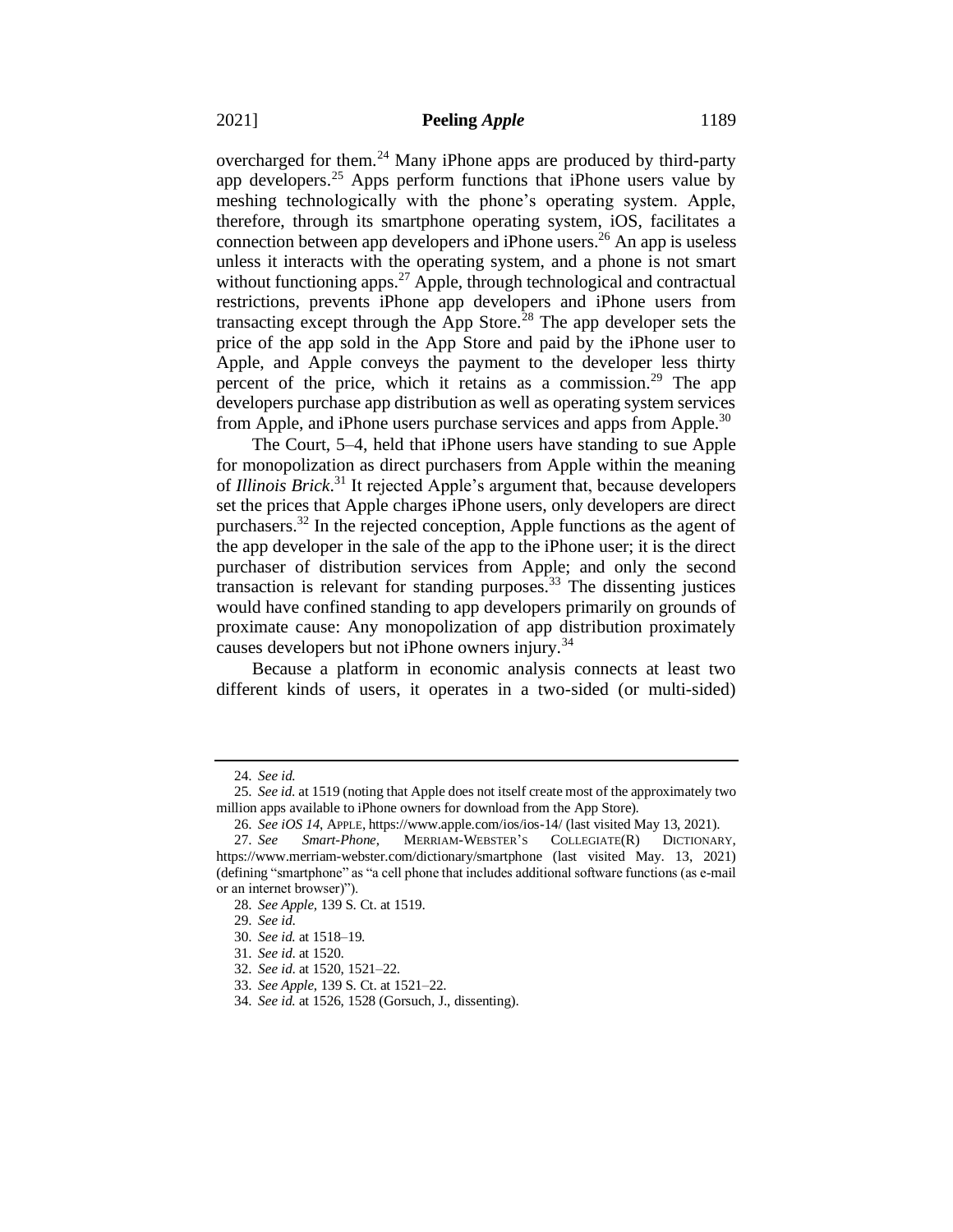overcharged for them.[24] Many iPhone apps are produced by third-party app developers.[25] Apps perform functions that iPhone users value by meshing technologically with the phone's operating system. Apple, therefore, through its smartphone operating system, iOS, facilitates a connection between app developers and iPhone users.[26] An app is useless unless it interacts with the operating system, and a phone is not smart without functioning apps.[27] Apple, through technological and contractual restrictions, prevents iPhone app developers and iPhone users from transacting except through the App Store.[28] The app developer sets the price of the app sold in the App Store and paid by the iPhone user to Apple, and Apple conveys the payment to the developer less thirty percent of the price, which it retains as a commission.[29] The app developers purchase app distribution as well as operating system services from Apple, and iPhone users purchase services and apps from Apple.[30]

The Court, 5–4, held that iPhone users have standing to sue Apple for monopolization as direct purchasers from Apple within the meaning of *Illinois Brick*.[31] It rejected Apple's argument that, because developers set the prices that Apple charges iPhone users, only developers are direct purchasers.[32] In the rejected conception, Apple functions as the agent of the app developer in the sale of the app to the iPhone user; it is the direct purchaser of distribution services from Apple; and only the second transaction is relevant for standing purposes.[33] The dissenting justices would have confined standing to app developers primarily on grounds of proximate cause: Any monopolization of app distribution proximately causes developers but not iPhone owners injury.[34]

Because a platform in economic analysis connects at least two different kinds of users, it operates in a two-sided (or multi-sided)

---

24. *See id.*

25. *See id.* at 1519 (noting that Apple does not itself create most of the approximately two million apps available to iPhone owners for download from the App Store).

26. *See iOS 14*, APPLE, https://www.apple.com/ios/ios-14/ (last visited May 13, 2021).

27. *See Smart-Phone*, MERRIAM-WEBSTER'S COLLEGIATE(R) DICTIONARY, https://www.merriam-webster.com/dictionary/smartphone (last visited May. 13, 2021) (defining "smartphone" as "a cell phone that includes additional software functions (as e-mail or an internet browser)").

28. *See Apple*, 139 S. Ct. at 1519.

29. *See id.*

30. *See id.* at 1518–19.

31. *See id.* at 1520.

32. *See id.* at 1520, 1521–22.

33. *See Apple*, 139 S. Ct. at 1521–22.

34. *See id.* at 1526, 1528 (Gorsuch, J., dissenting).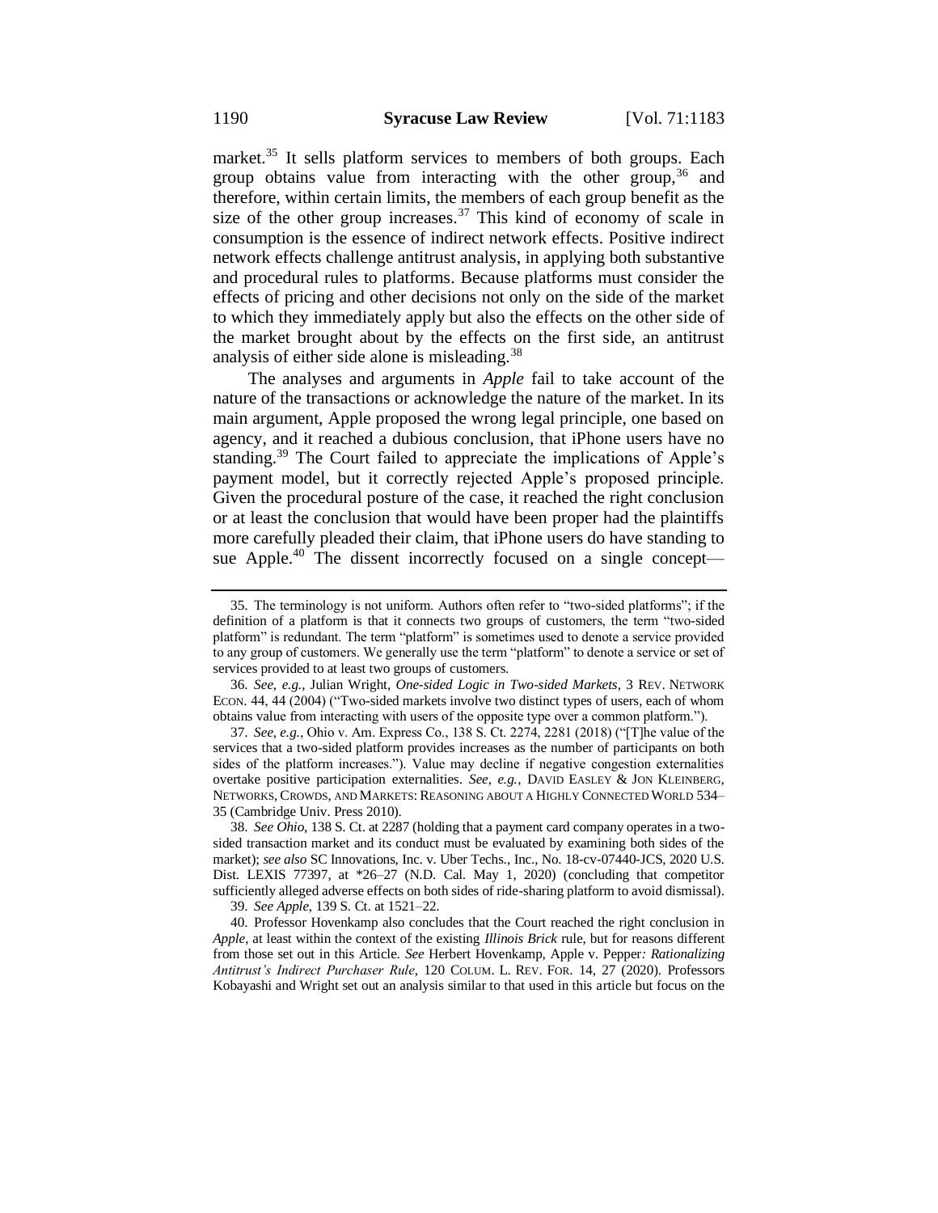market.[35] It sells platform services to members of both groups. Each group obtains value from interacting with the other group,[36] and therefore, within certain limits, the members of each group benefit as the size of the other group increases.[37] This kind of economy of scale in consumption is the essence of indirect network effects. Positive indirect network effects challenge antitrust analysis, in applying both substantive and procedural rules to platforms. Because platforms must consider the effects of pricing and other decisions not only on the side of the market to which they immediately apply but also the effects on the other side of the market brought about by the effects on the first side, an antitrust analysis of either side alone is misleading.[38]

The analyses and arguments in *Apple* fail to take account of the nature of the transactions or acknowledge the nature of the market. In its main argument, Apple proposed the wrong legal principle, one based on agency, and it reached a dubious conclusion, that iPhone users have no standing.[39] The Court failed to appreciate the implications of Apple's payment model, but it correctly rejected Apple's proposed principle. Given the procedural posture of the case, it reached the right conclusion or at least the conclusion that would have been proper had the plaintiffs more carefully pleaded their claim, that iPhone users do have standing to sue Apple.[40] The dissent incorrectly focused on a single concept—

---

35. The terminology is not uniform. Authors often refer to "two-sided platforms"; if the definition of a platform is that it connects two groups of customers, the term "two-sided platform" is redundant. The term "platform" is sometimes used to denote a service provided to any group of customers. We generally use the term "platform" to denote a service or set of services provided to at least two groups of customers.

36. *See, e.g.*, Julian Wright, *One-sided Logic in Two-sided Markets*, 3 REV. NETWORK ECON. 44, 44 (2004) ("Two-sided markets involve two distinct types of users, each of whom obtains value from interacting with users of the opposite type over a common platform.").

37. *See, e.g.*, Ohio v. Am. Express Co., 138 S. Ct. 2274, 2281 (2018) ("[T]he value of the services that a two-sided platform provides increases as the number of participants on both sides of the platform increases."). Value may decline if negative congestion externalities overtake positive participation externalities. *See, e.g.*, DAVID EASLEY & JON KLEINBERG, NETWORKS, CROWDS, AND MARKETS: REASONING ABOUT A HIGHLY CONNECTED WORLD 534–35 (Cambridge Univ. Press 2010).

38. *See Ohio*, 138 S. Ct. at 2287 (holding that a payment card company operates in a two-sided transaction market and its conduct must be evaluated by examining both sides of the market); *see also* SC Innovations, Inc. v. Uber Techs., Inc., No. 18-cv-07440-JCS, 2020 U.S. Dist. LEXIS 77397, at *26–27 (N.D. Cal. May 1, 2020) (concluding that competitor sufficiently alleged adverse effects on both sides of ride-sharing platform to avoid dismissal).

39. *See Apple*, 139 S. Ct. at 1521–22.

40. Professor Hovenkamp also concludes that the Court reached the right conclusion in *Apple*, at least within the context of the existing *Illinois Brick* rule, but for reasons different from those set out in this Article. *See* Herbert Hovenkamp, Apple v. Pepper*: Rationalizing Antitrust's Indirect Purchaser Rule*, 120 COLUM. L. REV. FOR. 14, 27 (2020). Professors Kobayashi and Wright set out an analysis similar to that used in this article but focus on the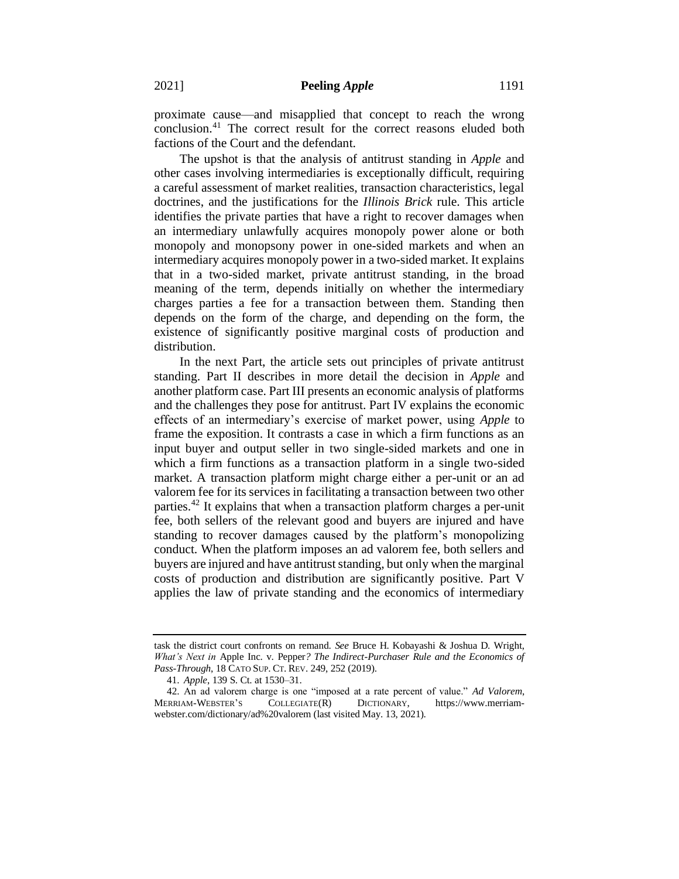proximate cause—and misapplied that concept to reach the wrong conclusion.[41] The correct result for the correct reasons eluded both factions of the Court and the defendant.

The upshot is that the analysis of antitrust standing in *Apple* and other cases involving intermediaries is exceptionally difficult, requiring a careful assessment of market realities, transaction characteristics, legal doctrines, and the justifications for the *Illinois Brick* rule. This article identifies the private parties that have a right to recover damages when an intermediary unlawfully acquires monopoly power alone or both monopoly and monopsony power in one-sided markets and when an intermediary acquires monopoly power in a two-sided market. It explains that in a two-sided market, private antitrust standing, in the broad meaning of the term, depends initially on whether the intermediary charges parties a fee for a transaction between them. Standing then depends on the form of the charge, and depending on the form, the existence of significantly positive marginal costs of production and distribution.

In the next Part, the article sets out principles of private antitrust standing. Part II describes in more detail the decision in *Apple* and another platform case. Part III presents an economic analysis of platforms and the challenges they pose for antitrust. Part IV explains the economic effects of an intermediary's exercise of market power, using *Apple* to frame the exposition. It contrasts a case in which a firm functions as an input buyer and output seller in two single-sided markets and one in which a firm functions as a transaction platform in a single two-sided market. A transaction platform might charge either a per-unit or an ad valorem fee for its services in facilitating a transaction between two other parties.[42] It explains that when a transaction platform charges a per-unit fee, both sellers of the relevant good and buyers are injured and have standing to recover damages caused by the platform's monopolizing conduct. When the platform imposes an ad valorem fee, both sellers and buyers are injured and have antitrust standing, but only when the marginal costs of production and distribution are significantly positive. Part V applies the law of private standing and the economics of intermediary

---

task the district court confronts on remand. *See* Bruce H. Kobayashi & Joshua D. Wright, *What's Next in* Apple Inc. v. Pepper*? The Indirect-Purchaser Rule and the Economics of Pass-Through*, 18 CATO SUP. CT. REV. 249, 252 (2019).

41. *Apple*, 139 S. Ct. at 1530–31.

42. An ad valorem charge is one "imposed at a rate percent of value." *Ad Valorem*, MERRIAM-WEBSTER'S COLLEGIATE(R) DICTIONARY, https://www.merriam-webster.com/dictionary/ad%20valorem (last visited May. 13, 2021).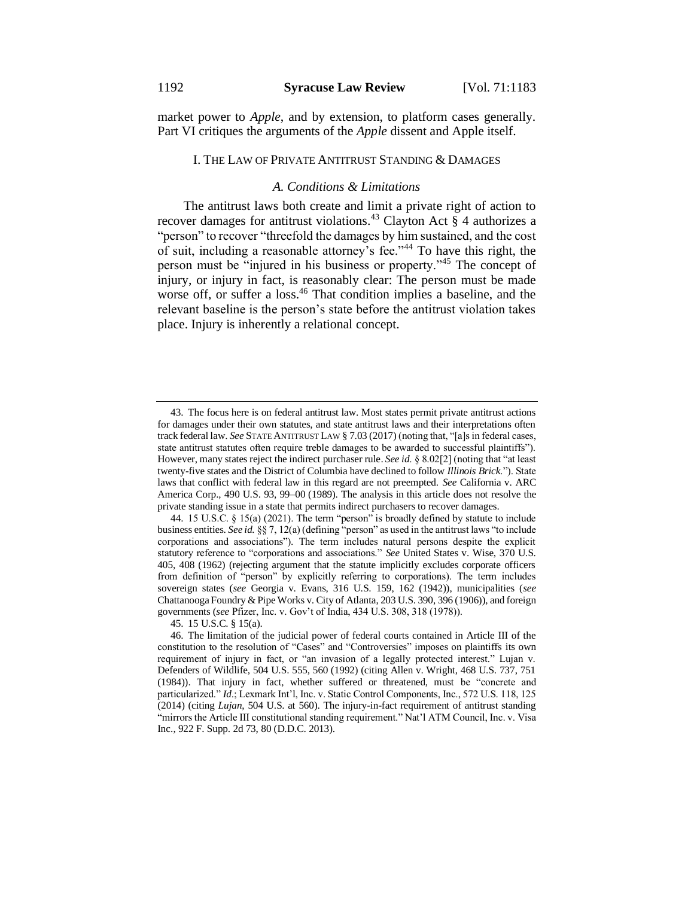market power to *Apple*, and by extension, to platform cases generally. Part VI critiques the arguments of the *Apple* dissent and Apple itself.

## I. THE LAW OF PRIVATE ANTITRUST STANDING & DAMAGES

### *A. Conditions & Limitations*

The antitrust laws both create and limit a private right of action to recover damages for antitrust violations.[43] Clayton Act § 4 authorizes a "person" to recover "threefold the damages by him sustained, and the cost of suit, including a reasonable attorney's fee."[44] To have this right, the person must be "injured in his business or property."[45] The concept of injury, or injury in fact, is reasonably clear: The person must be made worse off, or suffer a loss.[46] That condition implies a baseline, and the relevant baseline is the person's state before the antitrust violation takes place. Injury is inherently a relational concept.

---

43. The focus here is on federal antitrust law. Most states permit private antitrust actions for damages under their own statutes, and state antitrust laws and their interpretations often track federal law. *See* STATE ANTITRUST LAW § 7.03 (2017) (noting that, "[a]s in federal cases, state antitrust statutes often require treble damages to be awarded to successful plaintiffs"). However, many states reject the indirect purchaser rule. *See id.* § 8.02[2] (noting that "at least twenty-five states and the District of Columbia have declined to follow *Illinois Brick*."). State laws that conflict with federal law in this regard are not preempted. *See* California v. ARC America Corp., 490 U.S. 93, 99–00 (1989). The analysis in this article does not resolve the private standing issue in a state that permits indirect purchasers to recover damages.

44. 15 U.S.C. § 15(a) (2021). The term "person" is broadly defined by statute to include business entities. *See id.* §§ 7, 12(a) (defining "person" as used in the antitrust laws "to include corporations and associations"). The term includes natural persons despite the explicit statutory reference to "corporations and associations." *See* United States v. Wise, 370 U.S. 405, 408 (1962) (rejecting argument that the statute implicitly excludes corporate officers from definition of "person" by explicitly referring to corporations). The term includes sovereign states (*see* Georgia v. Evans, 316 U.S. 159, 162 (1942)), municipalities (*see* Chattanooga Foundry & Pipe Works v. City of Atlanta, 203 U.S. 390, 396 (1906)), and foreign governments (*see* Pfizer, Inc. v. Gov't of India, 434 U.S. 308, 318 (1978)).

45. 15 U.S.C. § 15(a).

46. The limitation of the judicial power of federal courts contained in Article III of the constitution to the resolution of "Cases" and "Controversies" imposes on plaintiffs its own requirement of injury in fact, or "an invasion of a legally protected interest." Lujan v. Defenders of Wildlife, 504 U.S. 555, 560 (1992) (citing Allen v. Wright, 468 U.S. 737, 751 (1984)). That injury in fact, whether suffered or threatened, must be "concrete and particularized." *Id*.; Lexmark Int'l, Inc. v. Static Control Components, Inc., 572 U.S. 118, 125 (2014) (citing *Lujan*, 504 U.S. at 560). The injury-in-fact requirement of antitrust standing "mirrors the Article III constitutional standing requirement." Nat'l ATM Council, Inc. v. Visa Inc., 922 F. Supp. 2d 73, 80 (D.D.C. 2013).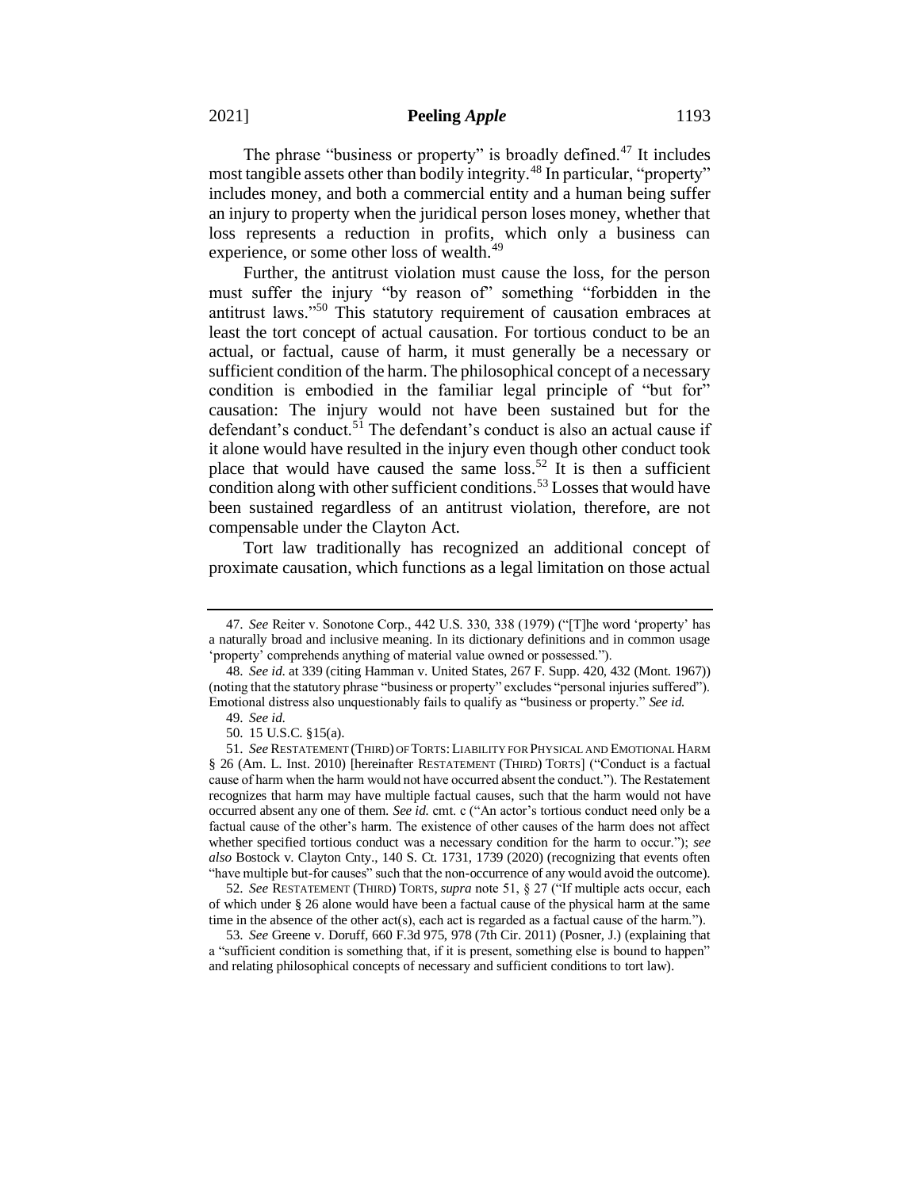The phrase "business or property" is broadly defined.[47] It includes most tangible assets other than bodily integrity.[48] In particular, "property" includes money, and both a commercial entity and a human being suffer an injury to property when the juridical person loses money, whether that loss represents a reduction in profits, which only a business can experience, or some other loss of wealth.[49]

Further, the antitrust violation must cause the loss, for the person must suffer the injury "by reason of" something "forbidden in the antitrust laws."[50] This statutory requirement of causation embraces at least the tort concept of actual causation. For tortious conduct to be an actual, or factual, cause of harm, it must generally be a necessary or sufficient condition of the harm. The philosophical concept of a necessary condition is embodied in the familiar legal principle of "but for" causation: The injury would not have been sustained but for the defendant's conduct.[51] The defendant's conduct is also an actual cause if it alone would have resulted in the injury even though other conduct took place that would have caused the same loss.[52] It is then a sufficient condition along with other sufficient conditions.[53] Losses that would have been sustained regardless of an antitrust violation, therefore, are not compensable under the Clayton Act.

Tort law traditionally has recognized an additional concept of proximate causation, which functions as a legal limitation on those actual

---

47. *See* Reiter v. Sonotone Corp., 442 U.S. 330, 338 (1979) ("[T]he word 'property' has a naturally broad and inclusive meaning. In its dictionary definitions and in common usage 'property' comprehends anything of material value owned or possessed.").

48. *See id.* at 339 (citing Hamman v. United States, 267 F. Supp. 420, 432 (Mont. 1967)) (noting that the statutory phrase "business or property" excludes "personal injuries suffered"). Emotional distress also unquestionably fails to qualify as "business or property." *See id.*

49. *See id.*

50. 15 U.S.C. §15(a).

51. *See* RESTATEMENT (THIRD) OF TORTS: LIABILITY FOR PHYSICAL AND EMOTIONAL HARM § 26 (Am. L. Inst. 2010) [hereinafter RESTATEMENT (THIRD) TORTS] ("Conduct is a factual cause of harm when the harm would not have occurred absent the conduct."). The Restatement recognizes that harm may have multiple factual causes, such that the harm would not have occurred absent any one of them. *See id.* cmt. c ("An actor's tortious conduct need only be a factual cause of the other's harm. The existence of other causes of the harm does not affect whether specified tortious conduct was a necessary condition for the harm to occur."); *see also* Bostock v. Clayton Cnty., 140 S. Ct. 1731, 1739 (2020) (recognizing that events often "have multiple but-for causes" such that the non-occurrence of any would avoid the outcome).

52. *See* RESTATEMENT (THIRD) TORTS, *supra* note 51, § 27 ("If multiple acts occur, each of which under § 26 alone would have been a factual cause of the physical harm at the same time in the absence of the other act(s), each act is regarded as a factual cause of the harm.").

53. *See* Greene v. Doruff, 660 F.3d 975, 978 (7th Cir. 2011) (Posner, J.) (explaining that a "sufficient condition is something that, if it is present, something else is bound to happen" and relating philosophical concepts of necessary and sufficient conditions to tort law).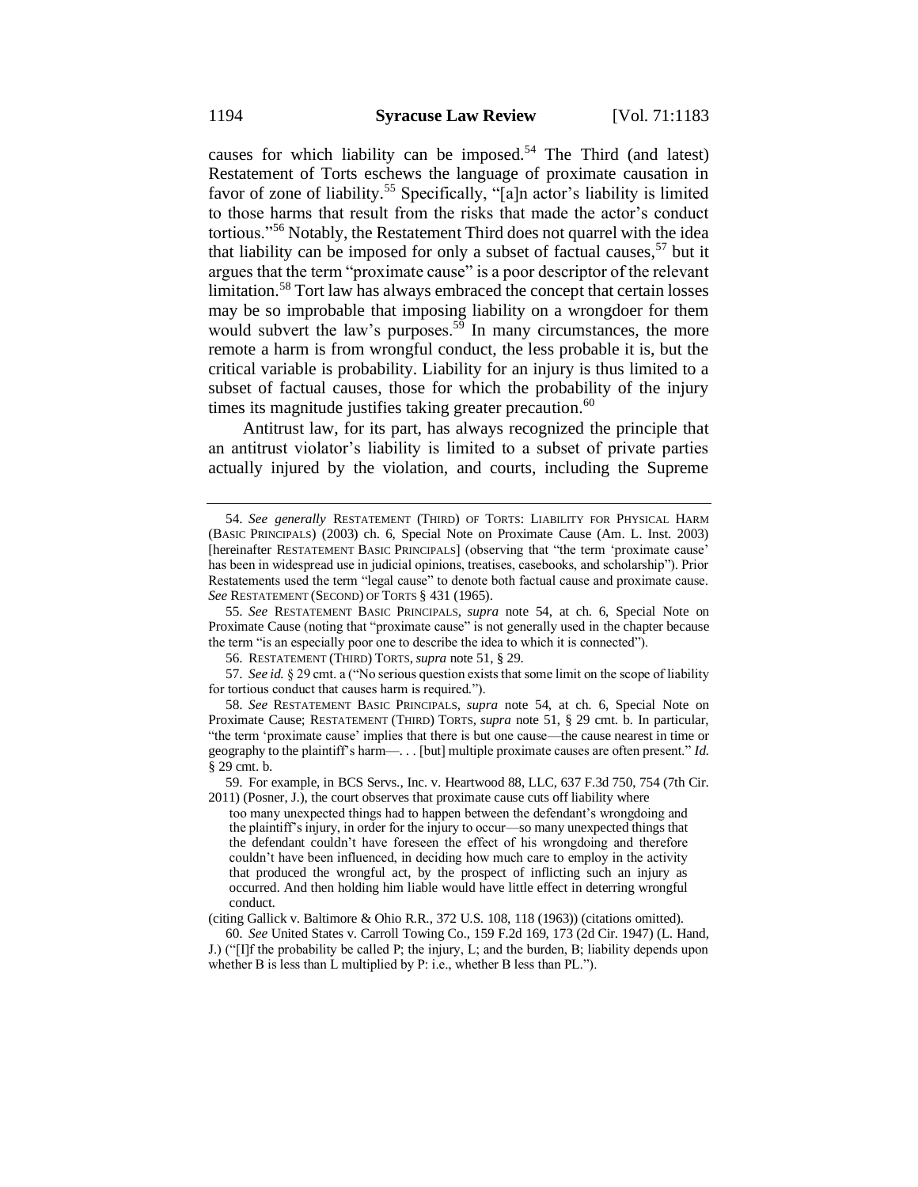causes for which liability can be imposed.[54] The Third (and latest) Restatement of Torts eschews the language of proximate causation in favor of zone of liability.[55] Specifically, "[a]n actor's liability is limited to those harms that result from the risks that made the actor's conduct tortious."[56] Notably, the Restatement Third does not quarrel with the idea that liability can be imposed for only a subset of factual causes,[57] but it argues that the term "proximate cause" is a poor descriptor of the relevant limitation.[58] Tort law has always embraced the concept that certain losses may be so improbable that imposing liability on a wrongdoer for them would subvert the law's purposes.[59] In many circumstances, the more remote a harm is from wrongful conduct, the less probable it is, but the critical variable is probability. Liability for an injury is thus limited to a subset of factual causes, those for which the probability of the injury times its magnitude justifies taking greater precaution.[60]

Antitrust law, for its part, has always recognized the principle that an antitrust violator's liability is limited to a subset of private parties actually injured by the violation, and courts, including the Supreme

---

54. *See generally* RESTATEMENT (THIRD) OF TORTS: LIABILITY FOR PHYSICAL HARM (BASIC PRINCIPALS) (2003) ch. 6, Special Note on Proximate Cause (Am. L. Inst. 2003) [hereinafter RESTATEMENT BASIC PRINCIPALS] (observing that "the term 'proximate cause' has been in widespread use in judicial opinions, treatises, casebooks, and scholarship"). Prior Restatements used the term "legal cause" to denote both factual cause and proximate cause. *See* RESTATEMENT (SECOND) OF TORTS § 431 (1965).

55. *See* RESTATEMENT BASIC PRINCIPALS, *supra* note 54, at ch. 6, Special Note on Proximate Cause (noting that "proximate cause" is not generally used in the chapter because the term "is an especially poor one to describe the idea to which it is connected").

56. RESTATEMENT (THIRD) TORTS, *supra* note 51, § 29.

57. *See id.* § 29 cmt. a ("No serious question exists that some limit on the scope of liability for tortious conduct that causes harm is required.").

58. *See* RESTATEMENT BASIC PRINCIPALS, *supra* note 54, at ch. 6, Special Note on Proximate Cause; RESTATEMENT (THIRD) TORTS, *supra* note 51, § 29 cmt. b. In particular, "the term 'proximate cause' implies that there is but one cause—the cause nearest in time or geography to the plaintiff's harm—. . . [but] multiple proximate causes are often present." *Id.* § 29 cmt. b.

59. For example, in BCS Servs., Inc. v. Heartwood 88, LLC, 637 F.3d 750, 754 (7th Cir. 2011) (Posner, J.), the court observes that proximate cause cuts off liability where

> too many unexpected things had to happen between the defendant's wrongdoing and the plaintiff's injury, in order for the injury to occur—so many unexpected things that the defendant couldn't have foreseen the effect of his wrongdoing and therefore couldn't have been influenced, in deciding how much care to employ in the activity that produced the wrongful act, by the prospect of inflicting such an injury as occurred. And then holding him liable would have little effect in deterring wrongful conduct.

(citing Gallick v. Baltimore & Ohio R.R., 372 U.S. 108, 118 (1963)) (citations omitted).

60. *See* United States v. Carroll Towing Co., 159 F.2d 169, 173 (2d Cir. 1947) (L. Hand, J.) ("[I]f the probability be called P; the injury, L; and the burden, B; liability depends upon whether B is less than L multiplied by P: i.e., whether B less than PL.").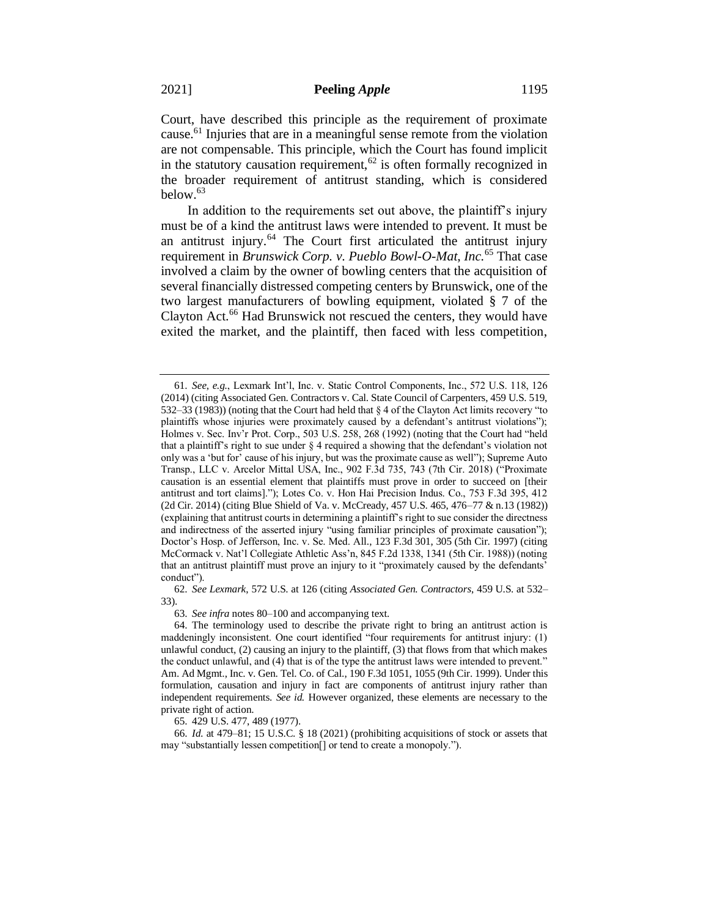Court, have described this principle as the requirement of proximate cause.[61] Injuries that are in a meaningful sense remote from the violation are not compensable. This principle, which the Court has found implicit in the statutory causation requirement,[62] is often formally recognized in the broader requirement of antitrust standing, which is considered below.[63]

In addition to the requirements set out above, the plaintiff's injury must be of a kind the antitrust laws were intended to prevent. It must be an antitrust injury.[64] The Court first articulated the antitrust injury requirement in *Brunswick Corp. v. Pueblo Bowl-O-Mat, Inc.*[65] That case involved a claim by the owner of bowling centers that the acquisition of several financially distressed competing centers by Brunswick, one of the two largest manufacturers of bowling equipment, violated § 7 of the Clayton Act.[66] Had Brunswick not rescued the centers, they would have exited the market, and the plaintiff, then faced with less competition,

---

61. *See, e.g.*, Lexmark Int'l, Inc. v. Static Control Components, Inc., 572 U.S. 118, 126 (2014) (citing Associated Gen. Contractors v. Cal. State Council of Carpenters, 459 U.S. 519, 532–33 (1983)) (noting that the Court had held that § 4 of the Clayton Act limits recovery "to plaintiffs whose injuries were proximately caused by a defendant's antitrust violations"); Holmes v. Sec. Inv'r Prot. Corp., 503 U.S. 258, 268 (1992) (noting that the Court had "held that a plaintiff's right to sue under § 4 required a showing that the defendant's violation not only was a 'but for' cause of his injury, but was the proximate cause as well"); Supreme Auto Transp., LLC v. Arcelor Mittal USA, Inc., 902 F.3d 735, 743 (7th Cir. 2018) ("Proximate causation is an essential element that plaintiffs must prove in order to succeed on [their antitrust and tort claims]."); Lotes Co. v. Hon Hai Precision Indus. Co., 753 F.3d 395, 412 (2d Cir. 2014) (citing Blue Shield of Va. v. McCready, 457 U.S. 465, 476–77 & n.13 (1982)) (explaining that antitrust courts in determining a plaintiff's right to sue consider the directness and indirectness of the asserted injury "using familiar principles of proximate causation"); Doctor's Hosp. of Jefferson, Inc. v. Se. Med. All., 123 F.3d 301, 305 (5th Cir. 1997) (citing McCormack v. Nat'l Collegiate Athletic Ass'n, 845 F.2d 1338, 1341 (5th Cir. 1988)) (noting that an antitrust plaintiff must prove an injury to it "proximately caused by the defendants' conduct").

62. *See Lexmark*, 572 U.S. at 126 (citing *Associated Gen. Contractors*, 459 U.S. at 532–33).

63. *See infra* notes 80–100 and accompanying text.

64. The terminology used to describe the private right to bring an antitrust action is maddeningly inconsistent. One court identified "four requirements for antitrust injury: (1) unlawful conduct, (2) causing an injury to the plaintiff, (3) that flows from that which makes the conduct unlawful, and (4) that is of the type the antitrust laws were intended to prevent." Am. Ad Mgmt., Inc. v. Gen. Tel. Co. of Cal., 190 F.3d 1051, 1055 (9th Cir. 1999). Under this formulation, causation and injury in fact are components of antitrust injury rather than independent requirements. *See id.* However organized, these elements are necessary to the private right of action.

65. 429 U.S. 477, 489 (1977).

66. *Id.* at 479–81; 15 U.S.C. § 18 (2021) (prohibiting acquisitions of stock or assets that may "substantially lessen competition[] or tend to create a monopoly.").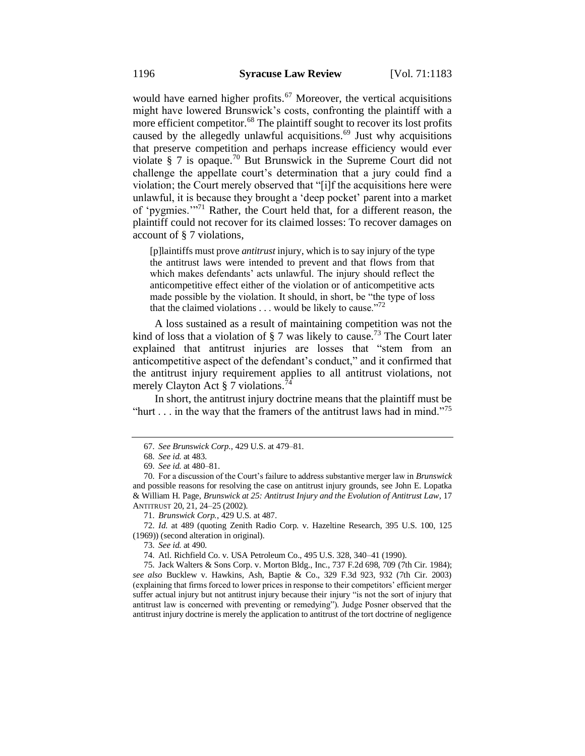would have earned higher profits.[67] Moreover, the vertical acquisitions might have lowered Brunswick's costs, confronting the plaintiff with a more efficient competitor.[68] The plaintiff sought to recover its lost profits caused by the allegedly unlawful acquisitions.[69] Just why acquisitions that preserve competition and perhaps increase efficiency would ever violate § 7 is opaque.[70] But Brunswick in the Supreme Court did not challenge the appellate court's determination that a jury could find a violation; the Court merely observed that "[i]f the acquisitions here were unlawful, it is because they brought a 'deep pocket' parent into a market of 'pygmies.'"[71] Rather, the Court held that, for a different reason, the plaintiff could not recover for its claimed losses: To recover damages on account of § 7 violations,

> [p]laintiffs must prove *antitrust* injury, which is to say injury of the type the antitrust laws were intended to prevent and that flows from that which makes defendants' acts unlawful. The injury should reflect the anticompetitive effect either of the violation or of anticompetitive acts made possible by the violation. It should, in short, be "the type of loss that the claimed violations . . . would be likely to cause."[72]

A loss sustained as a result of maintaining competition was not the kind of loss that a violation of § 7 was likely to cause.[73] The Court later explained that antitrust injuries are losses that "stem from an anticompetitive aspect of the defendant's conduct," and it confirmed that the antitrust injury requirement applies to all antitrust violations, not merely Clayton Act § 7 violations.[74]

In short, the antitrust injury doctrine means that the plaintiff must be "hurt . . . in the way that the framers of the antitrust laws had in mind."[75]

---

67. *See Brunswick Corp.*, 429 U.S. at 479–81.

68. *See id.* at 483.

69. *See id.* at 480–81.

70. For a discussion of the Court's failure to address substantive merger law in *Brunswick* and possible reasons for resolving the case on antitrust injury grounds, see John E. Lopatka & William H. Page, *Brunswick at 25: Antitrust Injury and the Evolution of Antitrust Law*, 17 ANTITRUST 20, 21, 24–25 (2002).

71. *Brunswick Corp.*, 429 U.S. at 487.

72. *Id.* at 489 (quoting Zenith Radio Corp. v. Hazeltine Research, 395 U.S. 100, 125 (1969)) (second alteration in original).

73. *See id.* at 490.

74. Atl. Richfield Co. v. USA Petroleum Co., 495 U.S. 328, 340–41 (1990).

75. Jack Walters & Sons Corp. v. Morton Bldg., Inc., 737 F.2d 698, 709 (7th Cir. 1984); *see also* Bucklew v. Hawkins, Ash, Baptie & Co., 329 F.3d 923, 932 (7th Cir. 2003) (explaining that firms forced to lower prices in response to their competitors' efficient merger suffer actual injury but not antitrust injury because their injury "is not the sort of injury that antitrust law is concerned with preventing or remedying"). Judge Posner observed that the antitrust injury doctrine is merely the application to antitrust of the tort doctrine of negligence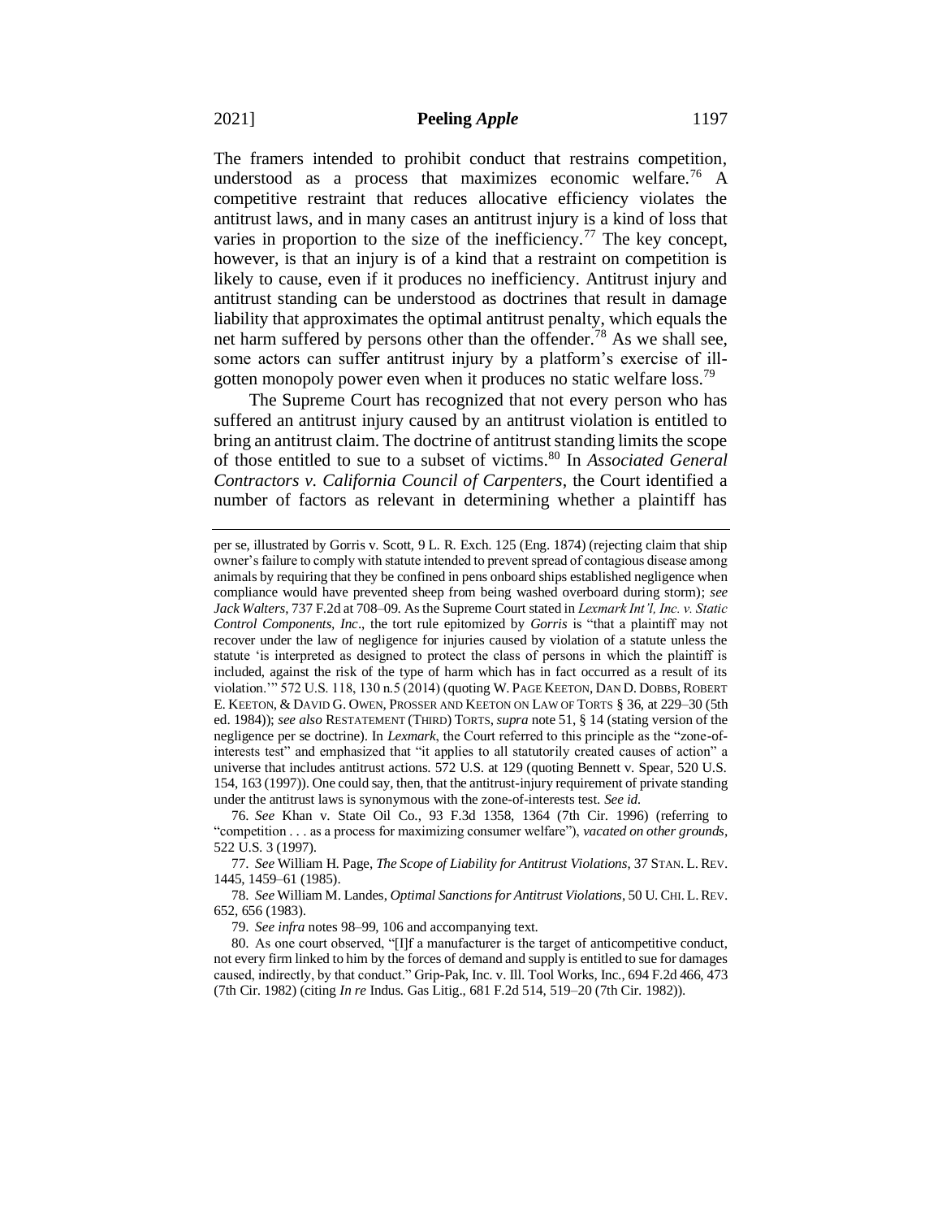The framers intended to prohibit conduct that restrains competition, understood as a process that maximizes economic welfare.[76] A competitive restraint that reduces allocative efficiency violates the antitrust laws, and in many cases an antitrust injury is a kind of loss that varies in proportion to the size of the inefficiency.[77] The key concept, however, is that an injury is of a kind that a restraint on competition is likely to cause, even if it produces no inefficiency. Antitrust injury and antitrust standing can be understood as doctrines that result in damage liability that approximates the optimal antitrust penalty, which equals the net harm suffered by persons other than the offender.[78] As we shall see, some actors can suffer antitrust injury by a platform's exercise of ill-gotten monopoly power even when it produces no static welfare loss.[79]

The Supreme Court has recognized that not every person who has suffered an antitrust injury caused by an antitrust violation is entitled to bring an antitrust claim. The doctrine of antitrust standing limits the scope of those entitled to sue to a subset of victims.[80] In *Associated General Contractors v. California Council of Carpenters*, the Court identified a number of factors as relevant in determining whether a plaintiff has

---

per se, illustrated by Gorris v. Scott, 9 L. R. Exch. 125 (Eng. 1874) (rejecting claim that ship owner's failure to comply with statute intended to prevent spread of contagious disease among animals by requiring that they be confined in pens onboard ships established negligence when compliance would have prevented sheep from being washed overboard during storm); *see Jack Walters*, 737 F.2d at 708–09. As the Supreme Court stated in *Lexmark Int'l, Inc. v. Static Control Components, Inc*., the tort rule epitomized by *Gorris* is "that a plaintiff may not recover under the law of negligence for injuries caused by violation of a statute unless the statute 'is interpreted as designed to protect the class of persons in which the plaintiff is included, against the risk of the type of harm which has in fact occurred as a result of its violation.'" 572 U.S. 118, 130 n.5 (2014) (quoting W. PAGE KEETON, DAN D. DOBBS, ROBERT E. KEETON, & DAVID G. OWEN, PROSSER AND KEETON ON LAW OF TORTS § 36, at 229–30 (5th ed. 1984)); *see also* RESTATEMENT (THIRD) TORTS, *supra* note 51, § 14 (stating version of the negligence per se doctrine). In *Lexmark*, the Court referred to this principle as the "zone-of-interests test" and emphasized that "it applies to all statutorily created causes of action" a universe that includes antitrust actions. 572 U.S. at 129 (quoting Bennett v. Spear, 520 U.S. 154, 163 (1997)). One could say, then, that the antitrust-injury requirement of private standing under the antitrust laws is synonymous with the zone-of-interests test. *See id.*

76. *See* Khan v. State Oil Co., 93 F.3d 1358, 1364 (7th Cir. 1996) (referring to "competition . . . as a process for maximizing consumer welfare"), *vacated on other grounds*, 522 U.S. 3 (1997).

77. *See* William H. Page, *The Scope of Liability for Antitrust Violations*, 37 STAN. L. REV. 1445, 1459–61 (1985).

78. *See* William M. Landes, *Optimal Sanctions for Antitrust Violations*, 50 U. CHI. L. REV. 652, 656 (1983).

79. *See infra* notes 98–99, 106 and accompanying text.

80. As one court observed, "[I]f a manufacturer is the target of anticompetitive conduct, not every firm linked to him by the forces of demand and supply is entitled to sue for damages caused, indirectly, by that conduct." Grip-Pak, Inc. v. Ill. Tool Works, Inc., 694 F.2d 466, 473 (7th Cir. 1982) (citing *In re* Indus. Gas Litig., 681 F.2d 514, 519–20 (7th Cir. 1982)).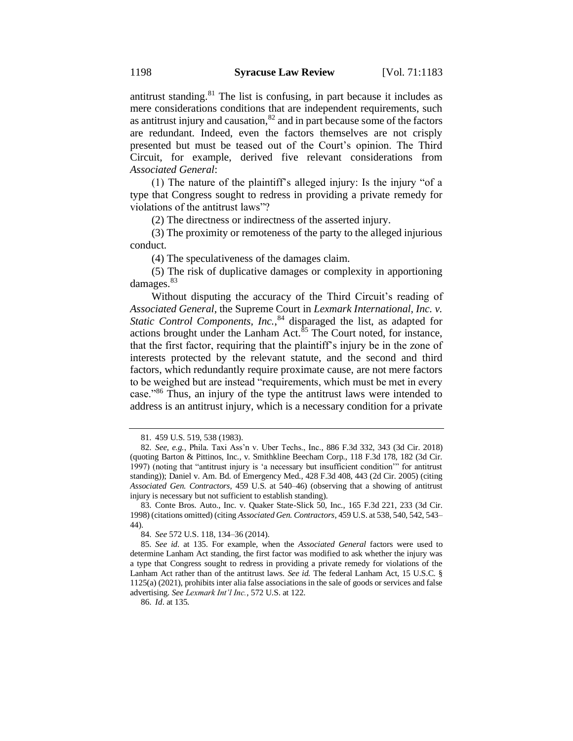antitrust standing.[81] The list is confusing, in part because it includes as mere considerations conditions that are independent requirements, such as antitrust injury and causation,[82] and in part because some of the factors are redundant. Indeed, even the factors themselves are not crisply presented but must be teased out of the Court's opinion. The Third Circuit, for example, derived five relevant considerations from *Associated General*:

(1) The nature of the plaintiff's alleged injury: Is the injury "of a type that Congress sought to redress in providing a private remedy for violations of the antitrust laws"?

(2) The directness or indirectness of the asserted injury.

(3) The proximity or remoteness of the party to the alleged injurious conduct.

(4) The speculativeness of the damages claim.

(5) The risk of duplicative damages or complexity in apportioning damages.[83]

Without disputing the accuracy of the Third Circuit's reading of *Associated General*, the Supreme Court in *Lexmark International, Inc. v. Static Control Components, Inc.*,[84] disparaged the list, as adapted for actions brought under the Lanham Act.[85] The Court noted, for instance, that the first factor, requiring that the plaintiff's injury be in the zone of interests protected by the relevant statute, and the second and third factors, which redundantly require proximate cause, are not mere factors to be weighed but are instead "requirements, which must be met in every case."[86] Thus, an injury of the type the antitrust laws were intended to address is an antitrust injury, which is a necessary condition for a private

---

81. 459 U.S. 519, 538 (1983).

82. *See, e.g.*, Phila. Taxi Ass'n v. Uber Techs., Inc., 886 F.3d 332, 343 (3d Cir. 2018) (quoting Barton & Pittinos, Inc., v. Smithkline Beecham Corp., 118 F.3d 178, 182 (3d Cir. 1997) (noting that "antitrust injury is 'a necessary but insufficient condition'" for antitrust standing)); Daniel v. Am. Bd. of Emergency Med., 428 F.3d 408, 443 (2d Cir. 2005) (citing *Associated Gen. Contractors*, 459 U.S. at 540–46) (observing that a showing of antitrust injury is necessary but not sufficient to establish standing).

83. Conte Bros. Auto., Inc. v. Quaker State-Slick 50, Inc., 165 F.3d 221, 233 (3d Cir. 1998) (citations omitted) (citing *Associated Gen. Contractors*, 459 U.S. at 538, 540, 542, 543–44).

84. *See* 572 U.S. 118, 134–36 (2014).

85. *See id.* at 135. For example, when the *Associated General* factors were used to determine Lanham Act standing, the first factor was modified to ask whether the injury was a type that Congress sought to redress in providing a private remedy for violations of the Lanham Act rather than of the antitrust laws. *See id.* The federal Lanham Act, 15 U.S.C. § 1125(a) (2021), prohibits inter alia false associations in the sale of goods or services and false advertising. *See Lexmark Int'l Inc.*, 572 U.S. at 122.

86. *Id*. at 135.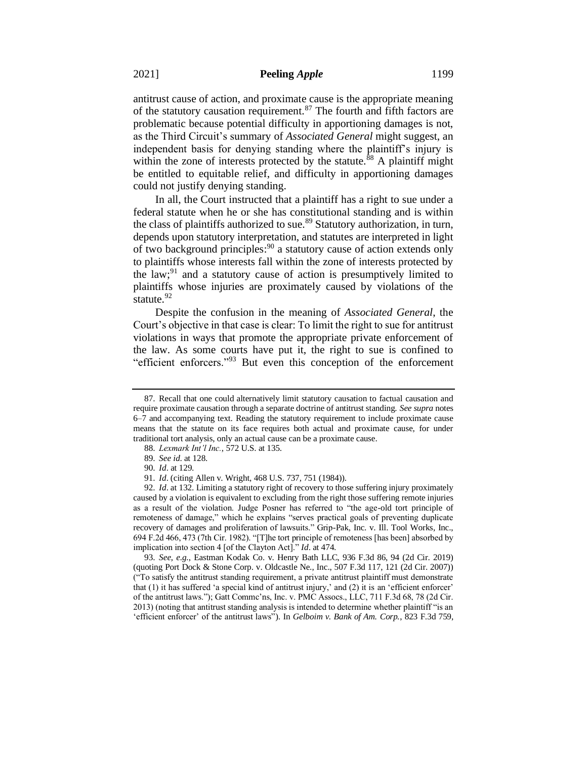antitrust cause of action, and proximate cause is the appropriate meaning of the statutory causation requirement.[87] The fourth and fifth factors are problematic because potential difficulty in apportioning damages is not, as the Third Circuit's summary of *Associated General* might suggest, an independent basis for denying standing where the plaintiff's injury is within the zone of interests protected by the statute.[88] A plaintiff might be entitled to equitable relief, and difficulty in apportioning damages could not justify denying standing.

In all, the Court instructed that a plaintiff has a right to sue under a federal statute when he or she has constitutional standing and is within the class of plaintiffs authorized to sue.[89] Statutory authorization, in turn, depends upon statutory interpretation, and statutes are interpreted in light of two background principles:[90] a statutory cause of action extends only to plaintiffs whose interests fall within the zone of interests protected by the law;[91] and a statutory cause of action is presumptively limited to plaintiffs whose injuries are proximately caused by violations of the statute.[92]

Despite the confusion in the meaning of *Associated General*, the Court's objective in that case is clear: To limit the right to sue for antitrust violations in ways that promote the appropriate private enforcement of the law. As some courts have put it, the right to sue is confined to "efficient enforcers."[93] But even this conception of the enforcement

---

87. Recall that one could alternatively limit statutory causation to factual causation and require proximate causation through a separate doctrine of antitrust standing. *See supra* notes 6–7 and accompanying text. Reading the statutory requirement to include proximate cause means that the statute on its face requires both actual and proximate cause, for under traditional tort analysis, only an actual cause can be a proximate cause.

88. *Lexmark Int'l Inc.*, 572 U.S. at 135.

89. *See id.* at 128.

90. *Id*. at 129.

91. *Id*. (citing Allen v. Wright, 468 U.S. 737, 751 (1984)).

92. *Id*. at 132. Limiting a statutory right of recovery to those suffering injury proximately caused by a violation is equivalent to excluding from the right those suffering remote injuries as a result of the violation. Judge Posner has referred to "the age-old tort principle of remoteness of damage," which he explains "serves practical goals of preventing duplicate recovery of damages and proliferation of lawsuits." Grip-Pak, Inc. v. Ill. Tool Works, Inc., 694 F.2d 466, 473 (7th Cir. 1982). "[T]he tort principle of remoteness [has been] absorbed by implication into section 4 [of the Clayton Act]." *Id*. at 474.

93. *See, e.g.*, Eastman Kodak Co. v. Henry Bath LLC, 936 F.3d 86, 94 (2d Cir. 2019) (quoting Port Dock & Stone Corp. v. Oldcastle Ne., Inc., 507 F.3d 117, 121 (2d Cir. 2007)) ("To satisfy the antitrust standing requirement, a private antitrust plaintiff must demonstrate that (1) it has suffered 'a special kind of antitrust injury,' and (2) it is an 'efficient enforcer' of the antitrust laws."); Gatt Commc'ns, Inc. v. PMC Assocs., LLC, 711 F.3d 68, 78 (2d Cir. 2013) (noting that antitrust standing analysis is intended to determine whether plaintiff "is an 'efficient enforcer' of the antitrust laws"). In *Gelboim v. Bank of Am. Corp.*, 823 F.3d 759,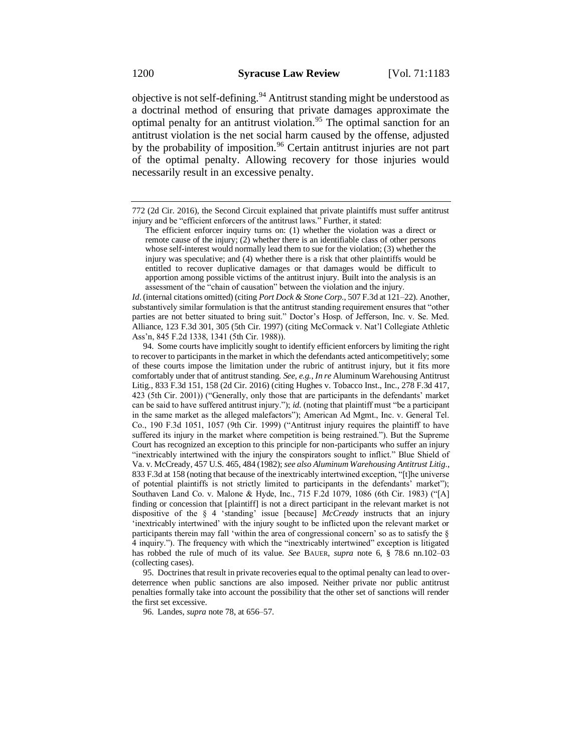objective is not self-defining.[94] Antitrust standing might be understood as a doctrinal method of ensuring that private damages approximate the optimal penalty for an antitrust violation.[95] The optimal sanction for an antitrust violation is the net social harm caused by the offense, adjusted by the probability of imposition.[96] Certain antitrust injuries are not part of the optimal penalty. Allowing recovery for those injuries would necessarily result in an excessive penalty.

---

772 (2d Cir. 2016), the Second Circuit explained that private plaintiffs must suffer antitrust injury and be "efficient enforcers of the antitrust laws." Further, it stated:

> The efficient enforcer inquiry turns on: (1) whether the violation was a direct or remote cause of the injury; (2) whether there is an identifiable class of other persons whose self-interest would normally lead them to sue for the violation; (3) whether the injury was speculative; and (4) whether there is a risk that other plaintiffs would be entitled to recover duplicative damages or that damages would be difficult to apportion among possible victims of the antitrust injury. Built into the analysis is an assessment of the "chain of causation" between the violation and the injury.

*Id*. (internal citations omitted) (citing *Port Dock & Stone Corp.*, 507 F.3d at 121–22). Another, substantively similar formulation is that the antitrust standing requirement ensures that "other parties are not better situated to bring suit." Doctor's Hosp. of Jefferson, Inc. v. Se. Med. Alliance, 123 F.3d 301, 305 (5th Cir. 1997) (citing McCormack v. Nat'l Collegiate Athletic Ass'n, 845 F.2d 1338, 1341 (5th Cir. 1988)).

94. Some courts have implicitly sought to identify efficient enforcers by limiting the right to recover to participants in the market in which the defendants acted anticompetitively; some of these courts impose the limitation under the rubric of antitrust injury, but it fits more comfortably under that of antitrust standing. *See, e.g.*, *In re* Aluminum Warehousing Antitrust Litig., 833 F.3d 151, 158 (2d Cir. 2016) (citing Hughes v. Tobacco Inst., Inc., 278 F.3d 417, 423 (5th Cir. 2001)) ("Generally, only those that are participants in the defendants' market can be said to have suffered antitrust injury."); *id.* (noting that plaintiff must "be a participant in the same market as the alleged malefactors"); American Ad Mgmt., Inc. v. General Tel. Co., 190 F.3d 1051, 1057 (9th Cir. 1999) ("Antitrust injury requires the plaintiff to have suffered its injury in the market where competition is being restrained."). But the Supreme Court has recognized an exception to this principle for non-participants who suffer an injury "inextricably intertwined with the injury the conspirators sought to inflict." Blue Shield of Va. v. McCready, 457 U.S. 465, 484 (1982); *see also Aluminum Warehousing Antitrust Litig.*, 833 F.3d at 158 (noting that because of the inextricably intertwined exception, "[t]he universe of potential plaintiffs is not strictly limited to participants in the defendants' market"); Southaven Land Co. v. Malone & Hyde, Inc., 715 F.2d 1079, 1086 (6th Cir. 1983) ("[A] finding or concession that [plaintiff] is not a direct participant in the relevant market is not dispositive of the § 4 'standing' issue [because] *McCready* instructs that an injury 'inextricably intertwined' with the injury sought to be inflicted upon the relevant market or participants therein may fall 'within the area of congressional concern' so as to satisfy the § 4 inquiry."). The frequency with which the "inextricably intertwined" exception is litigated has robbed the rule of much of its value. *See* BAUER, *supra* note 6, § 78.6 nn.102–03 (collecting cases).

95. Doctrines that result in private recoveries equal to the optimal penalty can lead to over-deterrence when public sanctions are also imposed. Neither private nor public antitrust penalties formally take into account the possibility that the other set of sanctions will render the first set excessive.

96. Landes, *supra* note 78, at 656–57.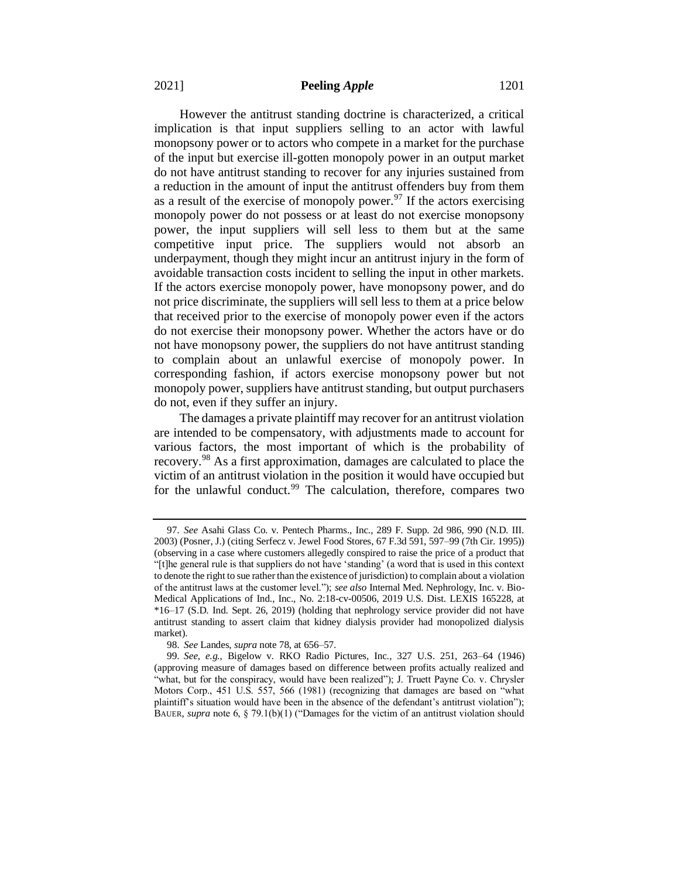However the antitrust standing doctrine is characterized, a critical implication is that input suppliers selling to an actor with lawful monopsony power or to actors who compete in a market for the purchase of the input but exercise ill-gotten monopoly power in an output market do not have antitrust standing to recover for any injuries sustained from a reduction in the amount of input the antitrust offenders buy from them as a result of the exercise of monopoly power.[97] If the actors exercising monopoly power do not possess or at least do not exercise monopsony power, the input suppliers will sell less to them but at the same competitive input price. The suppliers would not absorb an underpayment, though they might incur an antitrust injury in the form of avoidable transaction costs incident to selling the input in other markets. If the actors exercise monopoly power, have monopsony power, and do not price discriminate, the suppliers will sell less to them at a price below that received prior to the exercise of monopoly power even if the actors do not exercise their monopsony power. Whether the actors have or do not have monopsony power, the suppliers do not have antitrust standing to complain about an unlawful exercise of monopoly power. In corresponding fashion, if actors exercise monopsony power but not monopoly power, suppliers have antitrust standing, but output purchasers do not, even if they suffer an injury.

The damages a private plaintiff may recover for an antitrust violation are intended to be compensatory, with adjustments made to account for various factors, the most important of which is the probability of recovery.[98] As a first approximation, damages are calculated to place the victim of an antitrust violation in the position it would have occupied but for the unlawful conduct.[99] The calculation, therefore, compares two

---

97. *See* Asahi Glass Co. v. Pentech Pharms., Inc., 289 F. Supp. 2d 986, 990 (N.D. Ill. 2003) (Posner, J.) (citing Serfecz v. Jewel Food Stores, 67 F.3d 591, 597–99 (7th Cir. 1995)) (observing in a case where customers allegedly conspired to raise the price of a product that "[t]he general rule is that suppliers do not have 'standing' (a word that is used in this context to denote the right to sue rather than the existence of jurisdiction) to complain about a violation of the antitrust laws at the customer level."); *see also* Internal Med. Nephrology, Inc. v. Bio-Medical Applications of Ind., Inc., No. 2:18-cv-00506, 2019 U.S. Dist. LEXIS 165228, at *16–17 (S.D. Ind. Sept. 26, 2019) (holding that nephrology service provider did not have antitrust standing to assert claim that kidney dialysis provider had monopolized dialysis market).

98. *See* Landes, *supra* note 78, at 656–57.

99. *See*, *e.g.*, Bigelow v. RKO Radio Pictures, Inc., 327 U.S. 251, 263–64 (1946) (approving measure of damages based on difference between profits actually realized and "what, but for the conspiracy, would have been realized"); J. Truett Payne Co. v. Chrysler Motors Corp., 451 U.S. 557, 566 (1981) (recognizing that damages are based on "what plaintiff's situation would have been in the absence of the defendant's antitrust violation"); BAUER, *supra* note 6, § 79.1(b)(1) ("Damages for the victim of an antitrust violation should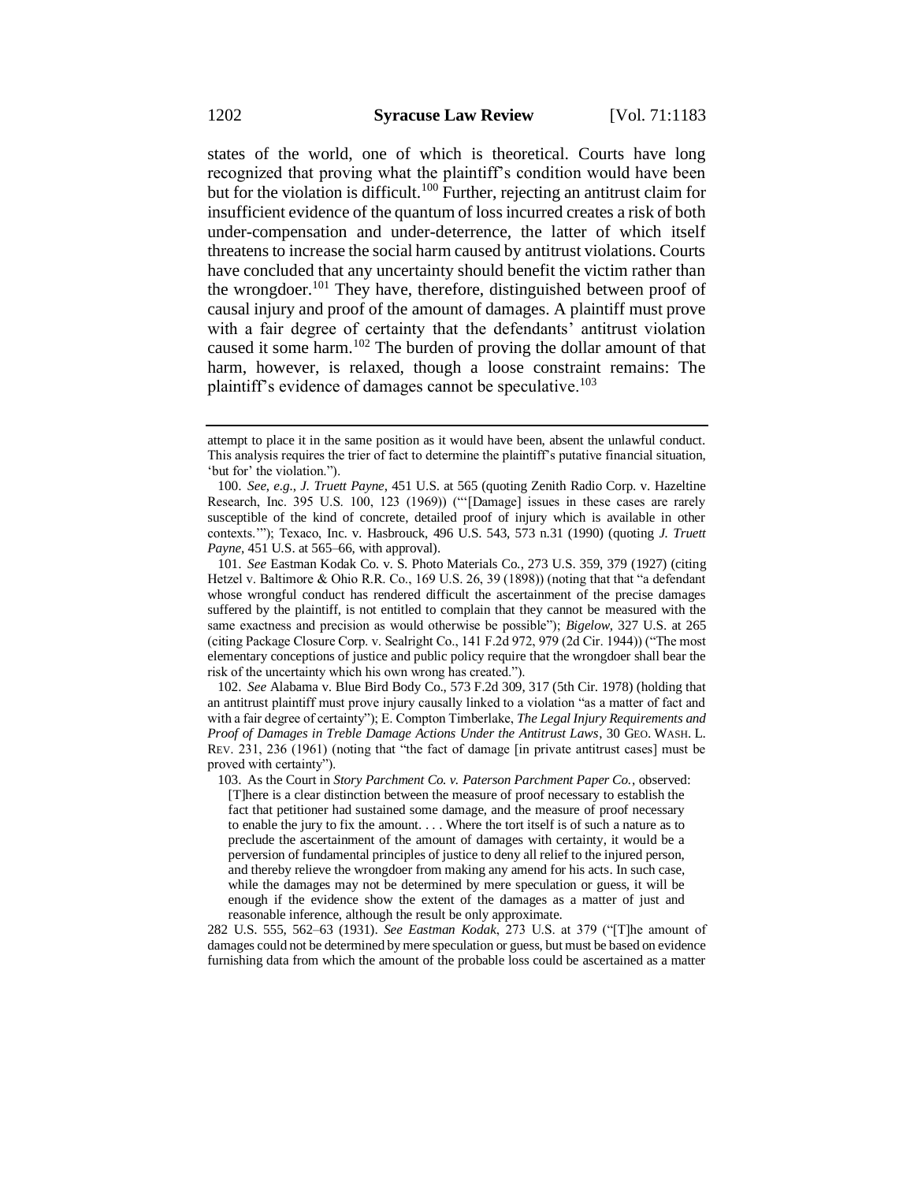states of the world, one of which is theoretical. Courts have long recognized that proving what the plaintiff's condition would have been but for the violation is difficult.[100] Further, rejecting an antitrust claim for insufficient evidence of the quantum of loss incurred creates a risk of both under-compensation and under-deterrence, the latter of which itself threatens to increase the social harm caused by antitrust violations. Courts have concluded that any uncertainty should benefit the victim rather than the wrongdoer.[101] They have, therefore, distinguished between proof of causal injury and proof of the amount of damages. A plaintiff must prove with a fair degree of certainty that the defendants' antitrust violation caused it some harm.[102] The burden of proving the dollar amount of that harm, however, is relaxed, though a loose constraint remains: The plaintiff's evidence of damages cannot be speculative.[103]

---

attempt to place it in the same position as it would have been, absent the unlawful conduct. This analysis requires the trier of fact to determine the plaintiff's putative financial situation, 'but for' the violation.").

100. *See, e.g.*, *J. Truett Payne*, 451 U.S. at 565 (quoting Zenith Radio Corp. v. Hazeltine Research, Inc. 395 U.S. 100, 123 (1969)) ("'[Damage] issues in these cases are rarely susceptible of the kind of concrete, detailed proof of injury which is available in other contexts.'"); Texaco, Inc. v. Hasbrouck, 496 U.S. 543, 573 n.31 (1990) (quoting *J. Truett Payne*, 451 U.S. at 565–66, with approval).

101. *See* Eastman Kodak Co. v. S. Photo Materials Co., 273 U.S. 359, 379 (1927) (citing Hetzel v. Baltimore & Ohio R.R. Co., 169 U.S. 26, 39 (1898)) (noting that that "a defendant whose wrongful conduct has rendered difficult the ascertainment of the precise damages suffered by the plaintiff, is not entitled to complain that they cannot be measured with the same exactness and precision as would otherwise be possible"); *Bigelow*, 327 U.S. at 265 (citing Package Closure Corp. v. Sealright Co., 141 F.2d 972, 979 (2d Cir. 1944)) ("The most elementary conceptions of justice and public policy require that the wrongdoer shall bear the risk of the uncertainty which his own wrong has created.").

102. *See* Alabama v. Blue Bird Body Co., 573 F.2d 309, 317 (5th Cir. 1978) (holding that an antitrust plaintiff must prove injury causally linked to a violation "as a matter of fact and with a fair degree of certainty"); E. Compton Timberlake, *The Legal Injury Requirements and Proof of Damages in Treble Damage Actions Under the Antitrust Laws*, 30 GEO. WASH. L. REV. 231, 236 (1961) (noting that "the fact of damage [in private antitrust cases] must be proved with certainty").

103. As the Court in *Story Parchment Co. v. Paterson Parchment Paper Co.*, observed:

> [T]here is a clear distinction between the measure of proof necessary to establish the fact that petitioner had sustained some damage, and the measure of proof necessary to enable the jury to fix the amount. . . . Where the tort itself is of such a nature as to preclude the ascertainment of the amount of damages with certainty, it would be a perversion of fundamental principles of justice to deny all relief to the injured person, and thereby relieve the wrongdoer from making any amend for his acts. In such case, while the damages may not be determined by mere speculation or guess, it will be enough if the evidence show the extent of the damages as a matter of just and reasonable inference, although the result be only approximate.

282 U.S. 555, 562–63 (1931). *See Eastman Kodak*, 273 U.S. at 379 ("[T]he amount of damages could not be determined by mere speculation or guess, but must be based on evidence furnishing data from which the amount of the probable loss could be ascertained as a matter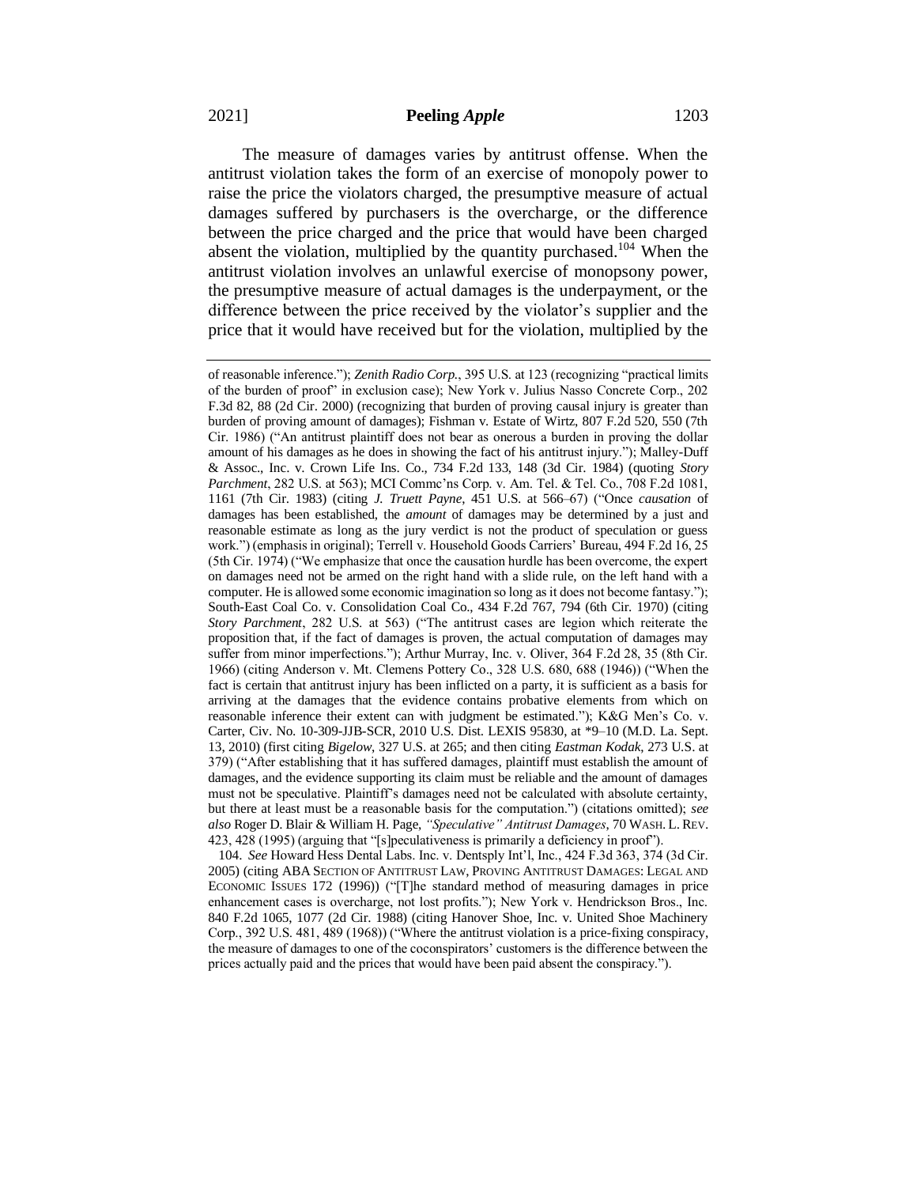The measure of damages varies by antitrust offense. When the antitrust violation takes the form of an exercise of monopoly power to raise the price the violators charged, the presumptive measure of actual damages suffered by purchasers is the overcharge, or the difference between the price charged and the price that would have been charged absent the violation, multiplied by the quantity purchased.[104] When the antitrust violation involves an unlawful exercise of monopsony power, the presumptive measure of actual damages is the underpayment, or the difference between the price received by the violator's supplier and the price that it would have received but for the violation, multiplied by the

---

of reasonable inference."); *Zenith Radio Corp.*, 395 U.S. at 123 (recognizing "practical limits of the burden of proof" in exclusion case); New York v. Julius Nasso Concrete Corp., 202 F.3d 82, 88 (2d Cir. 2000) (recognizing that burden of proving causal injury is greater than burden of proving amount of damages); Fishman v. Estate of Wirtz, 807 F.2d 520, 550 (7th Cir. 1986) ("An antitrust plaintiff does not bear as onerous a burden in proving the dollar amount of his damages as he does in showing the fact of his antitrust injury."); Malley-Duff & Assoc., Inc. v. Crown Life Ins. Co., 734 F.2d 133, 148 (3d Cir. 1984) (quoting *Story Parchment*, 282 U.S. at 563); MCI Commc'ns Corp. v. Am. Tel. & Tel. Co., 708 F.2d 1081, 1161 (7th Cir. 1983) (citing *J. Truett Payne*, 451 U.S. at 566–67) ("Once *causation* of damages has been established, the *amount* of damages may be determined by a just and reasonable estimate as long as the jury verdict is not the product of speculation or guess work.") (emphasis in original); Terrell v. Household Goods Carriers' Bureau, 494 F.2d 16, 25 (5th Cir. 1974) ("We emphasize that once the causation hurdle has been overcome, the expert on damages need not be armed on the right hand with a slide rule, on the left hand with a computer. He is allowed some economic imagination so long as it does not become fantasy."); South-East Coal Co. v. Consolidation Coal Co., 434 F.2d 767, 794 (6th Cir. 1970) (citing *Story Parchment*, 282 U.S. at 563) ("The antitrust cases are legion which reiterate the proposition that, if the fact of damages is proven, the actual computation of damages may suffer from minor imperfections."); Arthur Murray, Inc. v. Oliver, 364 F.2d 28, 35 (8th Cir. 1966) (citing Anderson v. Mt. Clemens Pottery Co., 328 U.S. 680, 688 (1946)) ("When the fact is certain that antitrust injury has been inflicted on a party, it is sufficient as a basis for arriving at the damages that the evidence contains probative elements from which on reasonable inference their extent can with judgment be estimated."); K&G Men's Co. v. Carter, Civ. No. 10-309-JJB-SCR, 2010 U.S. Dist. LEXIS 95830, at \*9–10 (M.D. La. Sept. 13, 2010) (first citing *Bigelow*, 327 U.S. at 265; and then citing *Eastman Kodak*, 273 U.S. at 379) ("After establishing that it has suffered damages, plaintiff must establish the amount of damages, and the evidence supporting its claim must be reliable and the amount of damages must not be speculative. Plaintiff's damages need not be calculated with absolute certainty, but there at least must be a reasonable basis for the computation.") (citations omitted); *see also* Roger D. Blair & William H. Page, *"Speculative" Antitrust Damages*, 70 WASH. L. REV. 423, 428 (1995) (arguing that "[s]peculativeness is primarily a deficiency in proof").

104. *See* Howard Hess Dental Labs. Inc. v. Dentsply Int'l, Inc., 424 F.3d 363, 374 (3d Cir. 2005) (citing ABA SECTION OF ANTITRUST LAW, PROVING ANTITRUST DAMAGES: LEGAL AND ECONOMIC ISSUES 172 (1996)) ("[T]he standard method of measuring damages in price enhancement cases is overcharge, not lost profits."); New York v. Hendrickson Bros., Inc. 840 F.2d 1065, 1077 (2d Cir. 1988) (citing Hanover Shoe, Inc. v. United Shoe Machinery Corp., 392 U.S. 481, 489 (1968)) ("Where the antitrust violation is a price-fixing conspiracy, the measure of damages to one of the coconspirators' customers is the difference between the prices actually paid and the prices that would have been paid absent the conspiracy.").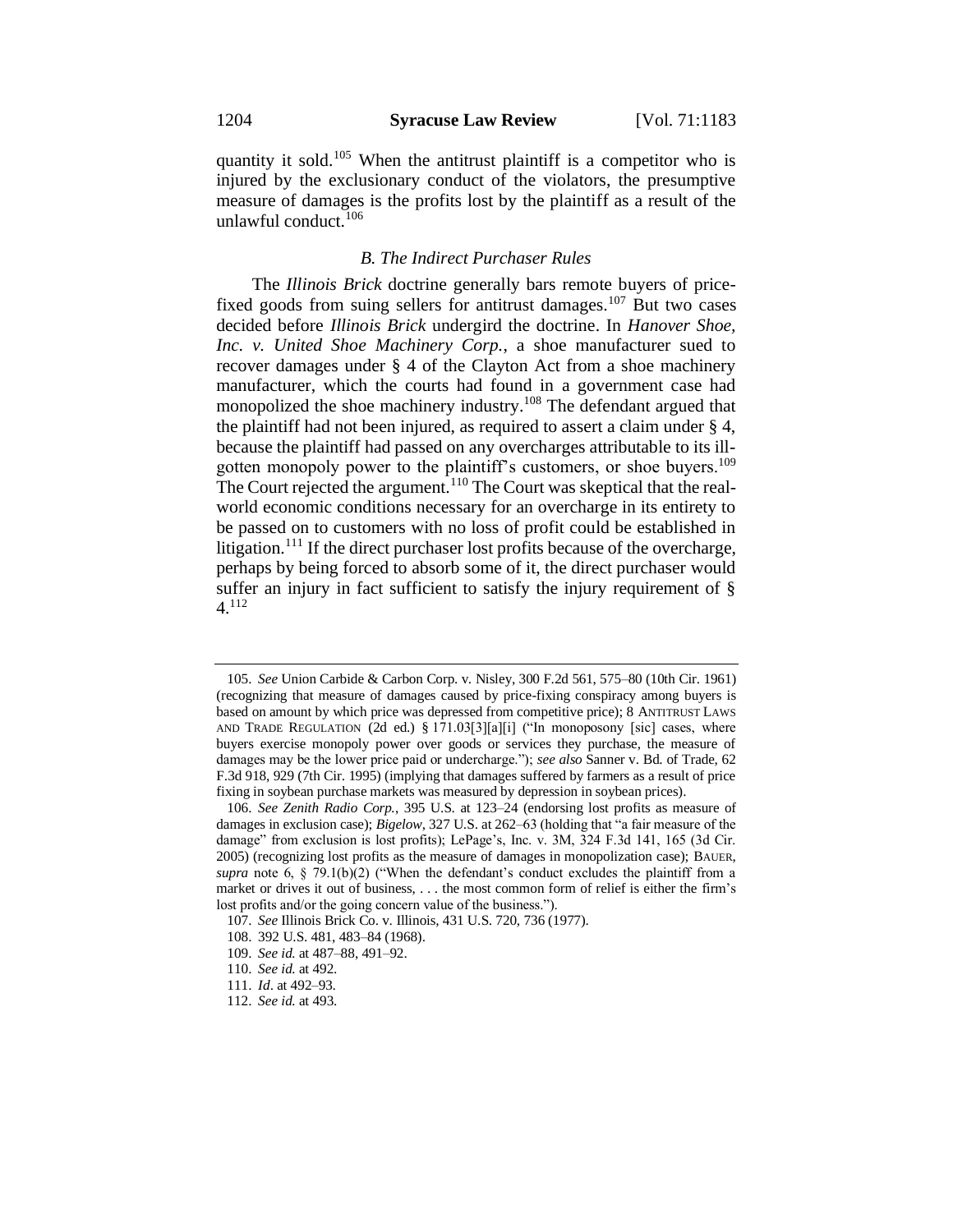quantity it sold.[105] When the antitrust plaintiff is a competitor who is injured by the exclusionary conduct of the violators, the presumptive measure of damages is the profits lost by the plaintiff as a result of the unlawful conduct.[106]

### *B. The Indirect Purchaser Rules*

The *Illinois Brick* doctrine generally bars remote buyers of price-fixed goods from suing sellers for antitrust damages.[107] But two cases decided before *Illinois Brick* undergird the doctrine. In *Hanover Shoe, Inc. v. United Shoe Machinery Corp.*, a shoe manufacturer sued to recover damages under § 4 of the Clayton Act from a shoe machinery manufacturer, which the courts had found in a government case had monopolized the shoe machinery industry.[108] The defendant argued that the plaintiff had not been injured, as required to assert a claim under § 4, because the plaintiff had passed on any overcharges attributable to its ill-gotten monopoly power to the plaintiff's customers, or shoe buyers.[109] The Court rejected the argument.[110] The Court was skeptical that the real-world economic conditions necessary for an overcharge in its entirety to be passed on to customers with no loss of profit could be established in litigation.[111] If the direct purchaser lost profits because of the overcharge, perhaps by being forced to absorb some of it, the direct purchaser would suffer an injury in fact sufficient to satisfy the injury requirement of § 4.[112]

---

105. *See* Union Carbide & Carbon Corp. v. Nisley, 300 F.2d 561, 575–80 (10th Cir. 1961) (recognizing that measure of damages caused by price-fixing conspiracy among buyers is based on amount by which price was depressed from competitive price); 8 ANTITRUST LAWS AND TRADE REGULATION (2d ed.) § 171.03[3][a][i] ("In monoposony [sic] cases, where buyers exercise monopoly power over goods or services they purchase, the measure of damages may be the lower price paid or undercharge."); *see also* Sanner v. Bd. of Trade, 62 F.3d 918, 929 (7th Cir. 1995) (implying that damages suffered by farmers as a result of price fixing in soybean purchase markets was measured by depression in soybean prices).

106. *See Zenith Radio Corp.*, 395 U.S. at 123–24 (endorsing lost profits as measure of damages in exclusion case); *Bigelow*, 327 U.S. at 262–63 (holding that "a fair measure of the damage" from exclusion is lost profits); LePage's, Inc. v. 3M, 324 F.3d 141, 165 (3d Cir. 2005) (recognizing lost profits as the measure of damages in monopolization case); BAUER, *supra* note 6, § 79.1(b)(2) ("When the defendant's conduct excludes the plaintiff from a market or drives it out of business, . . . the most common form of relief is either the firm's lost profits and/or the going concern value of the business.").

107. *See* Illinois Brick Co. v. Illinois, 431 U.S. 720, 736 (1977).

108. 392 U.S. 481, 483–84 (1968).

109. *See id.* at 487–88, 491–92.

110. *See id.* at 492.

111. *Id*. at 492–93.

112. *See id.* at 493.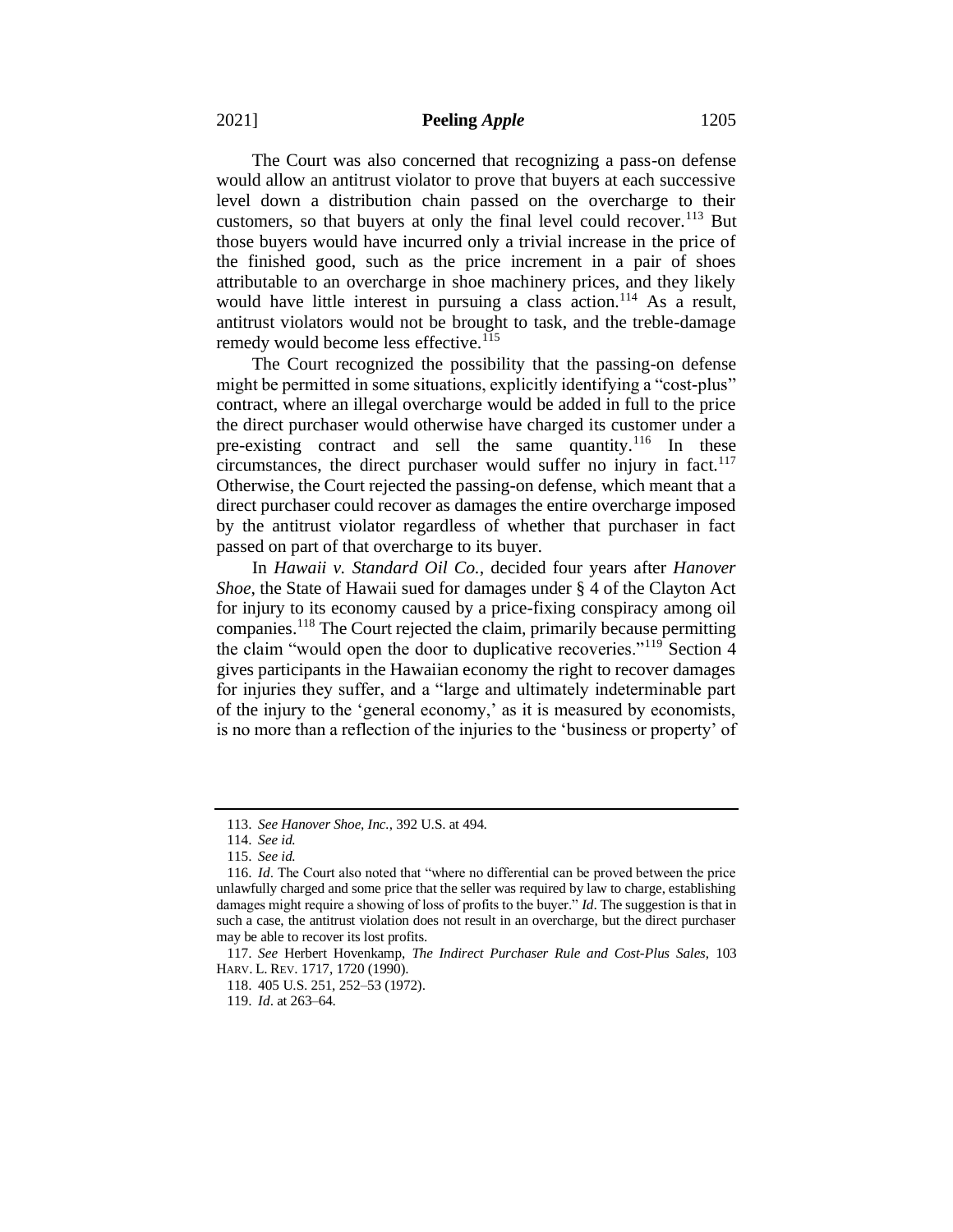The Court was also concerned that recognizing a pass-on defense would allow an antitrust violator to prove that buyers at each successive level down a distribution chain passed on the overcharge to their customers, so that buyers at only the final level could recover.[113] But those buyers would have incurred only a trivial increase in the price of the finished good, such as the price increment in a pair of shoes attributable to an overcharge in shoe machinery prices, and they likely would have little interest in pursuing a class action.[114] As a result, antitrust violators would not be brought to task, and the treble-damage remedy would become less effective.[115]

The Court recognized the possibility that the passing-on defense might be permitted in some situations, explicitly identifying a "cost-plus" contract, where an illegal overcharge would be added in full to the price the direct purchaser would otherwise have charged its customer under a pre-existing contract and sell the same quantity.[116] In these circumstances, the direct purchaser would suffer no injury in fact.[117] Otherwise, the Court rejected the passing-on defense, which meant that a direct purchaser could recover as damages the entire overcharge imposed by the antitrust violator regardless of whether that purchaser in fact passed on part of that overcharge to its buyer.

In *Hawaii v. Standard Oil Co.*, decided four years after *Hanover Shoe*, the State of Hawaii sued for damages under § 4 of the Clayton Act for injury to its economy caused by a price-fixing conspiracy among oil companies.[118] The Court rejected the claim, primarily because permitting the claim "would open the door to duplicative recoveries."[119] Section 4 gives participants in the Hawaiian economy the right to recover damages for injuries they suffer, and a "large and ultimately indeterminable part of the injury to the 'general economy,' as it is measured by economists, is no more than a reflection of the injuries to the 'business or property' of

---

113. *See Hanover Shoe, Inc.*, 392 U.S. at 494.

114. *See id.*

115. *See id.*

116. *Id*. The Court also noted that "where no differential can be proved between the price unlawfully charged and some price that the seller was required by law to charge, establishing damages might require a showing of loss of profits to the buyer." *Id*. The suggestion is that in such a case, the antitrust violation does not result in an overcharge, but the direct purchaser may be able to recover its lost profits.

117. *See* Herbert Hovenkamp, *The Indirect Purchaser Rule and Cost-Plus Sales*, 103 HARV. L. REV. 1717, 1720 (1990).

118. 405 U.S. 251, 252–53 (1972).

119. *Id*. at 263–64.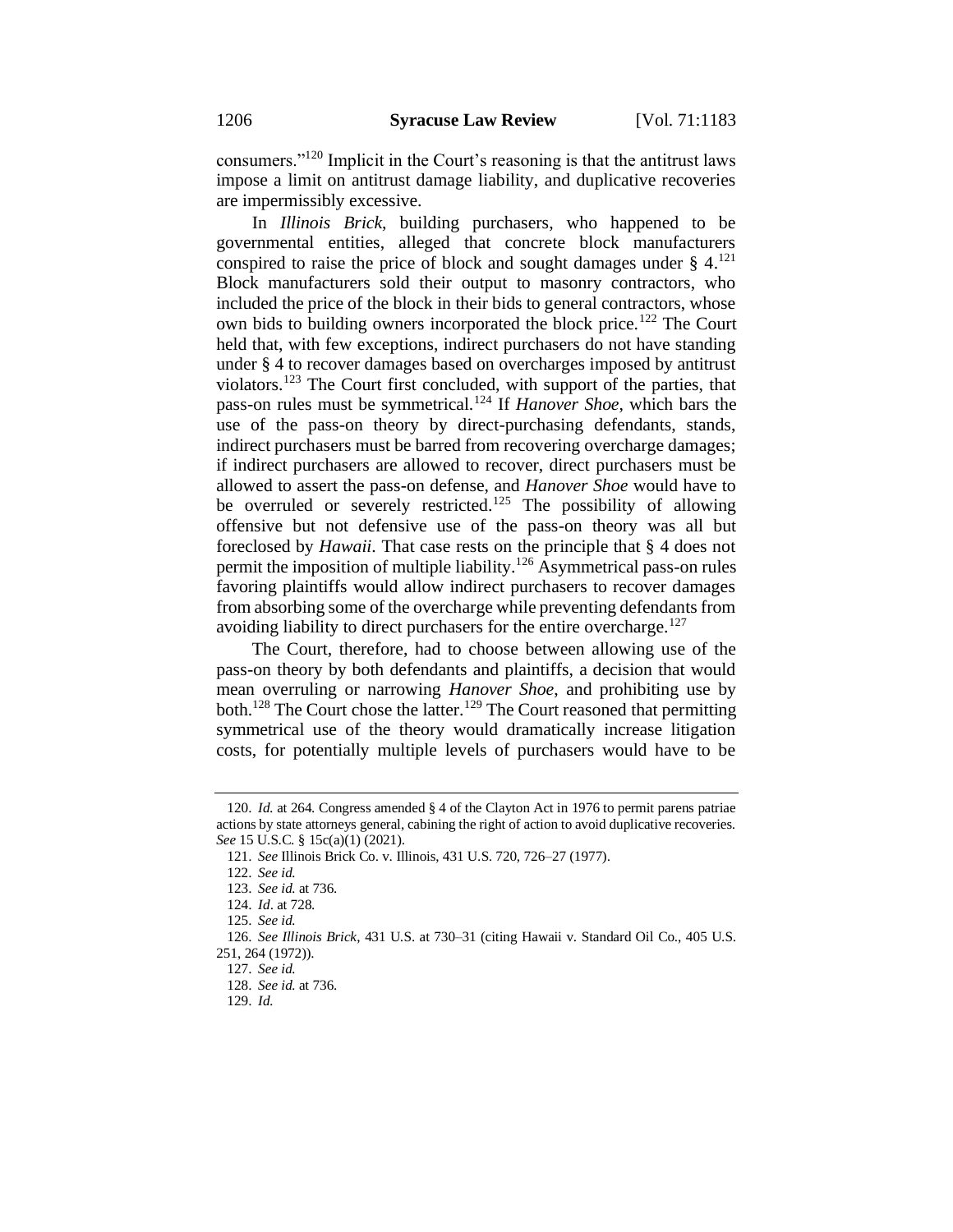consumers."[120] Implicit in the Court's reasoning is that the antitrust laws impose a limit on antitrust damage liability, and duplicative recoveries are impermissibly excessive.

In *Illinois Brick*, building purchasers, who happened to be governmental entities, alleged that concrete block manufacturers conspired to raise the price of block and sought damages under § 4.[121] Block manufacturers sold their output to masonry contractors, who included the price of the block in their bids to general contractors, whose own bids to building owners incorporated the block price.[122] The Court held that, with few exceptions, indirect purchasers do not have standing under § 4 to recover damages based on overcharges imposed by antitrust violators.[123] The Court first concluded, with support of the parties, that pass-on rules must be symmetrical.[124] If *Hanover Shoe*, which bars the use of the pass-on theory by direct-purchasing defendants, stands, indirect purchasers must be barred from recovering overcharge damages; if indirect purchasers are allowed to recover, direct purchasers must be allowed to assert the pass-on defense, and *Hanover Shoe* would have to be overruled or severely restricted.[125] The possibility of allowing offensive but not defensive use of the pass-on theory was all but foreclosed by *Hawaii*. That case rests on the principle that § 4 does not permit the imposition of multiple liability.[126] Asymmetrical pass-on rules favoring plaintiffs would allow indirect purchasers to recover damages from absorbing some of the overcharge while preventing defendants from avoiding liability to direct purchasers for the entire overcharge.[127]

The Court, therefore, had to choose between allowing use of the pass-on theory by both defendants and plaintiffs, a decision that would mean overruling or narrowing *Hanover Shoe*, and prohibiting use by both.[128] The Court chose the latter.[129] The Court reasoned that permitting symmetrical use of the theory would dramatically increase litigation costs, for potentially multiple levels of purchasers would have to be

---

120. *Id.* at 264. Congress amended § 4 of the Clayton Act in 1976 to permit parens patriae actions by state attorneys general, cabining the right of action to avoid duplicative recoveries. *See* 15 U.S.C. § 15c(a)(1) (2021).

121. *See* Illinois Brick Co. v. Illinois, 431 U.S. 720, 726–27 (1977).

122. *See id.*

123. *See id.* at 736.

124. *Id*. at 728.

125. *See id.*

126. *See Illinois Brick*, 431 U.S. at 730–31 (citing Hawaii v. Standard Oil Co., 405 U.S. 251, 264 (1972)).

127. *See id.*

128. *See id.* at 736.

129. *Id.*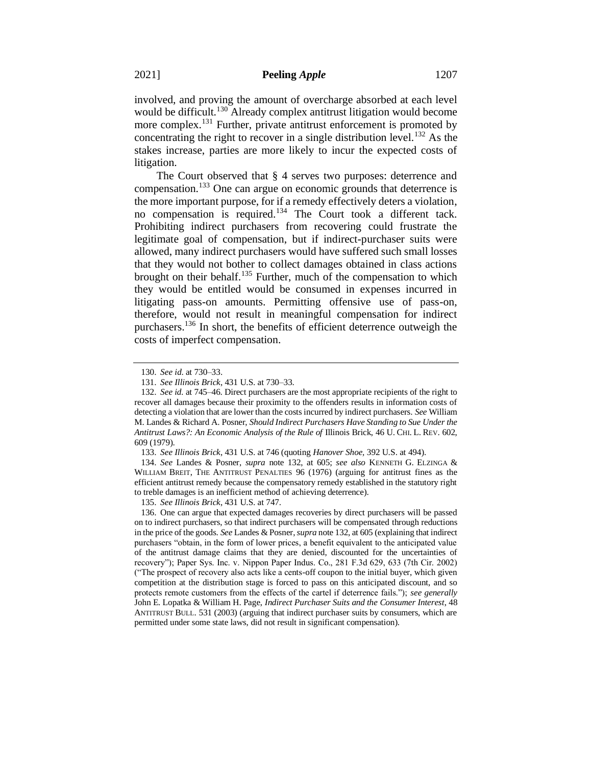involved, and proving the amount of overcharge absorbed at each level would be difficult.[130] Already complex antitrust litigation would become more complex.[131] Further, private antitrust enforcement is promoted by concentrating the right to recover in a single distribution level.[132] As the stakes increase, parties are more likely to incur the expected costs of litigation.

The Court observed that § 4 serves two purposes: deterrence and compensation.[133] One can argue on economic grounds that deterrence is the more important purpose, for if a remedy effectively deters a violation, no compensation is required.[134] The Court took a different tack. Prohibiting indirect purchasers from recovering could frustrate the legitimate goal of compensation, but if indirect-purchaser suits were allowed, many indirect purchasers would have suffered such small losses that they would not bother to collect damages obtained in class actions brought on their behalf.[135] Further, much of the compensation to which they would be entitled would be consumed in expenses incurred in litigating pass-on amounts. Permitting offensive use of pass-on, therefore, would not result in meaningful compensation for indirect purchasers.[136] In short, the benefits of efficient deterrence outweigh the costs of imperfect compensation.

---

130. *See id.* at 730–33.

131. *See Illinois Brick*, 431 U.S. at 730–33.

132. *See id.* at 745–46. Direct purchasers are the most appropriate recipients of the right to recover all damages because their proximity to the offenders results in information costs of detecting a violation that are lower than the costs incurred by indirect purchasers. *See* William M. Landes & Richard A. Posner, *Should Indirect Purchasers Have Standing to Sue Under the Antitrust Laws?: An Economic Analysis of the Rule of* Illinois Brick, 46 U. CHI. L. REV. 602, 609 (1979).

133. *See Illinois Brick*, 431 U.S. at 746 (quoting *Hanover Shoe*, 392 U.S. at 494).

134. *See* Landes & Posner, *supra* note 132, at 605; *see also* KENNETH G. ELZINGA & WILLIAM BREIT, THE ANTITRUST PENALTIES 96 (1976) (arguing for antitrust fines as the efficient antitrust remedy because the compensatory remedy established in the statutory right to treble damages is an inefficient method of achieving deterrence).

135. *See Illinois Brick*, 431 U.S. at 747.

136. One can argue that expected damages recoveries by direct purchasers will be passed on to indirect purchasers, so that indirect purchasers will be compensated through reductions in the price of the goods. *See* Landes & Posner, *supra* note 132, at 605 (explaining that indirect purchasers "obtain, in the form of lower prices, a benefit equivalent to the anticipated value of the antitrust damage claims that they are denied, discounted for the uncertainties of recovery"); Paper Sys. Inc. v. Nippon Paper Indus. Co., 281 F.3d 629, 633 (7th Cir. 2002) ("The prospect of recovery also acts like a cents-off coupon to the initial buyer, which given competition at the distribution stage is forced to pass on this anticipated discount, and so protects remote customers from the effects of the cartel if deterrence fails."); *see generally* John E. Lopatka & William H. Page, *Indirect Purchaser Suits and the Consumer Interest*, 48 ANTITRUST BULL. 531 (2003) (arguing that indirect purchaser suits by consumers, which are permitted under some state laws, did not result in significant compensation).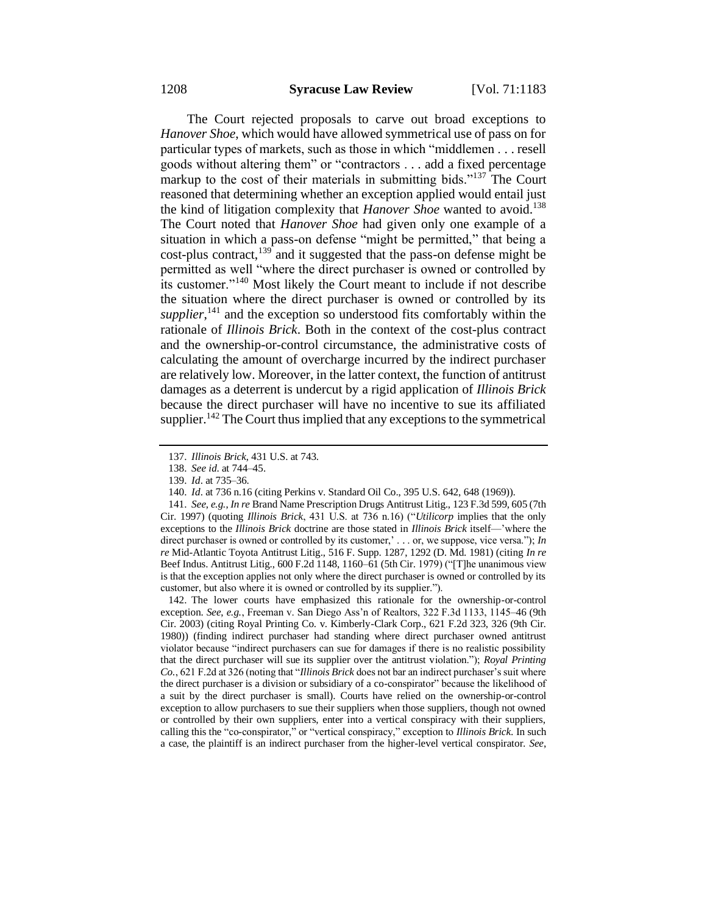The Court rejected proposals to carve out broad exceptions to *Hanover Shoe*, which would have allowed symmetrical use of pass on for particular types of markets, such as those in which "middlemen . . . resell goods without altering them" or "contractors . . . add a fixed percentage markup to the cost of their materials in submitting bids."[137] The Court reasoned that determining whether an exception applied would entail just the kind of litigation complexity that *Hanover Shoe* wanted to avoid.[138] The Court noted that *Hanover Shoe* had given only one example of a situation in which a pass-on defense "might be permitted," that being a cost-plus contract,[139] and it suggested that the pass-on defense might be permitted as well "where the direct purchaser is owned or controlled by its customer."[140] Most likely the Court meant to include if not describe the situation where the direct purchaser is owned or controlled by its *supplier*,[141] and the exception so understood fits comfortably within the rationale of *Illinois Brick*. Both in the context of the cost-plus contract and the ownership-or-control circumstance, the administrative costs of calculating the amount of overcharge incurred by the indirect purchaser are relatively low. Moreover, in the latter context, the function of antitrust damages as a deterrent is undercut by a rigid application of *Illinois Brick* because the direct purchaser will have no incentive to sue its affiliated supplier.[142] The Court thus implied that any exceptions to the symmetrical

---

137. *Illinois Brick*, 431 U.S. at 743.

138. *See id.* at 744–45.

139. *Id*. at 735–36.

140. *Id*. at 736 n.16 (citing Perkins v. Standard Oil Co., 395 U.S. 642, 648 (1969)).

141. *See, e.g.*, *In re* Brand Name Prescription Drugs Antitrust Litig., 123 F.3d 599, 605 (7th Cir. 1997) (quoting *Illinois Brick*, 431 U.S. at 736 n.16) ("*Utilicorp* implies that the only exceptions to the *Illinois Brick* doctrine are those stated in *Illinois Brick* itself—'where the direct purchaser is owned or controlled by its customer,' . . . or, we suppose, vice versa."); *In re* Mid-Atlantic Toyota Antitrust Litig., 516 F. Supp. 1287, 1292 (D. Md. 1981) (citing *In re* Beef Indus. Antitrust Litig., 600 F.2d 1148, 1160–61 (5th Cir. 1979) ("[T]he unanimous view is that the exception applies not only where the direct purchaser is owned or controlled by its customer, but also where it is owned or controlled by its supplier.").

142. The lower courts have emphasized this rationale for the ownership-or-control exception. *See, e.g.*, Freeman v. San Diego Ass'n of Realtors, 322 F.3d 1133, 1145–46 (9th Cir. 2003) (citing Royal Printing Co. v. Kimberly-Clark Corp., 621 F.2d 323, 326 (9th Cir. 1980)) (finding indirect purchaser had standing where direct purchaser owned antitrust violator because "indirect purchasers can sue for damages if there is no realistic possibility that the direct purchaser will sue its supplier over the antitrust violation."); *Royal Printing Co.*, 621 F.2d at 326 (noting that "*Illinois Brick* does not bar an indirect purchaser's suit where the direct purchaser is a division or subsidiary of a co-conspirator" because the likelihood of a suit by the direct purchaser is small). Courts have relied on the ownership-or-control exception to allow purchasers to sue their suppliers when those suppliers, though not owned or controlled by their own suppliers, enter into a vertical conspiracy with their suppliers, calling this the "co-conspirator," or "vertical conspiracy," exception to *Illinois Brick*. In such a case, the plaintiff is an indirect purchaser from the higher-level vertical conspirator. *See*,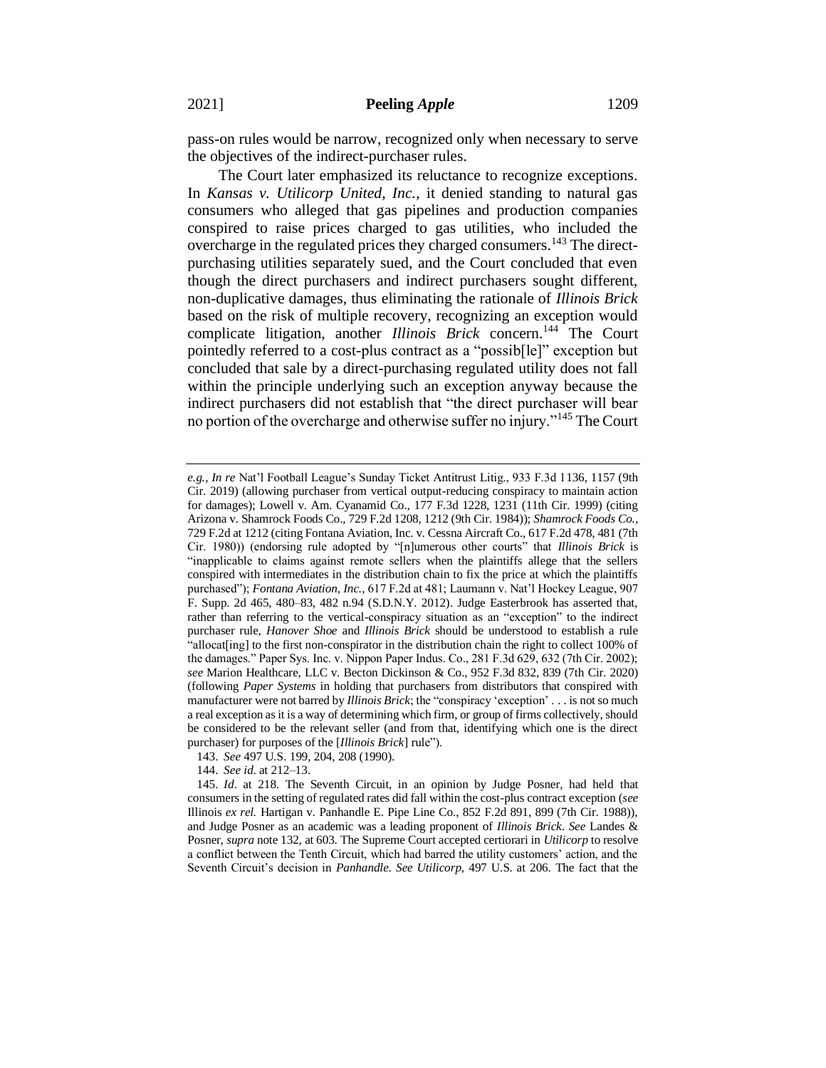pass-on rules would be narrow, recognized only when necessary to serve the objectives of the indirect-purchaser rules.

The Court later emphasized its reluctance to recognize exceptions. In *Kansas v. Utilicorp United, Inc.*, it denied standing to natural gas consumers who alleged that gas pipelines and production companies conspired to raise prices charged to gas utilities, who included the overcharge in the regulated prices they charged consumers.[143] The direct-purchasing utilities separately sued, and the Court concluded that even though the direct purchasers and indirect purchasers sought different, non-duplicative damages, thus eliminating the rationale of *Illinois Brick* based on the risk of multiple recovery, recognizing an exception would complicate litigation, another *Illinois Brick* concern.[144] The Court pointedly referred to a cost-plus contract as a "possib[le]" exception but concluded that sale by a direct-purchasing regulated utility does not fall within the principle underlying such an exception anyway because the indirect purchasers did not establish that "the direct purchaser will bear no portion of the overcharge and otherwise suffer no injury."[145] The Court

---

*e.g.*, *In re* Nat'l Football League's Sunday Ticket Antitrust Litig., 933 F.3d 1136, 1157 (9th Cir. 2019) (allowing purchaser from vertical output-reducing conspiracy to maintain action for damages); Lowell v. Am. Cyanamid Co., 177 F.3d 1228, 1231 (11th Cir. 1999) (citing Arizona v. Shamrock Foods Co., 729 F.2d 1208, 1212 (9th Cir. 1984)); *Shamrock Foods Co.*, 729 F.2d at 1212 (citing Fontana Aviation, Inc. v. Cessna Aircraft Co., 617 F.2d 478, 481 (7th Cir. 1980)) (endorsing rule adopted by "[n]umerous other courts" that *Illinois Brick* is "inapplicable to claims against remote sellers when the plaintiffs allege that the sellers conspired with intermediates in the distribution chain to fix the price at which the plaintiffs purchased"); *Fontana Aviation, Inc.*, 617 F.2d at 481; Laumann v. Nat'l Hockey League, 907 F. Supp. 2d 465, 480–83, 482 n.94 (S.D.N.Y. 2012). Judge Easterbrook has asserted that, rather than referring to the vertical-conspiracy situation as an "exception" to the indirect purchaser rule, *Hanover Shoe* and *Illinois Brick* should be understood to establish a rule "allocat[ing] to the first non-conspirator in the distribution chain the right to collect 100% of the damages." Paper Sys. Inc. v. Nippon Paper Indus. Co., 281 F.3d 629, 632 (7th Cir. 2002); *see* Marion Healthcare, LLC v. Becton Dickinson & Co., 952 F.3d 832, 839 (7th Cir. 2020) (following *Paper Systems* in holding that purchasers from distributors that conspired with manufacturer were not barred by *Illinois Brick*; the "conspiracy 'exception' . . . is not so much a real exception as it is a way of determining which firm, or group of firms collectively, should be considered to be the relevant seller (and from that, identifying which one is the direct purchaser) for purposes of the [*Illinois Brick*] rule").

143. *See* 497 U.S. 199, 204, 208 (1990).

144. *See id.* at 212–13.

145. *Id*. at 218. The Seventh Circuit, in an opinion by Judge Posner, had held that consumers in the setting of regulated rates did fall within the cost-plus contract exception (*see* Illinois *ex rel.* Hartigan v. Panhandle E. Pipe Line Co., 852 F.2d 891, 899 (7th Cir. 1988)), and Judge Posner as an academic was a leading proponent of *Illinois Brick*. *See* Landes & Posner, *supra* note 132, at 603. The Supreme Court accepted certiorari in *Utilicorp* to resolve a conflict between the Tenth Circuit, which had barred the utility customers' action, and the Seventh Circuit's decision in *Panhandle*. *See Utilicorp*, 497 U.S. at 206. The fact that the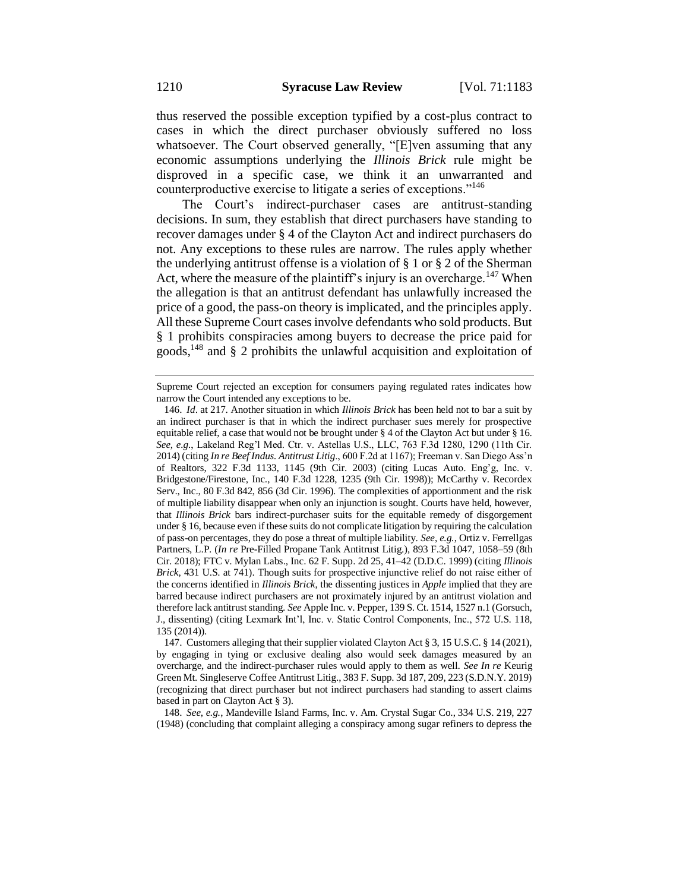thus reserved the possible exception typified by a cost-plus contract to cases in which the direct purchaser obviously suffered no loss whatsoever. The Court observed generally, "[E]ven assuming that any economic assumptions underlying the *Illinois Brick* rule might be disproved in a specific case, we think it an unwarranted and counterproductive exercise to litigate a series of exceptions."[146]

The Court's indirect-purchaser cases are antitrust-standing decisions. In sum, they establish that direct purchasers have standing to recover damages under § 4 of the Clayton Act and indirect purchasers do not. Any exceptions to these rules are narrow. The rules apply whether the underlying antitrust offense is a violation of § 1 or § 2 of the Sherman Act, where the measure of the plaintiff's injury is an overcharge.[147] When the allegation is that an antitrust defendant has unlawfully increased the price of a good, the pass-on theory is implicated, and the principles apply. All these Supreme Court cases involve defendants who sold products. But § 1 prohibits conspiracies among buyers to decrease the price paid for goods,[148] and § 2 prohibits the unlawful acquisition and exploitation of

---

Supreme Court rejected an exception for consumers paying regulated rates indicates how narrow the Court intended any exceptions to be.

146. *Id*. at 217. Another situation in which *Illinois Brick* has been held not to bar a suit by an indirect purchaser is that in which the indirect purchaser sues merely for prospective equitable relief, a case that would not be brought under § 4 of the Clayton Act but under § 16. *See, e.g.*, Lakeland Reg'l Med. Ctr. v. Astellas U.S., LLC, 763 F.3d 1280, 1290 (11th Cir. 2014) (citing *In re Beef Indus. Antitrust Litig*., 600 F.2d at 1167); Freeman v. San Diego Ass'n of Realtors, 322 F.3d 1133, 1145 (9th Cir. 2003) (citing Lucas Auto. Eng'g, Inc. v. Bridgestone/Firestone, Inc., 140 F.3d 1228, 1235 (9th Cir. 1998)); McCarthy v. Recordex Serv., Inc., 80 F.3d 842, 856 (3d Cir. 1996). The complexities of apportionment and the risk of multiple liability disappear when only an injunction is sought. Courts have held, however, that *Illinois Brick* bars indirect-purchaser suits for the equitable remedy of disgorgement under § 16, because even if these suits do not complicate litigation by requiring the calculation of pass-on percentages, they do pose a threat of multiple liability. *See, e.g.*, Ortiz v. Ferrellgas Partners, L.P. (*In re* Pre-Filled Propane Tank Antitrust Litig.), 893 F.3d 1047, 1058–59 (8th Cir. 2018); FTC v. Mylan Labs., Inc. 62 F. Supp. 2d 25, 41–42 (D.D.C. 1999) (citing *Illinois Brick*, 431 U.S. at 741). Though suits for prospective injunctive relief do not raise either of the concerns identified in *Illinois Brick*, the dissenting justices in *Apple* implied that they are barred because indirect purchasers are not proximately injured by an antitrust violation and therefore lack antitrust standing. *See* Apple Inc. v. Pepper, 139 S. Ct. 1514, 1527 n.1 (Gorsuch, J., dissenting) (citing Lexmark Int'l, Inc. v. Static Control Components, Inc., 572 U.S. 118, 135 (2014)).

147. Customers alleging that their supplier violated Clayton Act § 3, 15 U.S.C. § 14 (2021), by engaging in tying or exclusive dealing also would seek damages measured by an overcharge, and the indirect-purchaser rules would apply to them as well. *See In re* Keurig Green Mt. Singleserve Coffee Antitrust Litig., 383 F. Supp. 3d 187, 209, 223 (S.D.N.Y. 2019) (recognizing that direct purchaser but not indirect purchasers had standing to assert claims based in part on Clayton Act § 3).

148. *See, e.g.*, Mandeville Island Farms, Inc. v. Am. Crystal Sugar Co., 334 U.S. 219, 227 (1948) (concluding that complaint alleging a conspiracy among sugar refiners to depress the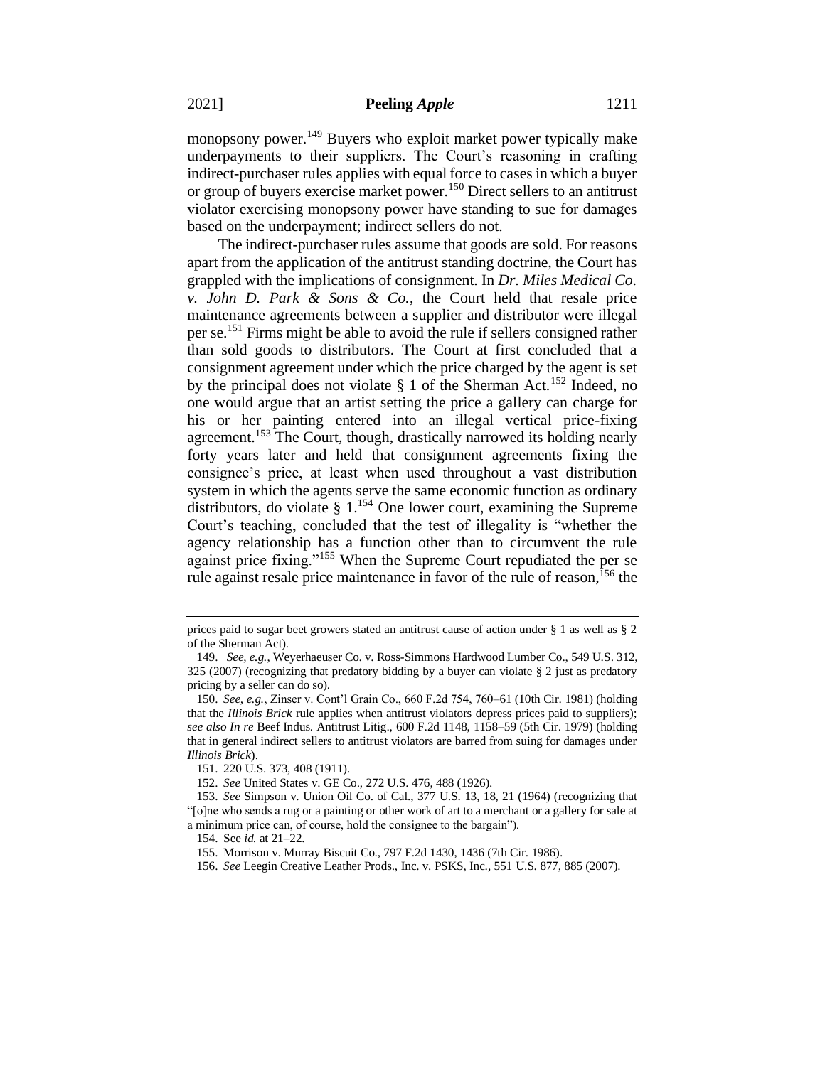monopsony power.[149] Buyers who exploit market power typically make underpayments to their suppliers. The Court's reasoning in crafting indirect-purchaser rules applies with equal force to cases in which a buyer or group of buyers exercise market power.[150] Direct sellers to an antitrust violator exercising monopsony power have standing to sue for damages based on the underpayment; indirect sellers do not.

The indirect-purchaser rules assume that goods are sold. For reasons apart from the application of the antitrust standing doctrine, the Court has grappled with the implications of consignment. In *Dr. Miles Medical Co. v. John D. Park & Sons & Co.*, the Court held that resale price maintenance agreements between a supplier and distributor were illegal per se.[151] Firms might be able to avoid the rule if sellers consigned rather than sold goods to distributors. The Court at first concluded that a consignment agreement under which the price charged by the agent is set by the principal does not violate § 1 of the Sherman Act.[152] Indeed, no one would argue that an artist setting the price a gallery can charge for his or her painting entered into an illegal vertical price-fixing agreement.[153] The Court, though, drastically narrowed its holding nearly forty years later and held that consignment agreements fixing the consignee's price, at least when used throughout a vast distribution system in which the agents serve the same economic function as ordinary distributors, do violate § 1.[154] One lower court, examining the Supreme Court's teaching, concluded that the test of illegality is "whether the agency relationship has a function other than to circumvent the rule against price fixing."[155] When the Supreme Court repudiated the per se rule against resale price maintenance in favor of the rule of reason,[156] the

---

prices paid to sugar beet growers stated an antitrust cause of action under § 1 as well as § 2 of the Sherman Act).

149. *See, e.g.*, Weyerhaeuser Co. v. Ross-Simmons Hardwood Lumber Co., 549 U.S. 312, 325 (2007) (recognizing that predatory bidding by a buyer can violate § 2 just as predatory pricing by a seller can do so).

150. *See, e.g.*, Zinser v. Cont'l Grain Co., 660 F.2d 754, 760–61 (10th Cir. 1981) (holding that the *Illinois Brick* rule applies when antitrust violators depress prices paid to suppliers); *see also In re* Beef Indus. Antitrust Litig., 600 F.2d 1148, 1158–59 (5th Cir. 1979) (holding that in general indirect sellers to antitrust violators are barred from suing for damages under *Illinois Brick*).

151. 220 U.S. 373, 408 (1911).

152. *See* United States v. GE Co., 272 U.S. 476, 488 (1926).

153. *See* Simpson v. Union Oil Co. of Cal., 377 U.S. 13, 18, 21 (1964) (recognizing that "[o]ne who sends a rug or a painting or other work of art to a merchant or a gallery for sale at a minimum price can, of course, hold the consignee to the bargain").

154. See *id.* at 21–22.

155. Morrison v. Murray Biscuit Co., 797 F.2d 1430, 1436 (7th Cir. 1986).

156. *See* Leegin Creative Leather Prods., Inc. v. PSKS, Inc., 551 U.S. 877, 885 (2007).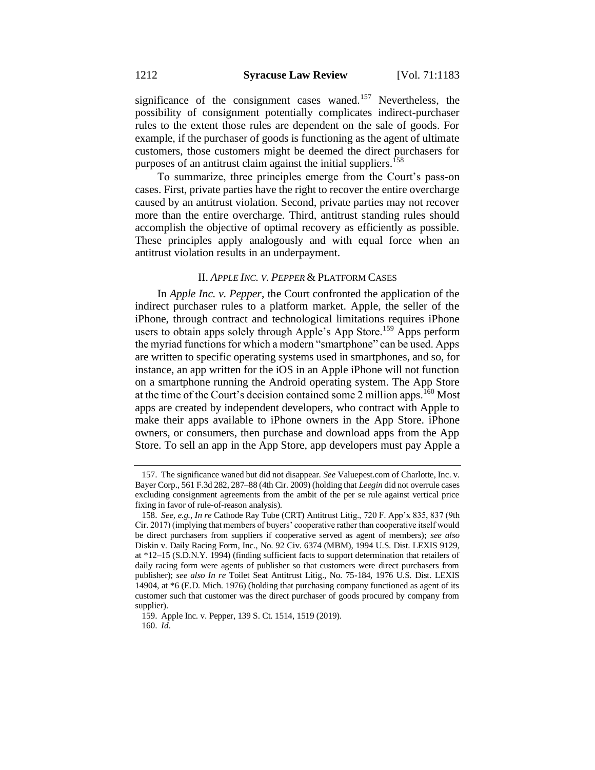significance of the consignment cases waned.[157] Nevertheless, the possibility of consignment potentially complicates indirect-purchaser rules to the extent those rules are dependent on the sale of goods. For example, if the purchaser of goods is functioning as the agent of ultimate customers, those customers might be deemed the direct purchasers for purposes of an antitrust claim against the initial suppliers.[158]

To summarize, three principles emerge from the Court's pass-on cases. First, private parties have the right to recover the entire overcharge caused by an antitrust violation. Second, private parties may not recover more than the entire overcharge. Third, antitrust standing rules should accomplish the objective of optimal recovery as efficiently as possible. These principles apply analogously and with equal force when an antitrust violation results in an underpayment.

## II. *Apple Inc. v. Pepper* & Platform Cases

In *Apple Inc. v. Pepper*, the Court confronted the application of the indirect purchaser rules to a platform market. Apple, the seller of the iPhone, through contract and technological limitations requires iPhone users to obtain apps solely through Apple's App Store.[159] Apps perform the myriad functions for which a modern "smartphone" can be used. Apps are written to specific operating systems used in smartphones, and so, for instance, an app written for the iOS in an Apple iPhone will not function on a smartphone running the Android operating system. The App Store at the time of the Court's decision contained some 2 million apps.[160] Most apps are created by independent developers, who contract with Apple to make their apps available to iPhone owners in the App Store. iPhone owners, or consumers, then purchase and download apps from the App Store. To sell an app in the App Store, app developers must pay Apple a

---

157. The significance waned but did not disappear. *See* Valuepest.com of Charlotte, Inc. v. Bayer Corp., 561 F.3d 282, 287–88 (4th Cir. 2009) (holding that *Leegin* did not overrule cases excluding consignment agreements from the ambit of the per se rule against vertical price fixing in favor of rule-of-reason analysis).

158. *See, e.g.*, *In re* Cathode Ray Tube (CRT) Antitrust Litig., 720 F. App'x 835, 837 (9th Cir. 2017) (implying that members of buyers' cooperative rather than cooperative itself would be direct purchasers from suppliers if cooperative served as agent of members); *see also* Diskin v. Daily Racing Form, Inc., No. 92 Civ. 6374 (MBM), 1994 U.S. Dist. LEXIS 9129, at *12–15 (S.D.N.Y. 1994) (finding sufficient facts to support determination that retailers of daily racing form were agents of publisher so that customers were direct purchasers from publisher); *see also In re* Toilet Seat Antitrust Litig., No. 75-184, 1976 U.S. Dist. LEXIS 14904, at *6 (E.D. Mich. 1976) (holding that purchasing company functioned as agent of its customer such that customer was the direct purchaser of goods procured by company from supplier).

159. Apple Inc. v. Pepper, 139 S. Ct. 1514, 1519 (2019).

160. *Id*.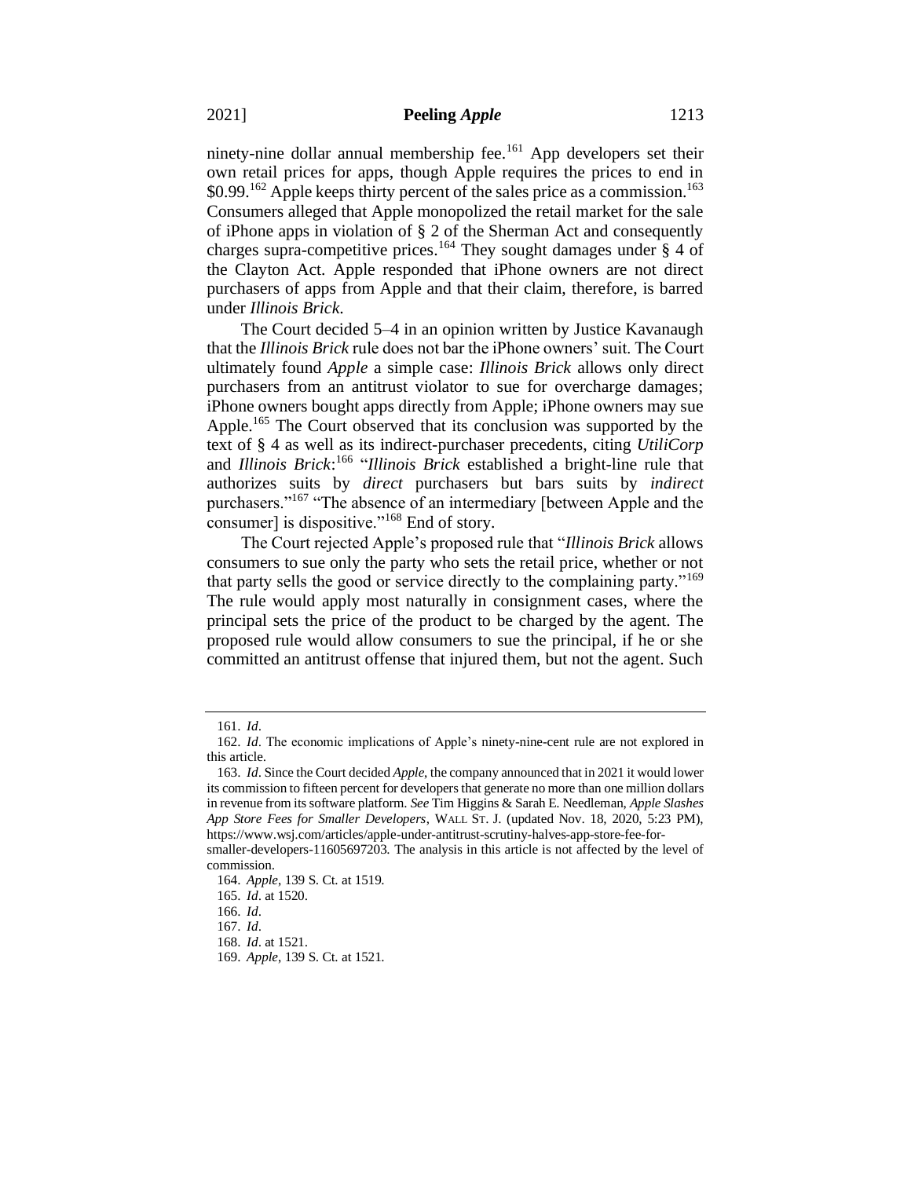ninety-nine dollar annual membership fee.[161] App developers set their own retail prices for apps, though Apple requires the prices to end in $0.99.[162] Apple keeps thirty percent of the sales price as a commission.[163] Consumers alleged that Apple monopolized the retail market for the sale of iPhone apps in violation of § 2 of the Sherman Act and consequently charges supra-competitive prices.[164] They sought damages under § 4 of the Clayton Act. Apple responded that iPhone owners are not direct purchasers of apps from Apple and that their claim, therefore, is barred under *Illinois Brick*.

The Court decided 5–4 in an opinion written by Justice Kavanaugh that the *Illinois Brick* rule does not bar the iPhone owners' suit. The Court ultimately found *Apple* a simple case: *Illinois Brick* allows only direct purchasers from an antitrust violator to sue for overcharge damages; iPhone owners bought apps directly from Apple; iPhone owners may sue Apple.[165] The Court observed that its conclusion was supported by the text of § 4 as well as its indirect-purchaser precedents, citing *UtiliCorp* and *Illinois Brick*:[166] "*Illinois Brick* established a bright-line rule that authorizes suits by *direct* purchasers but bars suits by *indirect* purchasers."[167] "The absence of an intermediary [between Apple and the consumer] is dispositive."[168] End of story.

The Court rejected Apple's proposed rule that "*Illinois Brick* allows consumers to sue only the party who sets the retail price, whether or not that party sells the good or service directly to the complaining party."[169] The rule would apply most naturally in consignment cases, where the principal sets the price of the product to be charged by the agent. The proposed rule would allow consumers to sue the principal, if he or she committed an antitrust offense that injured them, but not the agent. Such

---

161. *Id*.

162. *Id*. The economic implications of Apple's ninety-nine-cent rule are not explored in this article.

163. *Id*. Since the Court decided *Apple*, the company announced that in 2021 it would lower its commission to fifteen percent for developers that generate no more than one million dollars in revenue from its software platform. *See* Tim Higgins & Sarah E. Needleman, *Apple Slashes App Store Fees for Smaller Developers*, WALL ST. J. (updated Nov. 18, 2020, 5:23 PM), https://www.wsj.com/articles/apple-under-antitrust-scrutiny-halves-app-store-fee-for-smaller-developers-11605697203. The analysis in this article is not affected by the level of commission.

164. *Apple*, 139 S. Ct. at 1519.

165. *Id*. at 1520.

166. *Id*.

167. *Id*.

168. *Id*. at 1521.

169. *Apple*, 139 S. Ct. at 1521.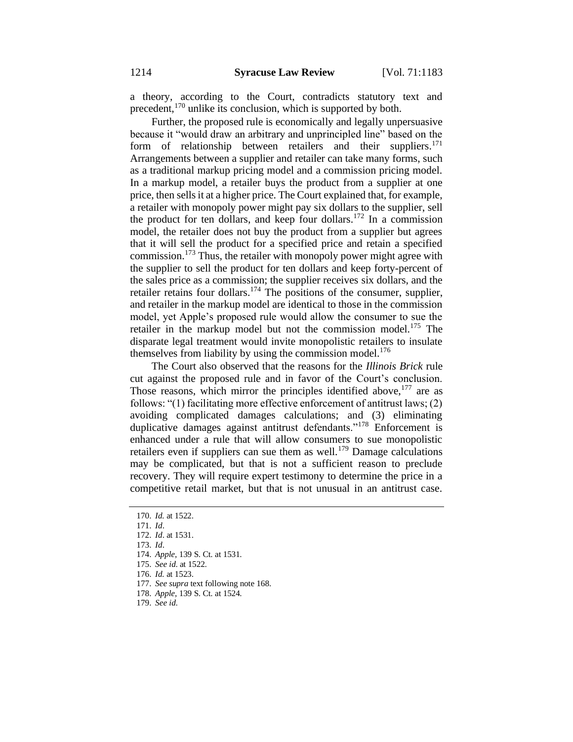a theory, according to the Court, contradicts statutory text and precedent,[170] unlike its conclusion, which is supported by both.

Further, the proposed rule is economically and legally unpersuasive because it "would draw an arbitrary and unprincipled line" based on the form of relationship between retailers and their suppliers.[171] Arrangements between a supplier and retailer can take many forms, such as a traditional markup pricing model and a commission pricing model. In a markup model, a retailer buys the product from a supplier at one price, then sells it at a higher price. The Court explained that, for example, a retailer with monopoly power might pay six dollars to the supplier, sell the product for ten dollars, and keep four dollars.[172] In a commission model, the retailer does not buy the product from a supplier but agrees that it will sell the product for a specified price and retain a specified commission.[173] Thus, the retailer with monopoly power might agree with the supplier to sell the product for ten dollars and keep forty-percent of the sales price as a commission; the supplier receives six dollars, and the retailer retains four dollars.[174] The positions of the consumer, supplier, and retailer in the markup model are identical to those in the commission model, yet Apple's proposed rule would allow the consumer to sue the retailer in the markup model but not the commission model.[175] The disparate legal treatment would invite monopolistic retailers to insulate themselves from liability by using the commission model.[176]

The Court also observed that the reasons for the *Illinois Brick* rule cut against the proposed rule and in favor of the Court's conclusion. Those reasons, which mirror the principles identified above,[177] are as follows: "(1) facilitating more effective enforcement of antitrust laws; (2) avoiding complicated damages calculations; and (3) eliminating duplicative damages against antitrust defendants."[178] Enforcement is enhanced under a rule that will allow consumers to sue monopolistic retailers even if suppliers can sue them as well.[179] Damage calculations may be complicated, but that is not a sufficient reason to preclude recovery. They will require expert testimony to determine the price in a competitive retail market, but that is not unusual in an antitrust case.

---

170. *Id.* at 1522.
171. *Id*.
172. *Id*. at 1531.
173. *Id*.
174. *Apple*, 139 S. Ct. at 1531.
175. *See id.* at 1522.
176. *Id.* at 1523.
177. *See supra* text following note 168.
178. *Apple*, 139 S. Ct. at 1524.
179. *See id.*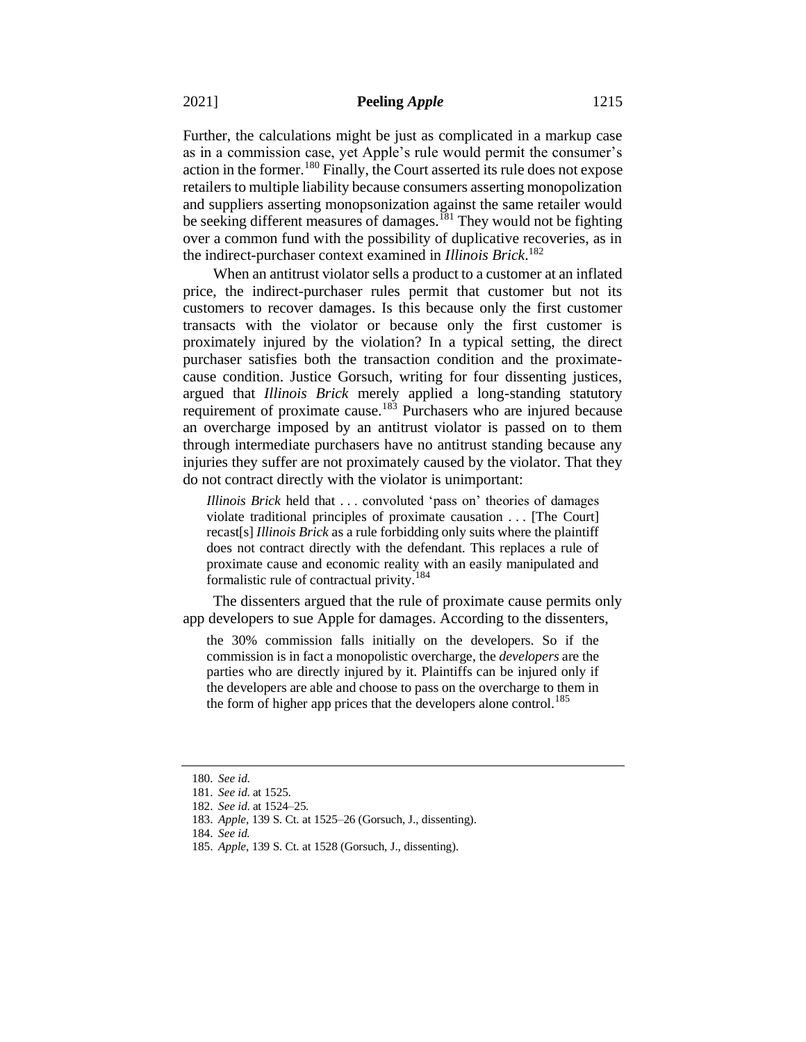Further, the calculations might be just as complicated in a markup case as in a commission case, yet Apple's rule would permit the consumer's action in the former.[180] Finally, the Court asserted its rule does not expose retailers to multiple liability because consumers asserting monopolization and suppliers asserting monopsonization against the same retailer would be seeking different measures of damages.[181] They would not be fighting over a common fund with the possibility of duplicative recoveries, as in the indirect-purchaser context examined in *Illinois Brick*.[182]

When an antitrust violator sells a product to a customer at an inflated price, the indirect-purchaser rules permit that customer but not its customers to recover damages. Is this because only the first customer transacts with the violator or because only the first customer is proximately injured by the violation? In a typical setting, the direct purchaser satisfies both the transaction condition and the proximate-cause condition. Justice Gorsuch, writing for four dissenting justices, argued that *Illinois Brick* merely applied a long-standing statutory requirement of proximate cause.[183] Purchasers who are injured because an overcharge imposed by an antitrust violator is passed on to them through intermediate purchasers have no antitrust standing because any injuries they suffer are not proximately caused by the violator. That they do not contract directly with the violator is unimportant:

> *Illinois Brick* held that . . . convoluted 'pass on' theories of damages violate traditional principles of proximate causation . . . [The Court] recast[s] *Illinois Brick* as a rule forbidding only suits where the plaintiff does not contract directly with the defendant. This replaces a rule of proximate cause and economic reality with an easily manipulated and formalistic rule of contractual privity.[184]

The dissenters argued that the rule of proximate cause permits only app developers to sue Apple for damages. According to the dissenters,

> the 30% commission falls initially on the developers. So if the commission is in fact a monopolistic overcharge, the *developers* are the parties who are directly injured by it. Plaintiffs can be injured only if the developers are able and choose to pass on the overcharge to them in the form of higher app prices that the developers alone control.[185]

---

180. *See id.*

181. *See id.* at 1525.

182. *See id.* at 1524–25.

183. *Apple*, 139 S. Ct. at 1525–26 (Gorsuch, J., dissenting).

184. *See id.*

185. *Apple*, 139 S. Ct. at 1528 (Gorsuch, J., dissenting).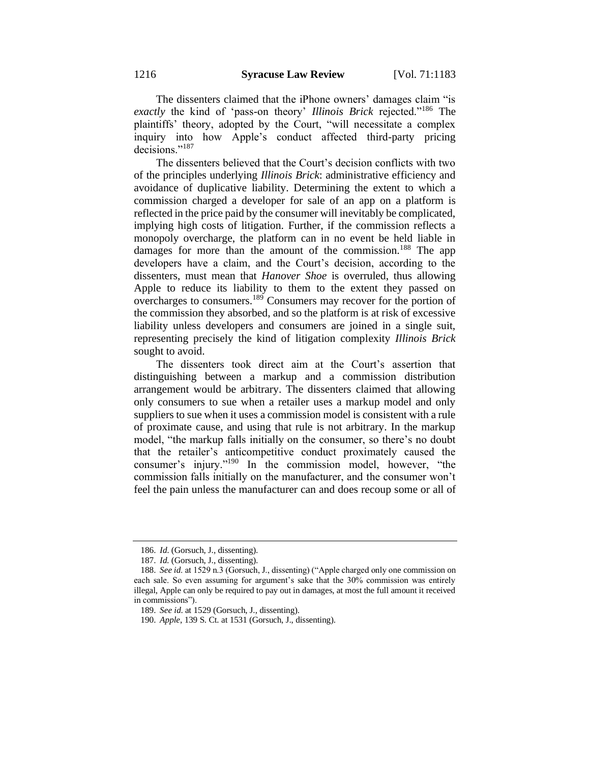The dissenters claimed that the iPhone owners' damages claim "is *exactly* the kind of 'pass-on theory' *Illinois Brick* rejected."[186] The plaintiffs' theory, adopted by the Court, "will necessitate a complex inquiry into how Apple's conduct affected third-party pricing decisions."[187]

The dissenters believed that the Court's decision conflicts with two of the principles underlying *Illinois Brick*: administrative efficiency and avoidance of duplicative liability. Determining the extent to which a commission charged a developer for sale of an app on a platform is reflected in the price paid by the consumer will inevitably be complicated, implying high costs of litigation. Further, if the commission reflects a monopoly overcharge, the platform can in no event be held liable in damages for more than the amount of the commission.[188] The app developers have a claim, and the Court's decision, according to the dissenters, must mean that *Hanover Shoe* is overruled, thus allowing Apple to reduce its liability to them to the extent they passed on overcharges to consumers.[189] Consumers may recover for the portion of the commission they absorbed, and so the platform is at risk of excessive liability unless developers and consumers are joined in a single suit, representing precisely the kind of litigation complexity *Illinois Brick* sought to avoid.

The dissenters took direct aim at the Court's assertion that distinguishing between a markup and a commission distribution arrangement would be arbitrary. The dissenters claimed that allowing only consumers to sue when a retailer uses a markup model and only suppliers to sue when it uses a commission model is consistent with a rule of proximate cause, and using that rule is not arbitrary. In the markup model, "the markup falls initially on the consumer, so there's no doubt that the retailer's anticompetitive conduct proximately caused the consumer's injury."[190] In the commission model, however, "the commission falls initially on the manufacturer, and the consumer won't feel the pain unless the manufacturer can and does recoup some or all of

---

186. *Id.* (Gorsuch, J., dissenting).

187. *Id.* (Gorsuch, J., dissenting).

188. *See id.* at 1529 n.3 (Gorsuch, J., dissenting) ("Apple charged only one commission on each sale. So even assuming for argument's sake that the 30% commission was entirely illegal, Apple can only be required to pay out in damages, at most the full amount it received in commissions").

189. *See id.* at 1529 (Gorsuch, J., dissenting).

190. *Apple*, 139 S. Ct. at 1531 (Gorsuch, J., dissenting).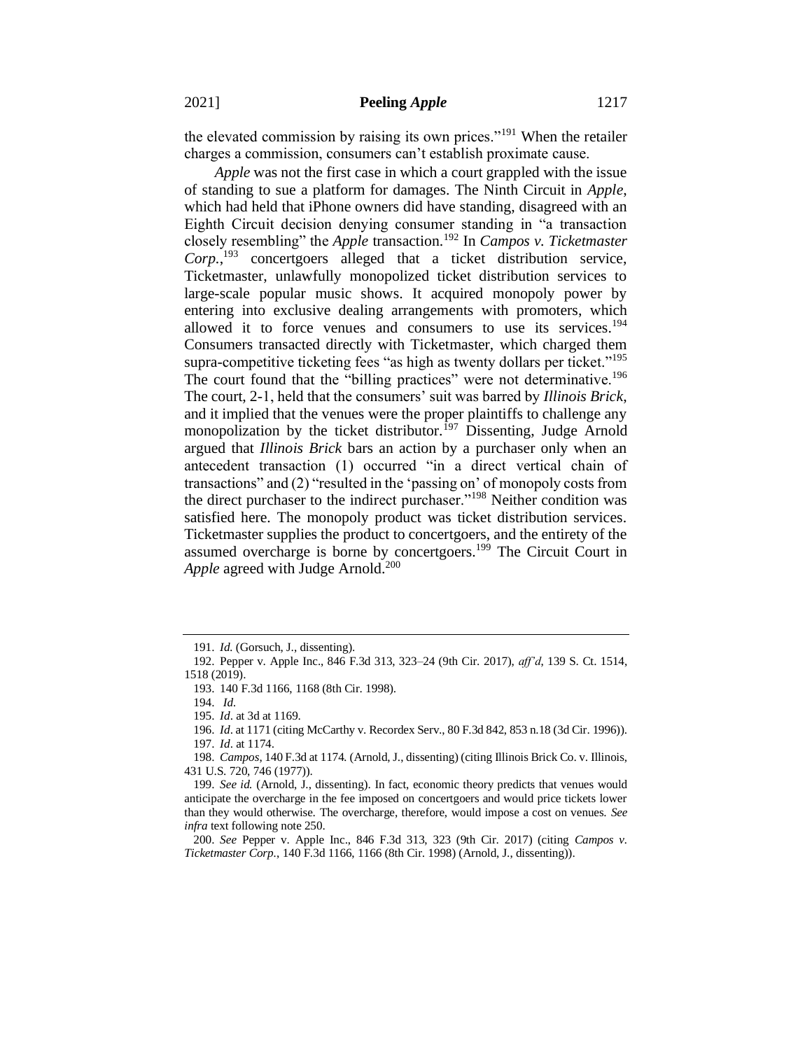the elevated commission by raising its own prices."[191] When the retailer charges a commission, consumers can't establish proximate cause.

*Apple* was not the first case in which a court grappled with the issue of standing to sue a platform for damages. The Ninth Circuit in *Apple*, which had held that iPhone owners did have standing, disagreed with an Eighth Circuit decision denying consumer standing in "a transaction closely resembling" the *Apple* transaction.[192] In *Campos v. Ticketmaster Corp.*,[193] concertgoers alleged that a ticket distribution service, Ticketmaster, unlawfully monopolized ticket distribution services to large-scale popular music shows. It acquired monopoly power by entering into exclusive dealing arrangements with promoters, which allowed it to force venues and consumers to use its services.[194] Consumers transacted directly with Ticketmaster, which charged them supra-competitive ticketing fees "as high as twenty dollars per ticket."[195] The court found that the "billing practices" were not determinative.[196] The court, 2-1, held that the consumers' suit was barred by *Illinois Brick*, and it implied that the venues were the proper plaintiffs to challenge any monopolization by the ticket distributor.[197] Dissenting, Judge Arnold argued that *Illinois Brick* bars an action by a purchaser only when an antecedent transaction (1) occurred "in a direct vertical chain of transactions" and (2) "resulted in the 'passing on' of monopoly costs from the direct purchaser to the indirect purchaser."[198] Neither condition was satisfied here. The monopoly product was ticket distribution services. Ticketmaster supplies the product to concertgoers, and the entirety of the assumed overcharge is borne by concertgoers.[199] The Circuit Court in *Apple* agreed with Judge Arnold.[200]

---

191. *Id.* (Gorsuch, J., dissenting).

192. Pepper v. Apple Inc., 846 F.3d 313, 323–24 (9th Cir. 2017), *aff'd*, 139 S. Ct. 1514, 1518 (2019).

193. 140 F.3d 1166, 1168 (8th Cir. 1998).

194. *Id.*

195. *Id*. at 3d at 1169.

196. *Id*. at 1171 (citing McCarthy v. Recordex Serv., 80 F.3d 842, 853 n.18 (3d Cir. 1996)).

197. *Id*. at 1174.

198. *Campos*, 140 F.3d at 1174. (Arnold, J., dissenting) (citing Illinois Brick Co. v. Illinois, 431 U.S. 720, 746 (1977)).

199. *See id.* (Arnold, J., dissenting). In fact, economic theory predicts that venues would anticipate the overcharge in the fee imposed on concertgoers and would price tickets lower than they would otherwise. The overcharge, therefore, would impose a cost on venues. *See infra* text following note 250.

200. *See* Pepper v. Apple Inc., 846 F.3d 313, 323 (9th Cir. 2017) (citing *Campos v. Ticketmaster Corp.*, 140 F.3d 1166, 1166 (8th Cir. 1998) (Arnold, J., dissenting)).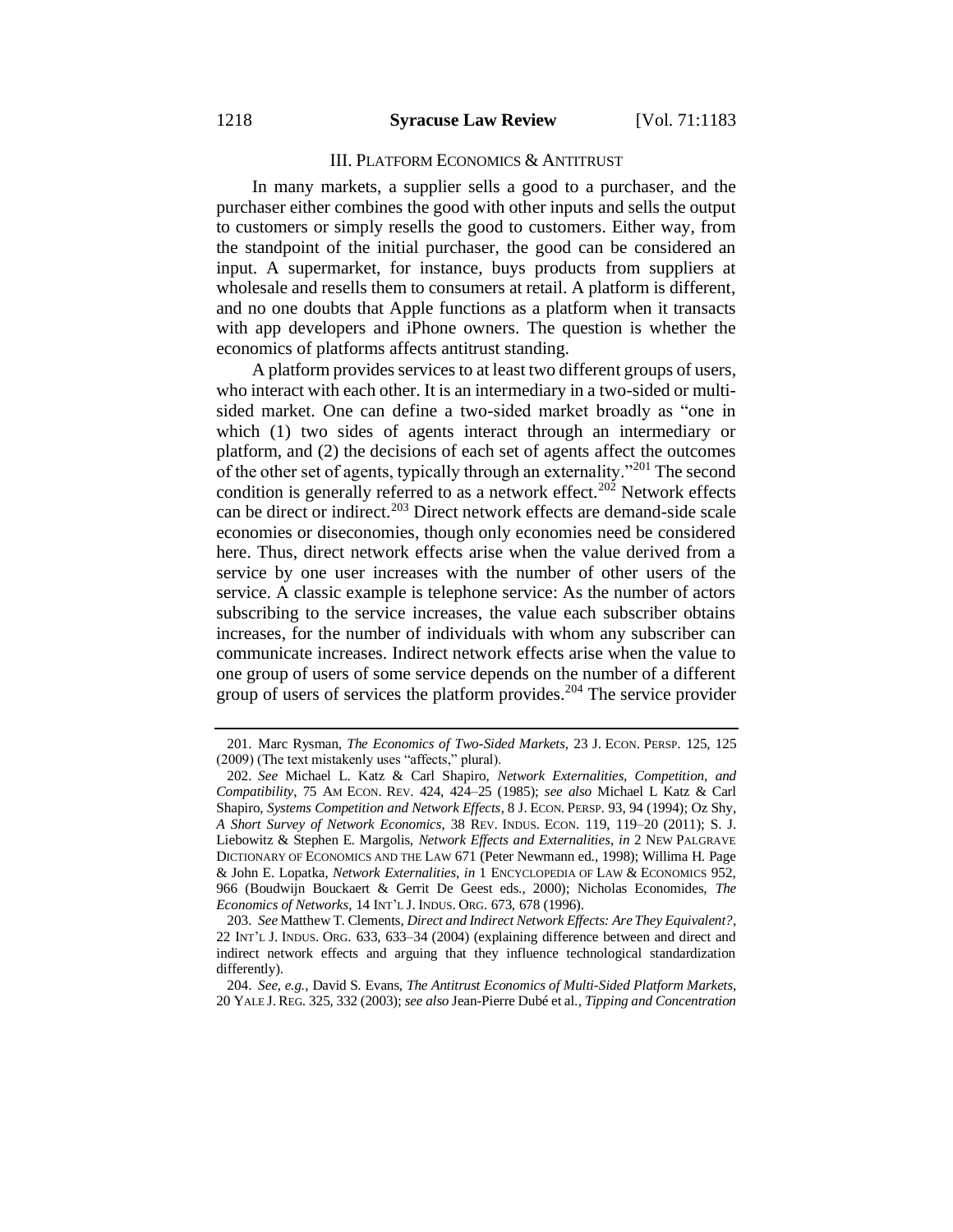## III. PLATFORM ECONOMICS & ANTITRUST

In many markets, a supplier sells a good to a purchaser, and the purchaser either combines the good with other inputs and sells the output to customers or simply resells the good to customers. Either way, from the standpoint of the initial purchaser, the good can be considered an input. A supermarket, for instance, buys products from suppliers at wholesale and resells them to consumers at retail. A platform is different, and no one doubts that Apple functions as a platform when it transacts with app developers and iPhone owners. The question is whether the economics of platforms affects antitrust standing.

A platform provides services to at least two different groups of users, who interact with each other. It is an intermediary in a two-sided or multi-sided market. One can define a two-sided market broadly as "one in which (1) two sides of agents interact through an intermediary or platform, and (2) the decisions of each set of agents affect the outcomes of the other set of agents, typically through an externality."[201] The second condition is generally referred to as a network effect.[202] Network effects can be direct or indirect.[203] Direct network effects are demand-side scale economies or diseconomies, though only economies need be considered here. Thus, direct network effects arise when the value derived from a service by one user increases with the number of other users of the service. A classic example is telephone service: As the number of actors subscribing to the service increases, the value each subscriber obtains increases, for the number of individuals with whom any subscriber can communicate increases. Indirect network effects arise when the value to one group of users of some service depends on the number of a different group of users of services the platform provides.[204] The service provider

---

201. Marc Rysman, *The Economics of Two-Sided Markets*, 23 J. ECON. PERSP. 125, 125 (2009) (The text mistakenly uses "affects," plural).

202. *See* Michael L. Katz & Carl Shapiro, *Network Externalities, Competition, and Compatibility*, 75 AM ECON. REV. 424, 424–25 (1985); *see also* Michael L Katz & Carl Shapiro, *Systems Competition and Network Effects*, 8 J. ECON. PERSP. 93, 94 (1994); Oz Shy, *A Short Survey of Network Economics*, 38 REV. INDUS. ECON. 119, 119–20 (2011); S. J. Liebowitz & Stephen E. Margolis, *Network Effects and Externalities*, *in* 2 NEW PALGRAVE DICTIONARY OF ECONOMICS AND THE LAW 671 (Peter Newmann ed., 1998); Willima H. Page & John E. Lopatka, *Network Externalities*, *in* 1 ENCYCLOPEDIA OF LAW & ECONOMICS 952, 966 (Boudwijn Bouckaert & Gerrit De Geest eds., 2000); Nicholas Economides, *The Economics of Networks*, 14 INT'L J. INDUS. ORG. 673, 678 (1996).

203. *See* Matthew T. Clements, *Direct and Indirect Network Effects: Are They Equivalent?*, 22 INT'L J. INDUS. ORG. 633, 633–34 (2004) (explaining difference between and direct and indirect network effects and arguing that they influence technological standardization differently).

204. *See, e.g.*, David S. Evans, *The Antitrust Economics of Multi-Sided Platform Markets*, 20 YALE J. REG. 325, 332 (2003); *see also* Jean-Pierre Dubé et al., *Tipping and Concentration*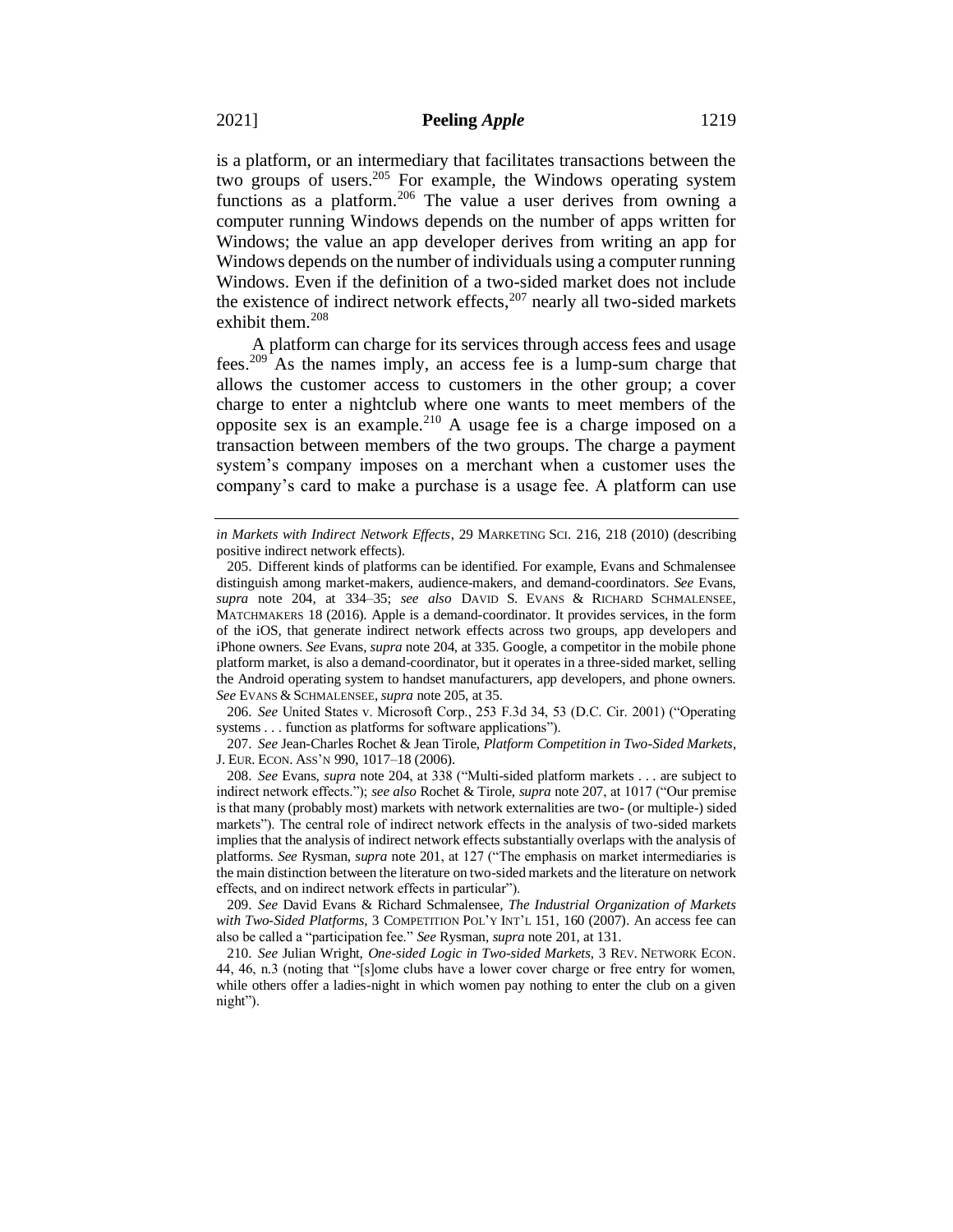is a platform, or an intermediary that facilitates transactions between the two groups of users.[205] For example, the Windows operating system functions as a platform.[206] The value a user derives from owning a computer running Windows depends on the number of apps written for Windows; the value an app developer derives from writing an app for Windows depends on the number of individuals using a computer running Windows. Even if the definition of a two-sided market does not include the existence of indirect network effects,[207] nearly all two-sided markets exhibit them.[208]

A platform can charge for its services through access fees and usage fees.[209] As the names imply, an access fee is a lump-sum charge that allows the customer access to customers in the other group; a cover charge to enter a nightclub where one wants to meet members of the opposite sex is an example.[210] A usage fee is a charge imposed on a transaction between members of the two groups. The charge a payment system's company imposes on a merchant when a customer uses the company's card to make a purchase is a usage fee. A platform can use

---

*in Markets with Indirect Network Effects*, 29 MARKETING SCI. 216, 218 (2010) (describing positive indirect network effects).

205. Different kinds of platforms can be identified. For example, Evans and Schmalensee distinguish among market-makers, audience-makers, and demand-coordinators. *See* Evans, *supra* note 204, at 334–35; *see also* DAVID S. EVANS & RICHARD SCHMALENSEE, MATCHMAKERS 18 (2016). Apple is a demand-coordinator. It provides services, in the form of the iOS, that generate indirect network effects across two groups, app developers and iPhone owners. *See* Evans, *supra* note 204, at 335. Google, a competitor in the mobile phone platform market, is also a demand-coordinator, but it operates in a three-sided market, selling the Android operating system to handset manufacturers, app developers, and phone owners. *See* EVANS & SCHMALENSEE, *supra* note 205, at 35.

206. *See* United States v. Microsoft Corp., 253 F.3d 34, 53 (D.C. Cir. 2001) ("Operating systems . . . function as platforms for software applications").

207. *See* Jean-Charles Rochet & Jean Tirole, *Platform Competition in Two-Sided Markets*, J. EUR. ECON. ASS'N 990, 1017–18 (2006).

208. *See* Evans, *supra* note 204, at 338 ("Multi-sided platform markets . . . are subject to indirect network effects."); *see also* Rochet & Tirole, *supra* note 207, at 1017 ("Our premise is that many (probably most) markets with network externalities are two- (or multiple-) sided markets"). The central role of indirect network effects in the analysis of two-sided markets implies that the analysis of indirect network effects substantially overlaps with the analysis of platforms. *See* Rysman, *supra* note 201, at 127 ("The emphasis on market intermediaries is the main distinction between the literature on two-sided markets and the literature on network effects, and on indirect network effects in particular").

209. *See* David Evans & Richard Schmalensee, *The Industrial Organization of Markets with Two-Sided Platforms*, 3 COMPETITION POL'Y INT'L 151, 160 (2007). An access fee can also be called a "participation fee." *See* Rysman, *supra* note 201, at 131.

210. *See* Julian Wright, *One-sided Logic in Two-sided Markets*, 3 REV. NETWORK ECON. 44, 46, n.3 (noting that "[s]ome clubs have a lower cover charge or free entry for women, while others offer a ladies-night in which women pay nothing to enter the club on a given night").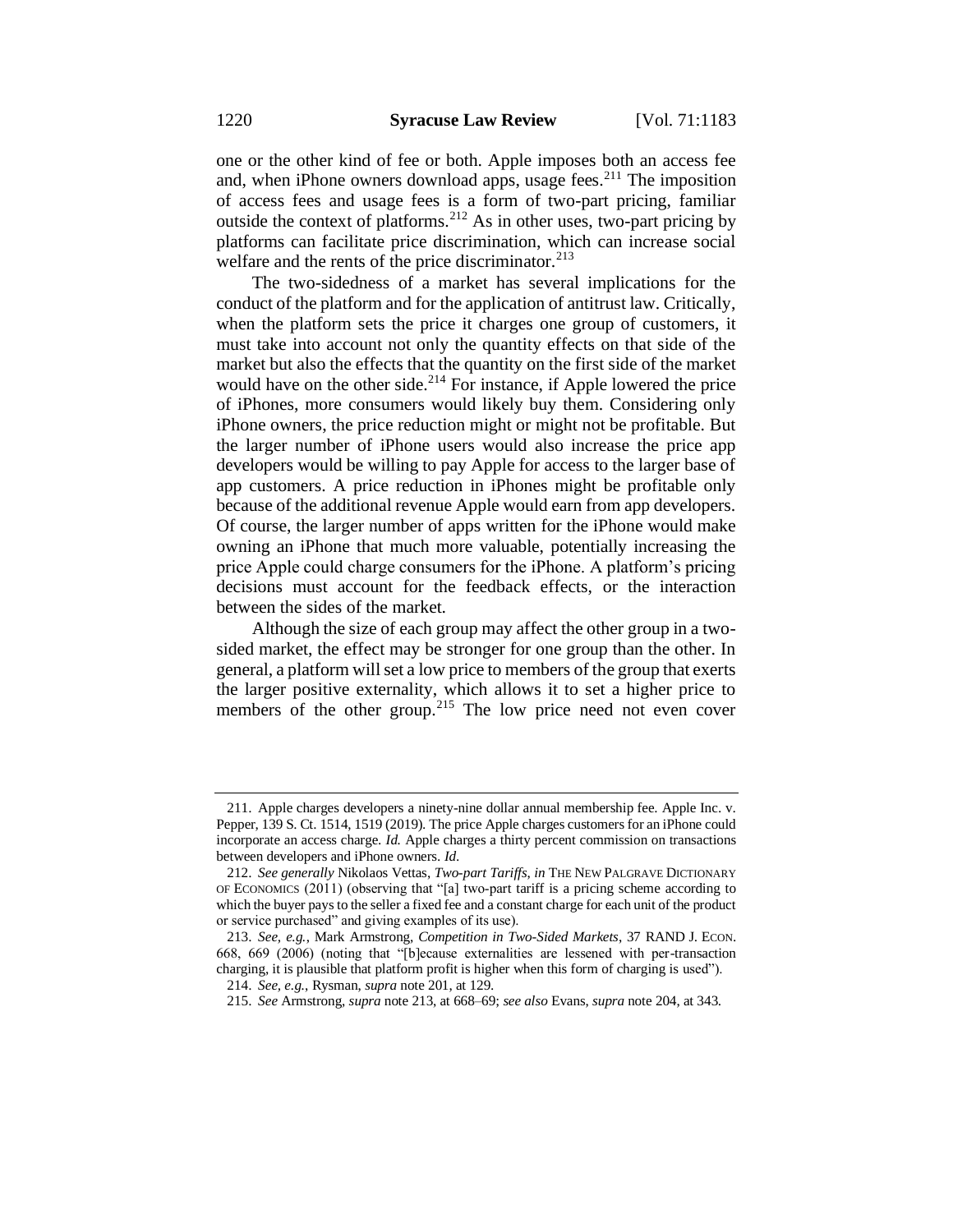one or the other kind of fee or both. Apple imposes both an access fee and, when iPhone owners download apps, usage fees.[211] The imposition of access fees and usage fees is a form of two-part pricing, familiar outside the context of platforms.[212] As in other uses, two-part pricing by platforms can facilitate price discrimination, which can increase social welfare and the rents of the price discriminator.[213]

The two-sidedness of a market has several implications for the conduct of the platform and for the application of antitrust law. Critically, when the platform sets the price it charges one group of customers, it must take into account not only the quantity effects on that side of the market but also the effects that the quantity on the first side of the market would have on the other side.[214] For instance, if Apple lowered the price of iPhones, more consumers would likely buy them. Considering only iPhone owners, the price reduction might or might not be profitable. But the larger number of iPhone users would also increase the price app developers would be willing to pay Apple for access to the larger base of app customers. A price reduction in iPhones might be profitable only because of the additional revenue Apple would earn from app developers. Of course, the larger number of apps written for the iPhone would make owning an iPhone that much more valuable, potentially increasing the price Apple could charge consumers for the iPhone. A platform's pricing decisions must account for the feedback effects, or the interaction between the sides of the market.

Although the size of each group may affect the other group in a two-sided market, the effect may be stronger for one group than the other. In general, a platform will set a low price to members of the group that exerts the larger positive externality, which allows it to set a higher price to members of the other group.[215] The low price need not even cover

---

211. Apple charges developers a ninety-nine dollar annual membership fee. Apple Inc. v. Pepper, 139 S. Ct. 1514, 1519 (2019). The price Apple charges customers for an iPhone could incorporate an access charge. *Id.* Apple charges a thirty percent commission on transactions between developers and iPhone owners. *Id.*

212. *See generally* Nikolaos Vettas, *Two-part Tariffs*, *in* THE NEW PALGRAVE DICTIONARY OF ECONOMICS (2011) (observing that "[a] two-part tariff is a pricing scheme according to which the buyer pays to the seller a fixed fee and a constant charge for each unit of the product or service purchased" and giving examples of its use).

213. *See, e.g.*, Mark Armstrong, *Competition in Two-Sided Markets*, 37 RAND J. ECON. 668, 669 (2006) (noting that "[b]ecause externalities are lessened with per-transaction charging, it is plausible that platform profit is higher when this form of charging is used").

214. *See, e.g.*, Rysman, *supra* note 201, at 129.

215. *See* Armstrong, *supra* note 213, at 668–69; *see also* Evans, *supra* note 204, at 343.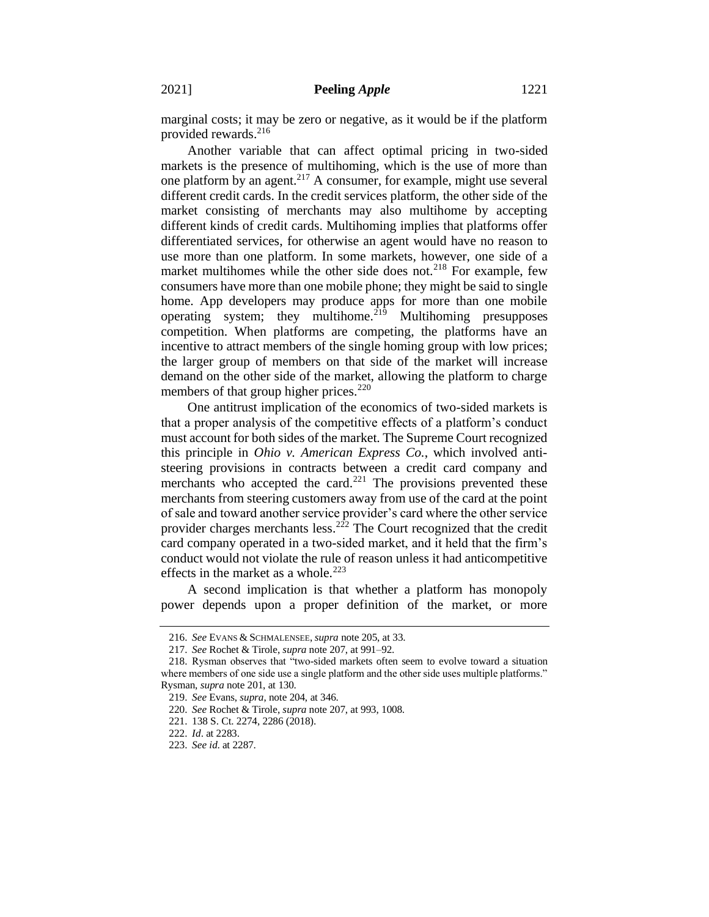marginal costs; it may be zero or negative, as it would be if the platform provided rewards.[216]

Another variable that can affect optimal pricing in two-sided markets is the presence of multihoming, which is the use of more than one platform by an agent.[217] A consumer, for example, might use several different credit cards. In the credit services platform, the other side of the market consisting of merchants may also multihome by accepting different kinds of credit cards. Multihoming implies that platforms offer differentiated services, for otherwise an agent would have no reason to use more than one platform. In some markets, however, one side of a market multihomes while the other side does not.[218] For example, few consumers have more than one mobile phone; they might be said to single home. App developers may produce apps for more than one mobile operating system; they multihome.[219] Multihoming presupposes competition. When platforms are competing, the platforms have an incentive to attract members of the single homing group with low prices; the larger group of members on that side of the market will increase demand on the other side of the market, allowing the platform to charge members of that group higher prices.[220]

One antitrust implication of the economics of two-sided markets is that a proper analysis of the competitive effects of a platform's conduct must account for both sides of the market. The Supreme Court recognized this principle in *Ohio v. American Express Co.*, which involved anti-steering provisions in contracts between a credit card company and merchants who accepted the card.[221] The provisions prevented these merchants from steering customers away from use of the card at the point of sale and toward another service provider's card where the other service provider charges merchants less.[222] The Court recognized that the credit card company operated in a two-sided market, and it held that the firm's conduct would not violate the rule of reason unless it had anticompetitive effects in the market as a whole.[223]

A second implication is that whether a platform has monopoly power depends upon a proper definition of the market, or more

---

216. *See* EVANS & SCHMALENSEE, *supra* note 205, at 33.

217. *See* Rochet & Tirole, *supra* note 207, at 991–92.

218. Rysman observes that "two-sided markets often seem to evolve toward a situation where members of one side use a single platform and the other side uses multiple platforms." Rysman, *supra* note 201, at 130.

219. *See* Evans, *supra*, note 204, at 346.

220. *See* Rochet & Tirole, *supra* note 207, at 993, 1008.

221. 138 S. Ct. 2274, 2286 (2018).

222. *Id*. at 2283.

223. *See id.* at 2287.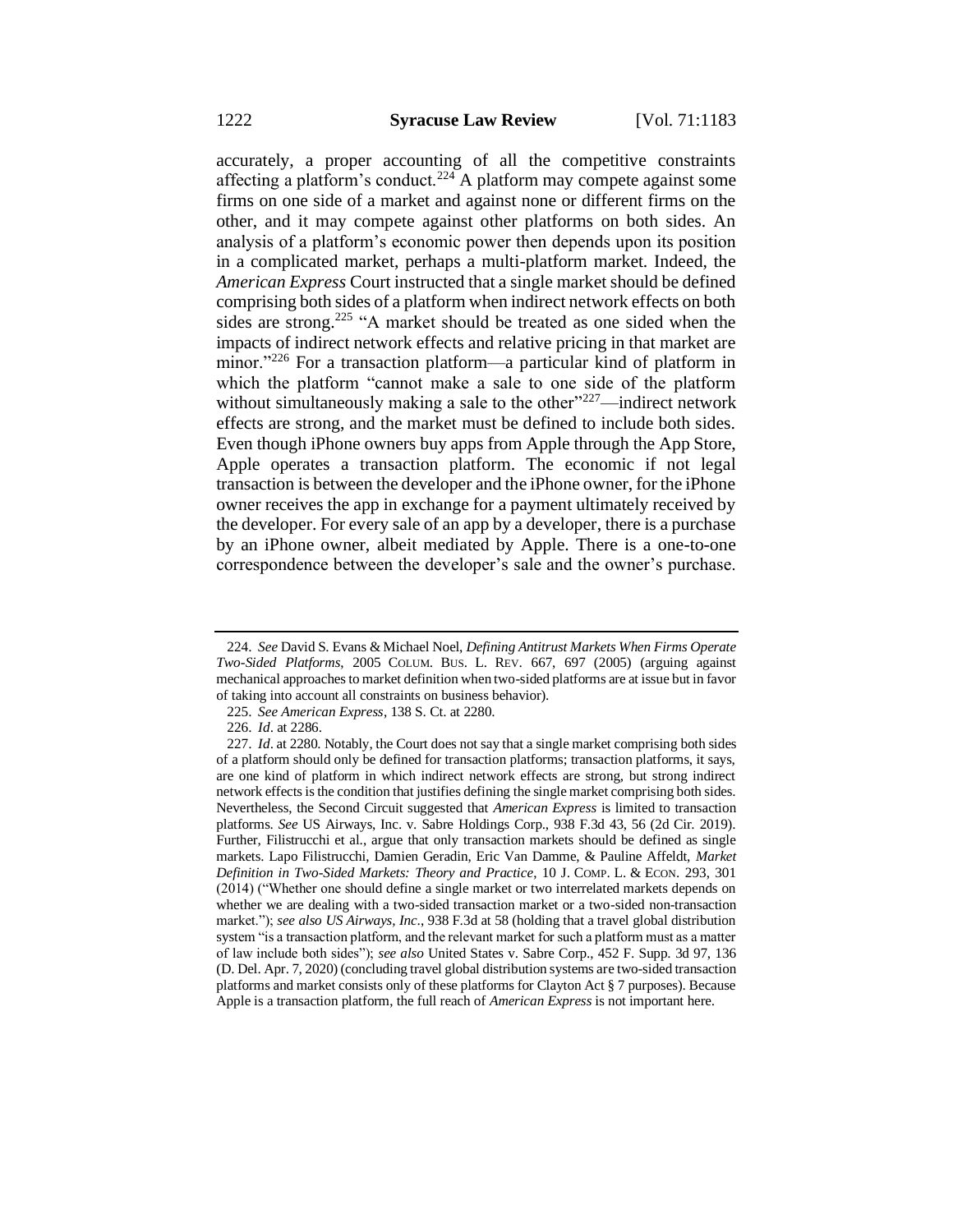accurately, a proper accounting of all the competitive constraints affecting a platform's conduct.[224] A platform may compete against some firms on one side of a market and against none or different firms on the other, and it may compete against other platforms on both sides. An analysis of a platform's economic power then depends upon its position in a complicated market, perhaps a multi-platform market. Indeed, the *American Express* Court instructed that a single market should be defined comprising both sides of a platform when indirect network effects on both sides are strong.[225] "A market should be treated as one sided when the impacts of indirect network effects and relative pricing in that market are minor."[226] For a transaction platform—a particular kind of platform in which the platform "cannot make a sale to one side of the platform without simultaneously making a sale to the other"[227]—indirect network effects are strong, and the market must be defined to include both sides. Even though iPhone owners buy apps from Apple through the App Store, Apple operates a transaction platform. The economic if not legal transaction is between the developer and the iPhone owner, for the iPhone owner receives the app in exchange for a payment ultimately received by the developer. For every sale of an app by a developer, there is a purchase by an iPhone owner, albeit mediated by Apple. There is a one-to-one correspondence between the developer's sale and the owner's purchase.

---

224. *See* David S. Evans & Michael Noel, *Defining Antitrust Markets When Firms Operate Two-Sided Platforms*, 2005 COLUM. BUS. L. REV. 667, 697 (2005) (arguing against mechanical approaches to market definition when two-sided platforms are at issue but in favor of taking into account all constraints on business behavior).

225. *See American Express*, 138 S. Ct. at 2280.

226. *Id*. at 2286.

227. *Id*. at 2280. Notably, the Court does not say that a single market comprising both sides of a platform should only be defined for transaction platforms; transaction platforms, it says, are one kind of platform in which indirect network effects are strong, but strong indirect network effects is the condition that justifies defining the single market comprising both sides. Nevertheless, the Second Circuit suggested that *American Express* is limited to transaction platforms. *See* US Airways, Inc. v. Sabre Holdings Corp., 938 F.3d 43, 56 (2d Cir. 2019). Further, Filistrucchi et al., argue that only transaction markets should be defined as single markets. Lapo Filistrucchi, Damien Geradin, Eric Van Damme, & Pauline Affeldt, *Market Definition in Two-Sided Markets: Theory and Practice*, 10 J. COMP. L. & ECON. 293, 301 (2014) ("Whether one should define a single market or two interrelated markets depends on whether we are dealing with a two-sided transaction market or a two-sided non-transaction market."); *see also US Airways, Inc.*, 938 F.3d at 58 (holding that a travel global distribution system "is a transaction platform, and the relevant market for such a platform must as a matter of law include both sides"); *see also* United States v. Sabre Corp., 452 F. Supp. 3d 97, 136 (D. Del. Apr. 7, 2020) (concluding travel global distribution systems are two-sided transaction platforms and market consists only of these platforms for Clayton Act § 7 purposes). Because Apple is a transaction platform, the full reach of *American Express* is not important here.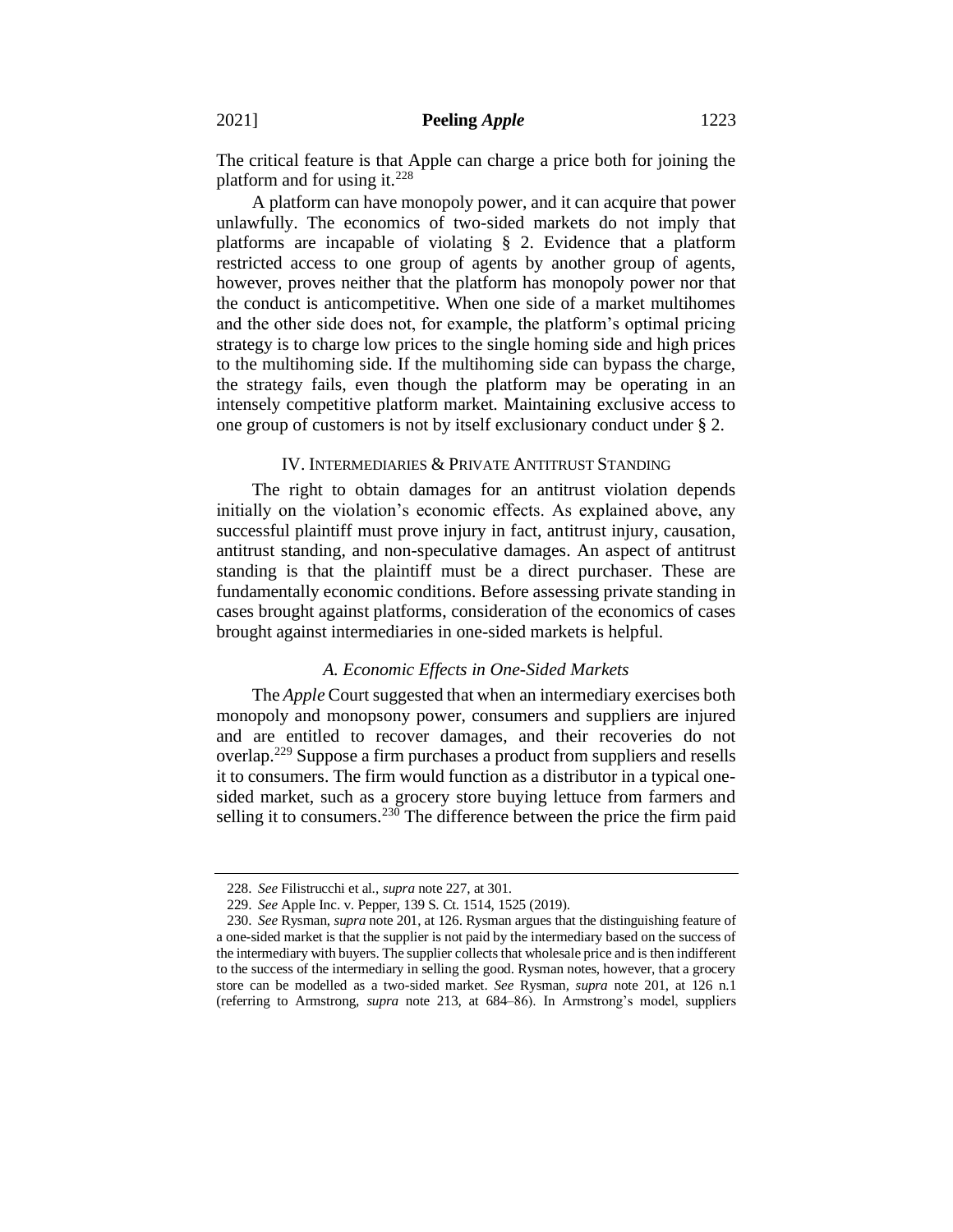The critical feature is that Apple can charge a price both for joining the platform and for using it.[228]

A platform can have monopoly power, and it can acquire that power unlawfully. The economics of two-sided markets do not imply that platforms are incapable of violating § 2. Evidence that a platform restricted access to one group of agents by another group of agents, however, proves neither that the platform has monopoly power nor that the conduct is anticompetitive. When one side of a market multihomes and the other side does not, for example, the platform's optimal pricing strategy is to charge low prices to the single homing side and high prices to the multihoming side. If the multihoming side can bypass the charge, the strategy fails, even though the platform may be operating in an intensely competitive platform market. Maintaining exclusive access to one group of customers is not by itself exclusionary conduct under § 2.

## IV. INTERMEDIARIES & PRIVATE ANTITRUST STANDING

The right to obtain damages for an antitrust violation depends initially on the violation's economic effects. As explained above, any successful plaintiff must prove injury in fact, antitrust injury, causation, antitrust standing, and non-speculative damages. An aspect of antitrust standing is that the plaintiff must be a direct purchaser. These are fundamentally economic conditions. Before assessing private standing in cases brought against platforms, consideration of the economics of cases brought against intermediaries in one-sided markets is helpful.

### *A. Economic Effects in One-Sided Markets*

The *Apple* Court suggested that when an intermediary exercises both monopoly and monopsony power, consumers and suppliers are injured and are entitled to recover damages, and their recoveries do not overlap.[229] Suppose a firm purchases a product from suppliers and resells it to consumers. The firm would function as a distributor in a typical one-sided market, such as a grocery store buying lettuce from farmers and selling it to consumers.[230] The difference between the price the firm paid

---

228. *See* Filistrucchi et al., *supra* note 227, at 301.

229. *See* Apple Inc. v. Pepper, 139 S. Ct. 1514, 1525 (2019).

230. *See* Rysman, *supra* note 201, at 126. Rysman argues that the distinguishing feature of a one-sided market is that the supplier is not paid by the intermediary based on the success of the intermediary with buyers. The supplier collects that wholesale price and is then indifferent to the success of the intermediary in selling the good. Rysman notes, however, that a grocery store can be modelled as a two-sided market. *See* Rysman, *supra* note 201, at 126 n.1 (referring to Armstrong, *supra* note 213, at 684–86). In Armstrong's model, suppliers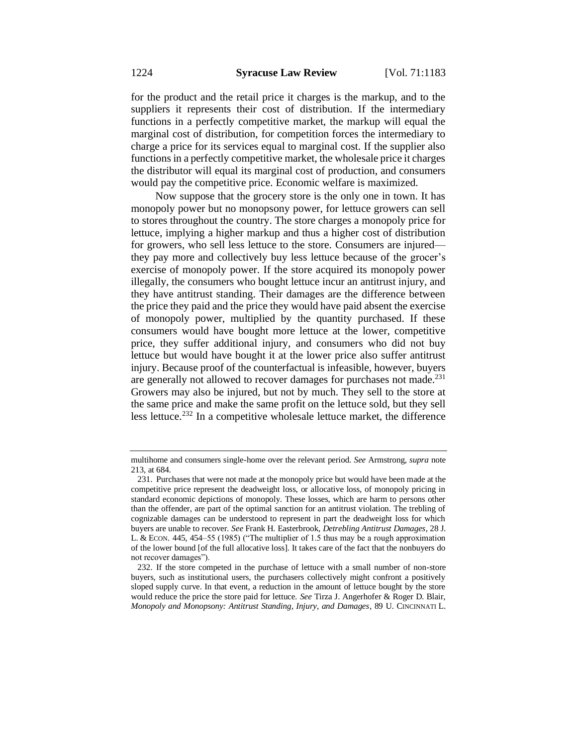for the product and the retail price it charges is the markup, and to the suppliers it represents their cost of distribution. If the intermediary functions in a perfectly competitive market, the markup will equal the marginal cost of distribution, for competition forces the intermediary to charge a price for its services equal to marginal cost. If the supplier also functions in a perfectly competitive market, the wholesale price it charges the distributor will equal its marginal cost of production, and consumers would pay the competitive price. Economic welfare is maximized.

Now suppose that the grocery store is the only one in town. It has monopoly power but no monopsony power, for lettuce growers can sell to stores throughout the country. The store charges a monopoly price for lettuce, implying a higher markup and thus a higher cost of distribution for growers, who sell less lettuce to the store. Consumers are injured—they pay more and collectively buy less lettuce because of the grocer's exercise of monopoly power. If the store acquired its monopoly power illegally, the consumers who bought lettuce incur an antitrust injury, and they have antitrust standing. Their damages are the difference between the price they paid and the price they would have paid absent the exercise of monopoly power, multiplied by the quantity purchased. If these consumers would have bought more lettuce at the lower, competitive price, they suffer additional injury, and consumers who did not buy lettuce but would have bought it at the lower price also suffer antitrust injury. Because proof of the counterfactual is infeasible, however, buyers are generally not allowed to recover damages for purchases not made.[231] Growers may also be injured, but not by much. They sell to the store at the same price and make the same profit on the lettuce sold, but they sell less lettuce.[232] In a competitive wholesale lettuce market, the difference

---

multihome and consumers single-home over the relevant period. *See* Armstrong, *supra* note 213, at 684.

231. Purchases that were not made at the monopoly price but would have been made at the competitive price represent the deadweight loss, or allocative loss, of monopoly pricing in standard economic depictions of monopoly. These losses, which are harm to persons other than the offender, are part of the optimal sanction for an antitrust violation. The trebling of cognizable damages can be understood to represent in part the deadweight loss for which buyers are unable to recover. *See* Frank H. Easterbrook, *Detrebling Antitrust Damages*, 28 J. L. & ECON. 445, 454–55 (1985) ("The multiplier of 1.5 thus may be a rough approximation of the lower bound [of the full allocative loss]. It takes care of the fact that the nonbuyers do not recover damages").

232. If the store competed in the purchase of lettuce with a small number of non-store buyers, such as institutional users, the purchasers collectively might confront a positively sloped supply curve. In that event, a reduction in the amount of lettuce bought by the store would reduce the price the store paid for lettuce. *See* Tirza J. Angerhofer & Roger D. Blair, *Monopoly and Monopsony: Antitrust Standing, Injury, and Damages*, 89 U. CINCINNATI L.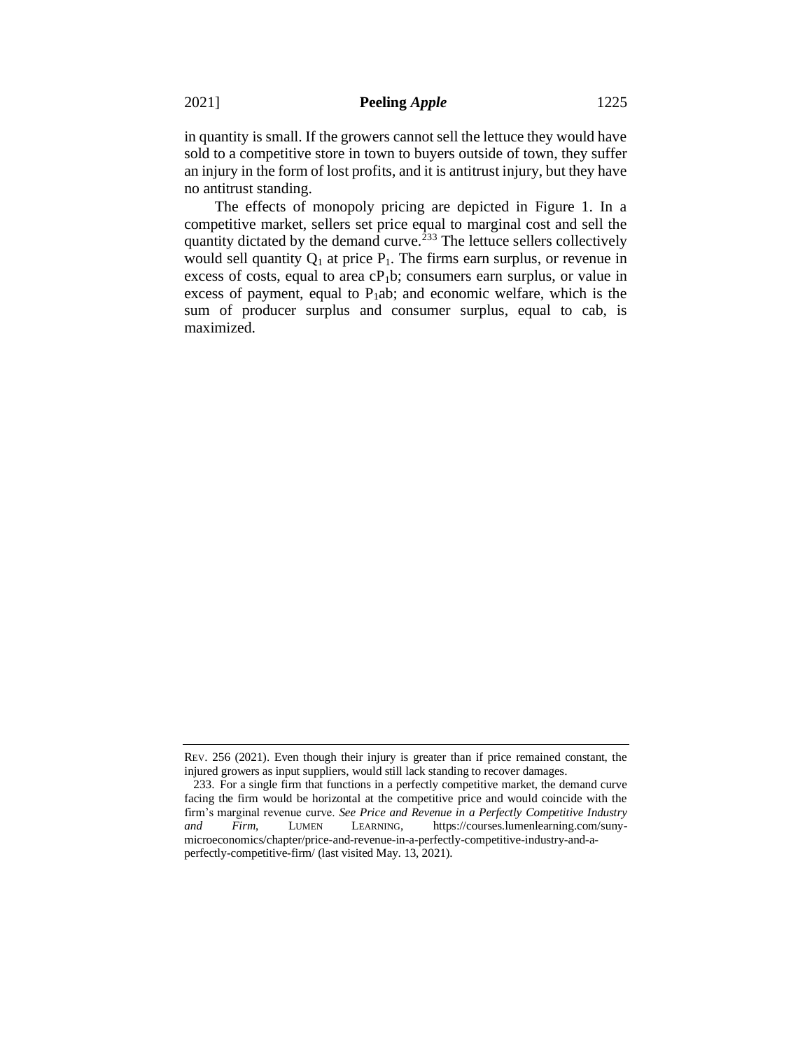in quantity is small. If the growers cannot sell the lettuce they would have sold to a competitive store in town to buyers outside of town, they suffer an injury in the form of lost profits, and it is antitrust injury, but they have no antitrust standing.

The effects of monopoly pricing are depicted in Figure 1. In a competitive market, sellers set price equal to marginal cost and sell the quantity dictated by the demand curve.[233] The lettuce sellers collectively would sell quantity $Q_1$ at price $P_1$. The firms earn surplus, or revenue in excess of costs, equal to area $cP_1b$; consumers earn surplus, or value in excess of payment, equal to $P_1ab$; and economic welfare, which is the sum of producer surplus and consumer surplus, equal to cab, is maximized.

---

REV. 256 (2021). Even though their injury is greater than if price remained constant, the injured growers as input suppliers, would still lack standing to recover damages.

233. For a single firm that functions in a perfectly competitive market, the demand curve facing the firm would be horizontal at the competitive price and would coincide with the firm's marginal revenue curve. *See Price and Revenue in a Perfectly Competitive Industry and Firm*, LUMEN LEARNING, https://courses.lumenlearning.com/suny-microeconomics/chapter/price-and-revenue-in-a-perfectly-competitive-industry-and-a-perfectly-competitive-firm/ (last visited May. 13, 2021).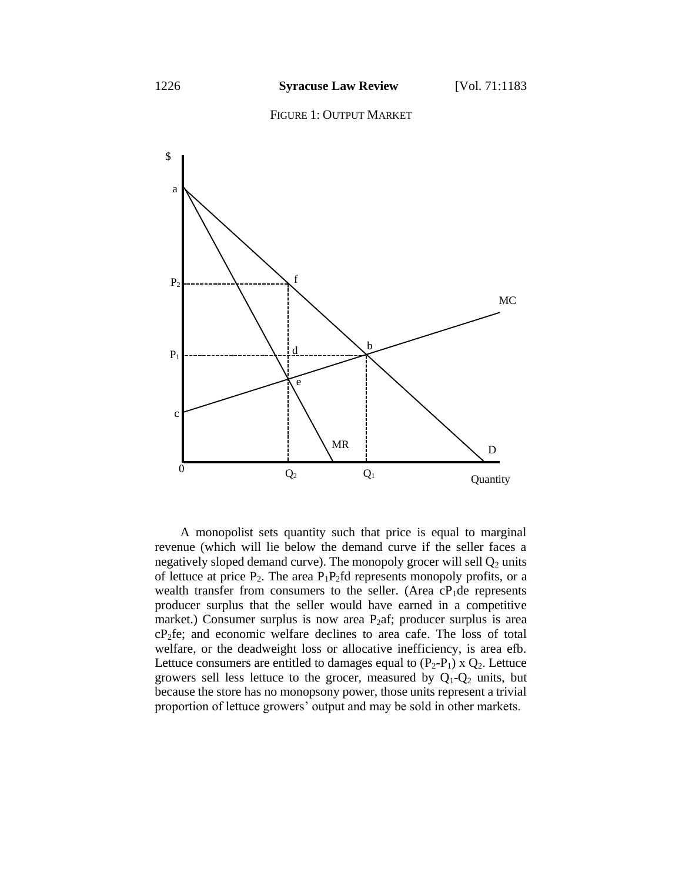FIGURE 1: OUTPUT MARKET

A monopolist sets quantity such that price is equal to marginal revenue (which will lie below the demand curve if the seller faces a negatively sloped demand curve). The monopoly grocer will sell $Q_2$ units of lettuce at price $P_2$. The area $P_1P_2$fd represents monopoly profits, or a wealth transfer from consumers to the seller. (Area $cP_1$de represents producer surplus that the seller would have earned in a competitive market.) Consumer surplus is now area $P_2$af; producer surplus is area $cP_2$fe; and economic welfare declines to area cafe. The loss of total welfare, or the deadweight loss or allocative inefficiency, is area efb. Lettuce consumers are entitled to damages equal to $(P_2-P_1) \times Q_2$. Lettuce growers sell less lettuce to the grocer, measured by $Q_1-Q_2$ units, but because the store has no monopsony power, those units represent a trivial proportion of lettuce growers' output and may be sold in other markets.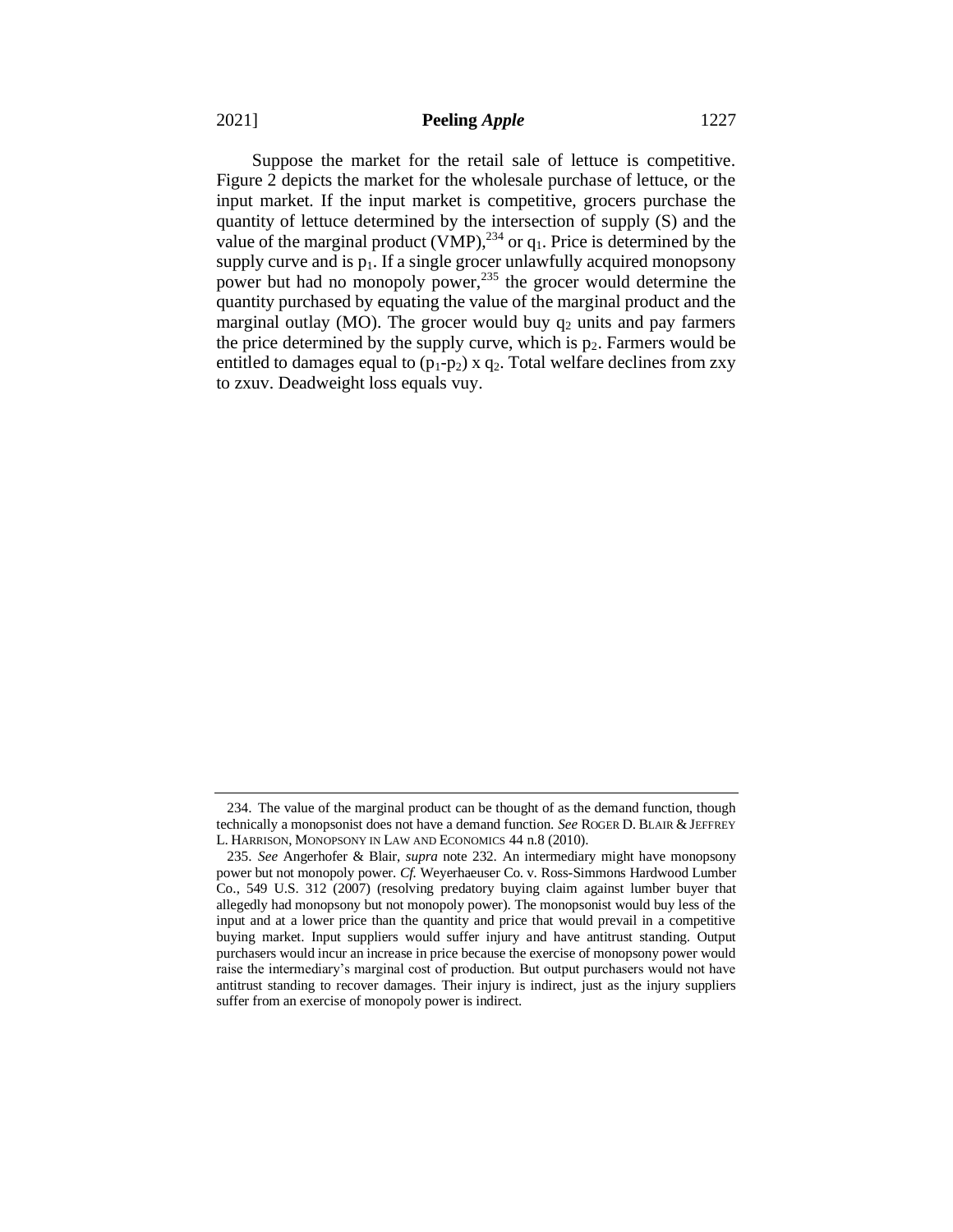Suppose the market for the retail sale of lettuce is competitive. Figure 2 depicts the market for the wholesale purchase of lettuce, or the input market. If the input market is competitive, grocers purchase the quantity of lettuce determined by the intersection of supply (S) and the value of the marginal product (VMP),[234] or $q_1$. Price is determined by the supply curve and is $p_1$. If a single grocer unlawfully acquired monopsony power but had no monopoly power,[235] the grocer would determine the quantity purchased by equating the value of the marginal product and the marginal outlay (MO). The grocer would buy $q_2$ units and pay farmers the price determined by the supply curve, which is $p_2$. Farmers would be entitled to damages equal to $(p_1-p_2) \times q_2$. Total welfare declines from zxy to zxuv. Deadweight loss equals vuy.

---

234. The value of the marginal product can be thought of as the demand function, though technically a monopsonist does not have a demand function. *See* ROGER D. BLAIR & JEFFREY L. HARRISON, MONOPSONY IN LAW AND ECONOMICS 44 n.8 (2010).

235. *See* Angerhofer & Blair, *supra* note 232. An intermediary might have monopsony power but not monopoly power. *Cf.* Weyerhaeuser Co. v. Ross-Simmons Hardwood Lumber Co., 549 U.S. 312 (2007) (resolving predatory buying claim against lumber buyer that allegedly had monopsony but not monopoly power). The monopsonist would buy less of the input and at a lower price than the quantity and price that would prevail in a competitive buying market. Input suppliers would suffer injury and have antitrust standing. Output purchasers would incur an increase in price because the exercise of monopsony power would raise the intermediary's marginal cost of production. But output purchasers would not have antitrust standing to recover damages. Their injury is indirect, just as the injury suppliers suffer from an exercise of monopoly power is indirect.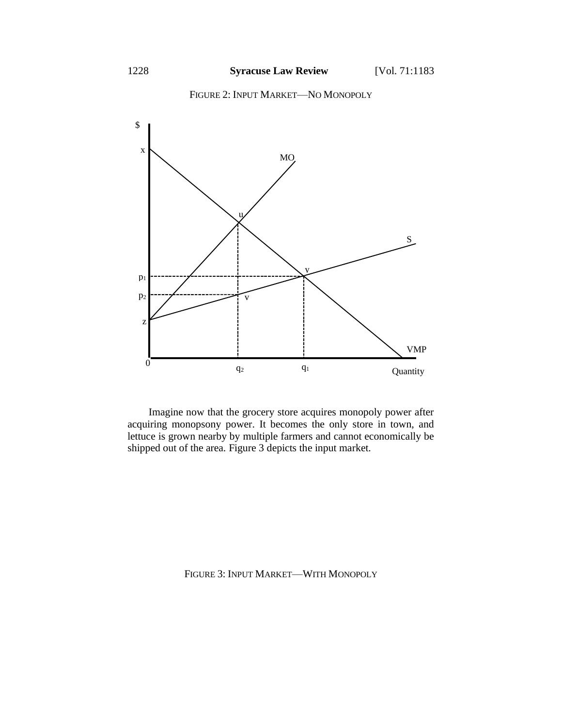FIGURE 2: INPUT MARKET—NO MONOPOLY

Imagine now that the grocery store acquires monopoly power after acquiring monopsony power. It becomes the only store in town, and lettuce is grown nearby by multiple farmers and cannot economically be shipped out of the area. Figure 3 depicts the input market.

FIGURE 3: INPUT MARKET—WITH MONOPOLY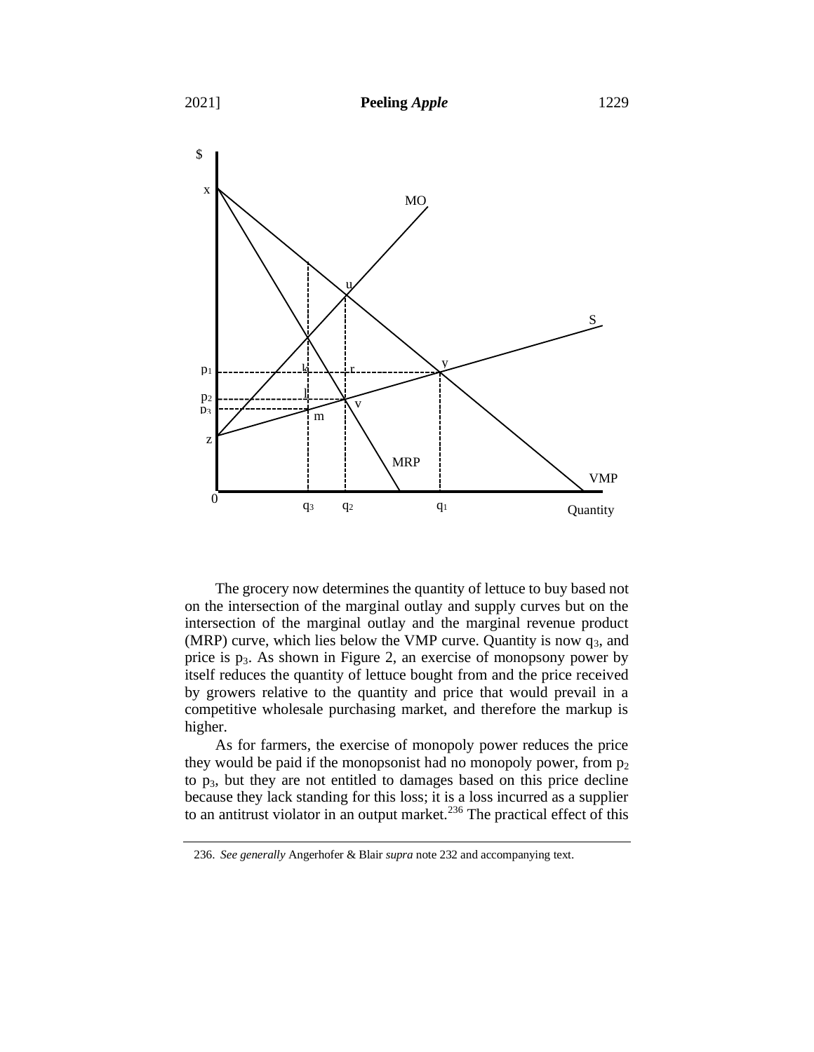The grocery now determines the quantity of lettuce to buy based not on the intersection of the marginal outlay and supply curves but on the intersection of the marginal outlay and the marginal revenue product (MRP) curve, which lies below the VMP curve. Quantity is now $q_3$, and price is $p_3$. As shown in Figure 2, an exercise of monopsony power by itself reduces the quantity of lettuce bought from and the price received by growers relative to the quantity and price that would prevail in a competitive wholesale purchasing market, and therefore the markup is higher.

As for farmers, the exercise of monopoly power reduces the price they would be paid if the monopsonist had no monopoly power, from $p_2$ to $p_3$, but they are not entitled to damages based on this price decline because they lack standing for this loss; it is a loss incurred as a supplier to an antitrust violator in an output market.[236] The practical effect of this

236. *See generally* Angerhofer & Blair *supra* note 232 and accompanying text.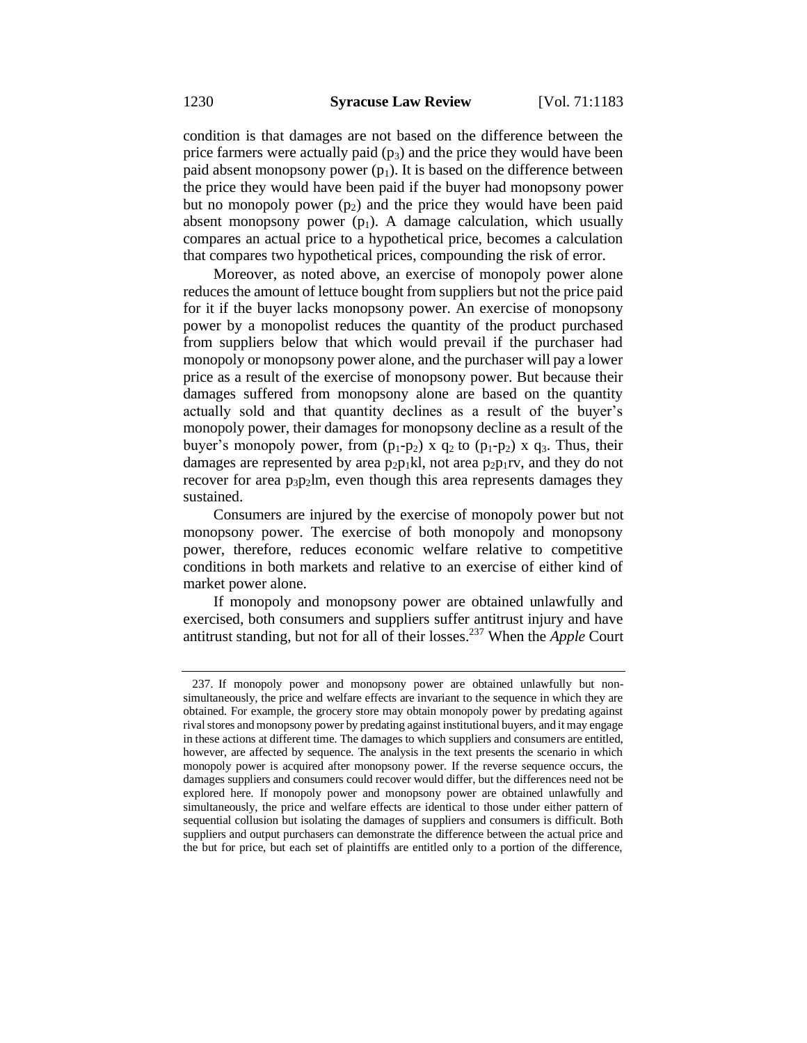condition is that damages are not based on the difference between the price farmers were actually paid ($p_3$) and the price they would have been paid absent monopsony power ($p_1$). It is based on the difference between the price they would have been paid if the buyer had monopsony power but no monopoly power ($p_2$) and the price they would have been paid absent monopsony power ($p_1$). A damage calculation, which usually compares an actual price to a hypothetical price, becomes a calculation that compares two hypothetical prices, compounding the risk of error.

Moreover, as noted above, an exercise of monopoly power alone reduces the amount of lettuce bought from suppliers but not the price paid for it if the buyer lacks monopsony power. An exercise of monopsony power by a monopolist reduces the quantity of the product purchased from suppliers below that which would prevail if the purchaser had monopoly or monopsony power alone, and the purchaser will pay a lower price as a result of the exercise of monopsony power. But because their damages suffered from monopsony alone are based on the quantity actually sold and that quantity declines as a result of the buyer's monopoly power, their damages for monopsony decline as a result of the buyer's monopoly power, from $(p_1-p_2) \times q_2$ to $(p_1-p_2) \times q_3$. Thus, their damages are represented by area $p_2p_1kl$, not area $p_2p_1rv$, and they do not recover for area $p_3p_2lm$, even though this area represents damages they sustained.

Consumers are injured by the exercise of monopoly power but not monopsony power. The exercise of both monopoly and monopsony power, therefore, reduces economic welfare relative to competitive conditions in both markets and relative to an exercise of either kind of market power alone.

If monopoly and monopsony power are obtained unlawfully and exercised, both consumers and suppliers suffer antitrust injury and have antitrust standing, but not for all of their losses.[237] When the *Apple* Court

237. If monopoly power and monopsony power are obtained unlawfully but non-simultaneously, the price and welfare effects are invariant to the sequence in which they are obtained. For example, the grocery store may obtain monopoly power by predating against rival stores and monopsony power by predating against institutional buyers, and it may engage in these actions at different time. The damages to which suppliers and consumers are entitled, however, are affected by sequence. The analysis in the text presents the scenario in which monopoly power is acquired after monopsony power. If the reverse sequence occurs, the damages suppliers and consumers could recover would differ, but the differences need not be explored here. If monopoly power and monopsony power are obtained unlawfully and simultaneously, the price and welfare effects are identical to those under either pattern of sequential collusion but isolating the damages of suppliers and consumers is difficult. Both suppliers and output purchasers can demonstrate the difference between the actual price and the but for price, but each set of plaintiffs are entitled only to a portion of the difference,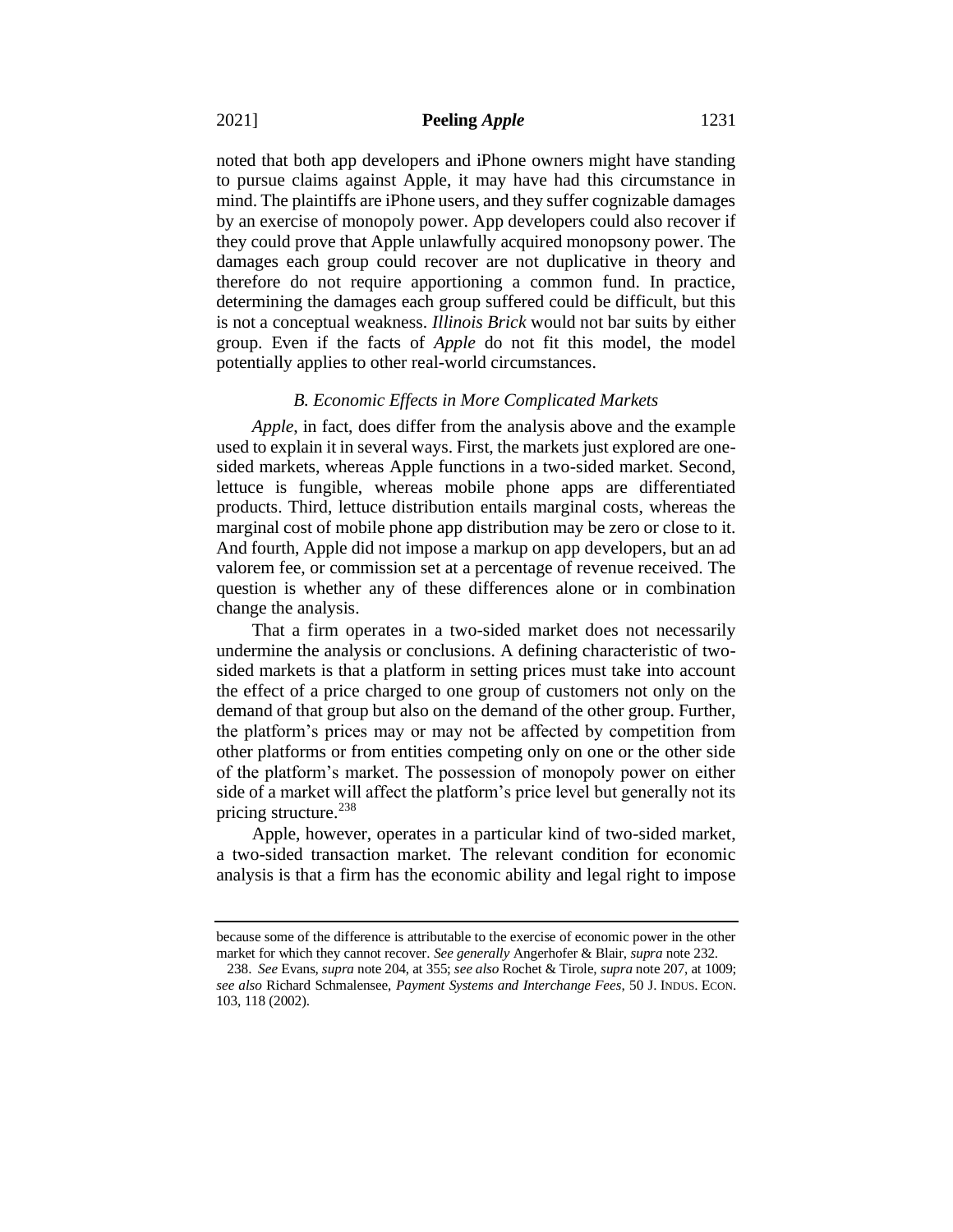noted that both app developers and iPhone owners might have standing to pursue claims against Apple, it may have had this circumstance in mind. The plaintiffs are iPhone users, and they suffer cognizable damages by an exercise of monopoly power. App developers could also recover if they could prove that Apple unlawfully acquired monopsony power. The damages each group could recover are not duplicative in theory and therefore do not require apportioning a common fund. In practice, determining the damages each group suffered could be difficult, but this is not a conceptual weakness. *Illinois Brick* would not bar suits by either group. Even if the facts of *Apple* do not fit this model, the model potentially applies to other real-world circumstances.

### *B. Economic Effects in More Complicated Markets*

*Apple*, in fact, does differ from the analysis above and the example used to explain it in several ways. First, the markets just explored are one-sided markets, whereas Apple functions in a two-sided market. Second, lettuce is fungible, whereas mobile phone apps are differentiated products. Third, lettuce distribution entails marginal costs, whereas the marginal cost of mobile phone app distribution may be zero or close to it. And fourth, Apple did not impose a markup on app developers, but an ad valorem fee, or commission set at a percentage of revenue received. The question is whether any of these differences alone or in combination change the analysis.

That a firm operates in a two-sided market does not necessarily undermine the analysis or conclusions. A defining characteristic of two-sided markets is that a platform in setting prices must take into account the effect of a price charged to one group of customers not only on the demand of that group but also on the demand of the other group. Further, the platform's prices may or may not be affected by competition from other platforms or from entities competing only on one or the other side of the platform's market. The possession of monopoly power on either side of a market will affect the platform's price level but generally not its pricing structure.[238]

Apple, however, operates in a particular kind of two-sided market, a two-sided transaction market. The relevant condition for economic analysis is that a firm has the economic ability and legal right to impose

---

because some of the difference is attributable to the exercise of economic power in the other market for which they cannot recover. *See generally* Angerhofer & Blair, *supra* note 232.

238. *See* Evans, *supra* note 204, at 355; *see also* Rochet & Tirole, *supra* note 207, at 1009; *see also* Richard Schmalensee, *Payment Systems and Interchange Fees*, 50 J. INDUS. ECON. 103, 118 (2002).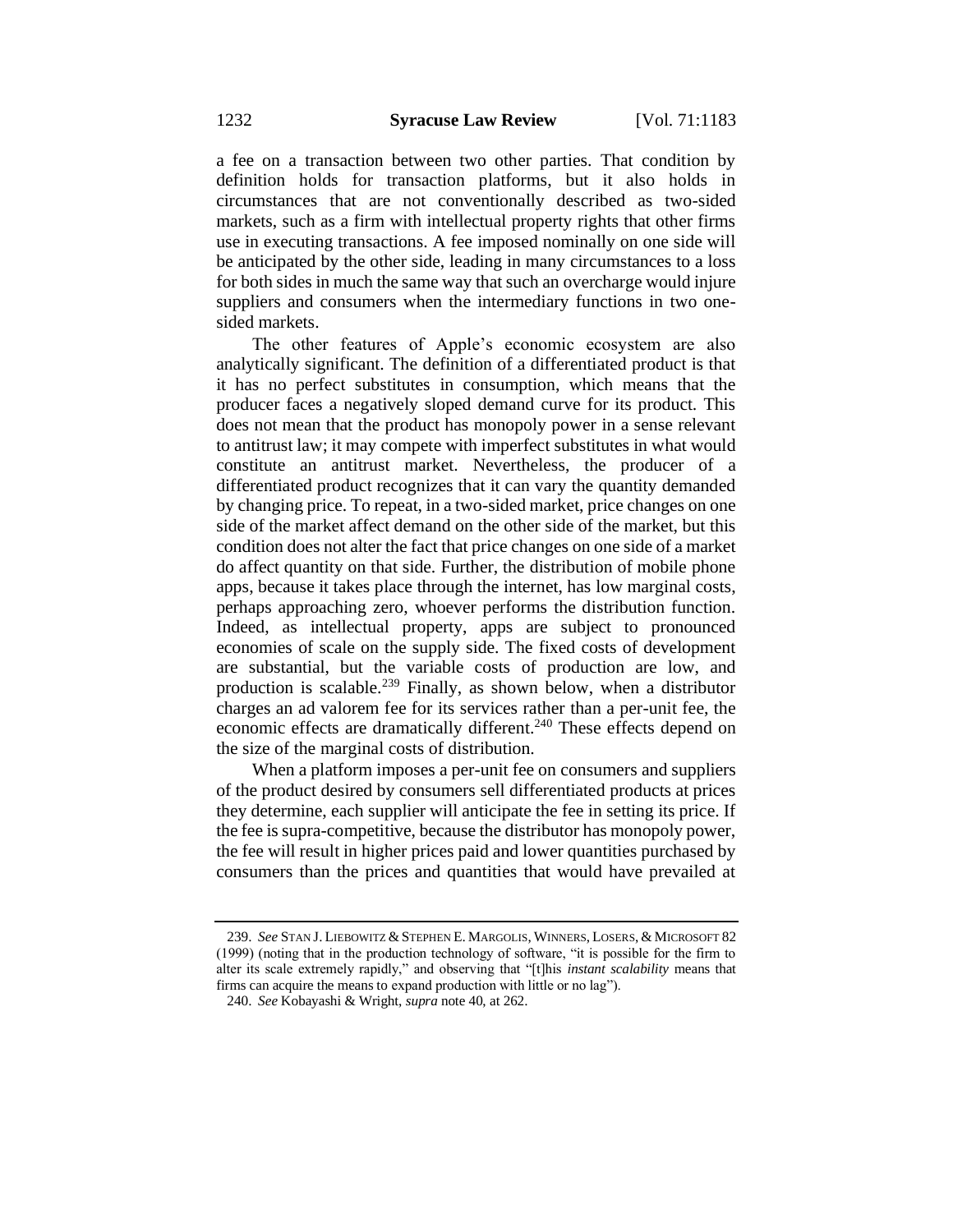a fee on a transaction between two other parties. That condition by definition holds for transaction platforms, but it also holds in circumstances that are not conventionally described as two-sided markets, such as a firm with intellectual property rights that other firms use in executing transactions. A fee imposed nominally on one side will be anticipated by the other side, leading in many circumstances to a loss for both sides in much the same way that such an overcharge would injure suppliers and consumers when the intermediary functions in two one-sided markets.

The other features of Apple's economic ecosystem are also analytically significant. The definition of a differentiated product is that it has no perfect substitutes in consumption, which means that the producer faces a negatively sloped demand curve for its product. This does not mean that the product has monopoly power in a sense relevant to antitrust law; it may compete with imperfect substitutes in what would constitute an antitrust market. Nevertheless, the producer of a differentiated product recognizes that it can vary the quantity demanded by changing price. To repeat, in a two-sided market, price changes on one side of the market affect demand on the other side of the market, but this condition does not alter the fact that price changes on one side of a market do affect quantity on that side. Further, the distribution of mobile phone apps, because it takes place through the internet, has low marginal costs, perhaps approaching zero, whoever performs the distribution function. Indeed, as intellectual property, apps are subject to pronounced economies of scale on the supply side. The fixed costs of development are substantial, but the variable costs of production are low, and production is scalable.[239] Finally, as shown below, when a distributor charges an ad valorem fee for its services rather than a per-unit fee, the economic effects are dramatically different.[240] These effects depend on the size of the marginal costs of distribution.

When a platform imposes a per-unit fee on consumers and suppliers of the product desired by consumers sell differentiated products at prices they determine, each supplier will anticipate the fee in setting its price. If the fee is supra-competitive, because the distributor has monopoly power, the fee will result in higher prices paid and lower quantities purchased by consumers than the prices and quantities that would have prevailed at

239. *See* STAN J. LIEBOWITZ & STEPHEN E. MARGOLIS, WINNERS, LOSERS, & MICROSOFT 82 (1999) (noting that in the production technology of software, "it is possible for the firm to alter its scale extremely rapidly," and observing that "[t]his *instant scalability* means that firms can acquire the means to expand production with little or no lag").

240. *See* Kobayashi & Wright, *supra* note 40, at 262.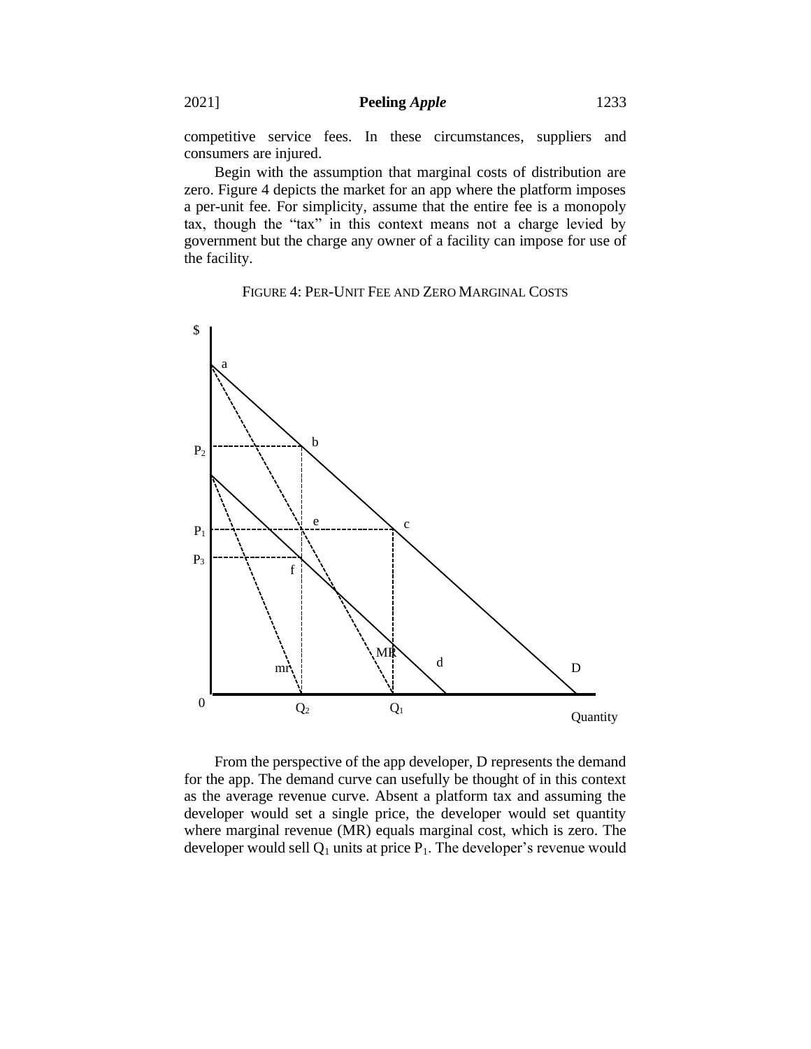competitive service fees. In these circumstances, suppliers and consumers are injured.

Begin with the assumption that marginal costs of distribution are zero. Figure 4 depicts the market for an app where the platform imposes a per-unit fee. For simplicity, assume that the entire fee is a monopoly tax, though the "tax" in this context means not a charge levied by government but the charge any owner of a facility can impose for use of the facility.

FIGURE 4: PER-UNIT FEE AND ZERO MARGINAL COSTS

From the perspective of the app developer, D represents the demand for the app. The demand curve can usefully be thought of in this context as the average revenue curve. Absent a platform tax and assuming the developer would set a single price, the developer would set quantity where marginal revenue (MR) equals marginal cost, which is zero. The developer would sell $Q_1$ units at price $P_1$. The developer's revenue would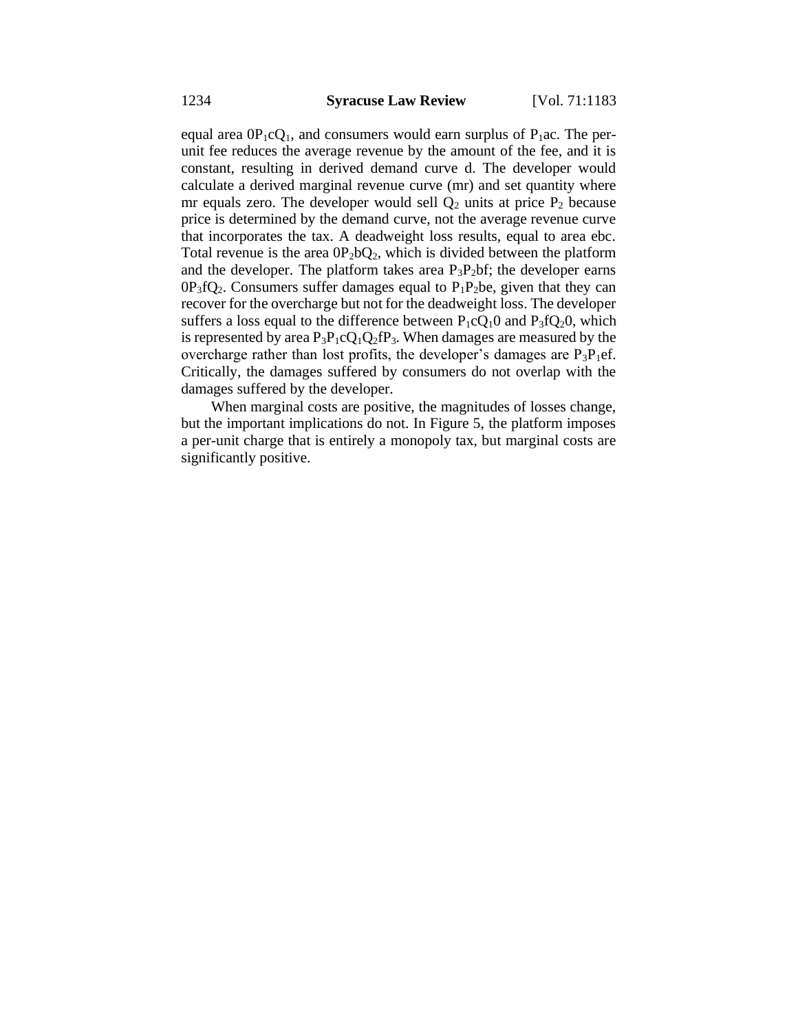equal area $0P_1cQ_1$, and consumers would earn surplus of $P_1ac$. The per-unit fee reduces the average revenue by the amount of the fee, and it is constant, resulting in derived demand curve d. The developer would calculate a derived marginal revenue curve (mr) and set quantity where mr equals zero. The developer would sell $Q_2$ units at price $P_2$ because price is determined by the demand curve, not the average revenue curve that incorporates the tax. A deadweight loss results, equal to area ebc. Total revenue is the area $0P_2bQ_2$, which is divided between the platform and the developer. The platform takes area $P_3P_2bf$; the developer earns $0P_3fQ_2$. Consumers suffer damages equal to $P_1P_2be$, given that they can recover for the overcharge but not for the deadweight loss. The developer suffers a loss equal to the difference between $P_1cQ_10$ and $P_3fQ_20$, which is represented by area $P_3P_1cQ_1Q_2fP_3$. When damages are measured by the overcharge rather than lost profits, the developer's damages are $P_3P_1ef$. Critically, the damages suffered by consumers do not overlap with the damages suffered by the developer.

When marginal costs are positive, the magnitudes of losses change, but the important implications do not. In Figure 5, the platform imposes a per-unit charge that is entirely a monopoly tax, but marginal costs are significantly positive.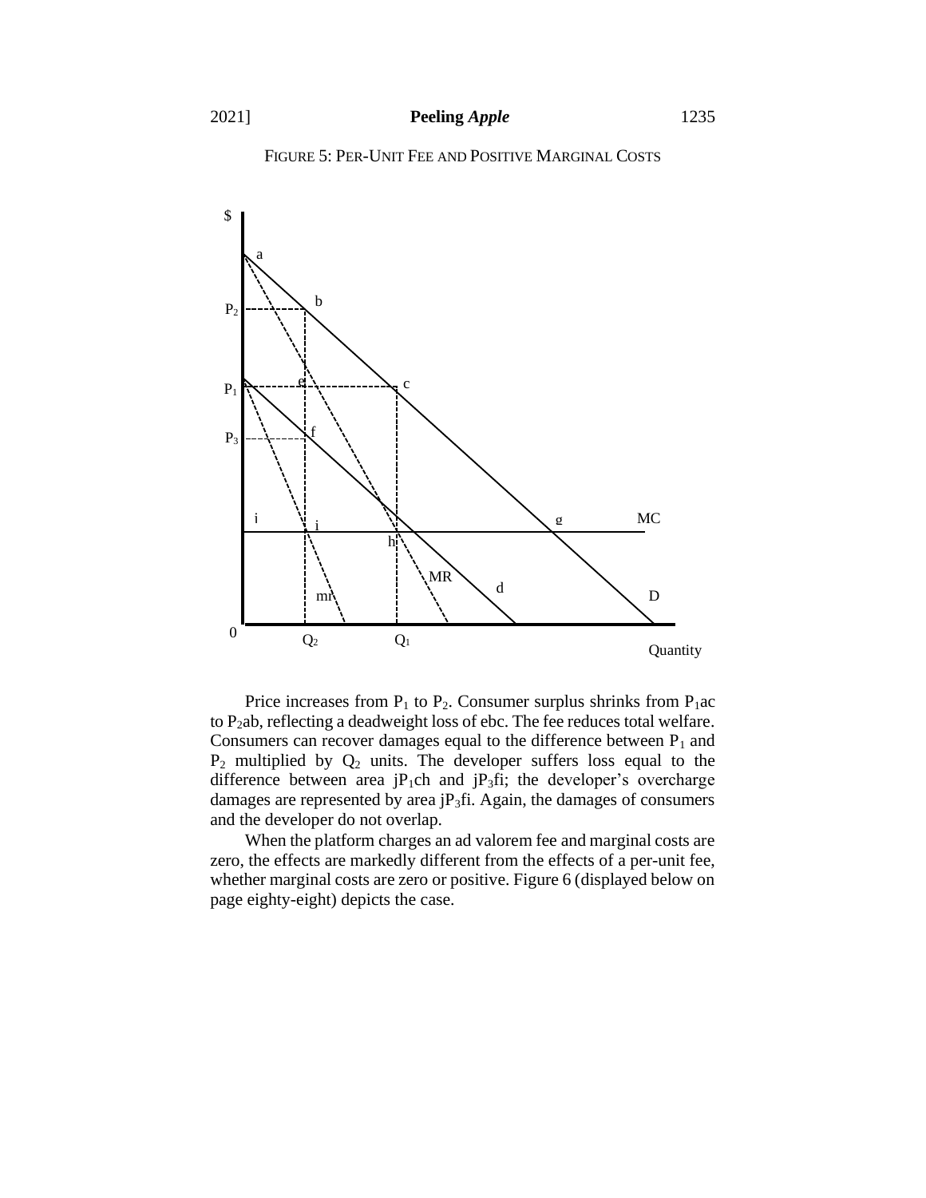FIGURE 5: PER-UNIT FEE AND POSITIVE MARGINAL COSTS

Price increases from $P_1$ to $P_2$. Consumer surplus shrinks from $P_1$ac to $P_2$ab, reflecting a deadweight loss of ebc. The fee reduces total welfare. Consumers can recover damages equal to the difference between $P_1$ and $P_2$ multiplied by $Q_2$ units. The developer suffers loss equal to the difference between area j$P_1$ch and j$P_3$fi; the developer's overcharge damages are represented by area j$P_3$fi. Again, the damages of consumers and the developer do not overlap.

When the platform charges an ad valorem fee and marginal costs are zero, the effects are markedly different from the effects of a per-unit fee, whether marginal costs are zero or positive. Figure 6 (displayed below on page eighty-eight) depicts the case.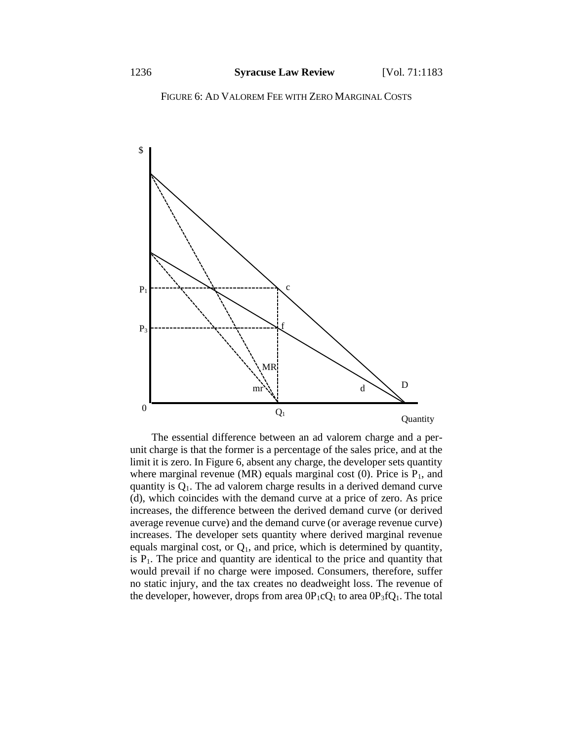FIGURE 6: AD VALOREM FEE WITH ZERO MARGINAL COSTS

The essential difference between an ad valorem charge and a per-unit charge is that the former is a percentage of the sales price, and at the limit it is zero. In Figure 6, absent any charge, the developer sets quantity where marginal revenue (MR) equals marginal cost (0). Price is $P_1$, and quantity is $Q_1$. The ad valorem charge results in a derived demand curve (d), which coincides with the demand curve at a price of zero. As price increases, the difference between the derived demand curve (or derived average revenue curve) and the demand curve (or average revenue curve) increases. The developer sets quantity where derived marginal revenue equals marginal cost, or $Q_1$, and price, which is determined by quantity, is $P_1$. The price and quantity are identical to the price and quantity that would prevail if no charge were imposed. Consumers, therefore, suffer no static injury, and the tax creates no deadweight loss. The revenue of the developer, however, drops from area $0P_1cQ_1$ to area $0P_3fQ_1$. The total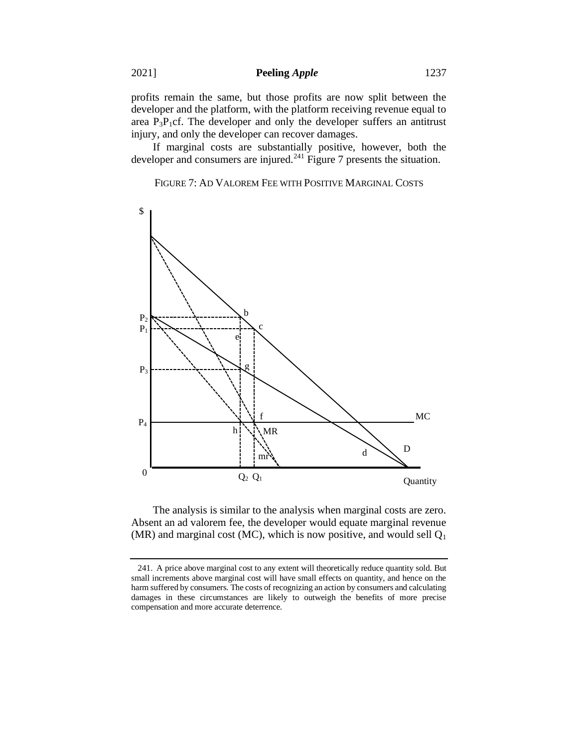profits remain the same, but those profits are now split between the developer and the platform, with the platform receiving revenue equal to area $P_3P_1$cf. The developer and only the developer suffers an antitrust injury, and only the developer can recover damages.

If marginal costs are substantially positive, however, both the developer and consumers are injured.[241] Figure 7 presents the situation.

FIGURE 7: AD VALOREM FEE WITH POSITIVE MARGINAL COSTS

The analysis is similar to the analysis when marginal costs are zero. Absent an ad valorem fee, the developer would equate marginal revenue (MR) and marginal cost (MC), which is now positive, and would sell $Q_1$

241. A price above marginal cost to any extent will theoretically reduce quantity sold. But small increments above marginal cost will have small effects on quantity, and hence on the harm suffered by consumers. The costs of recognizing an action by consumers and calculating damages in these circumstances are likely to outweigh the benefits of more precise compensation and more accurate deterrence.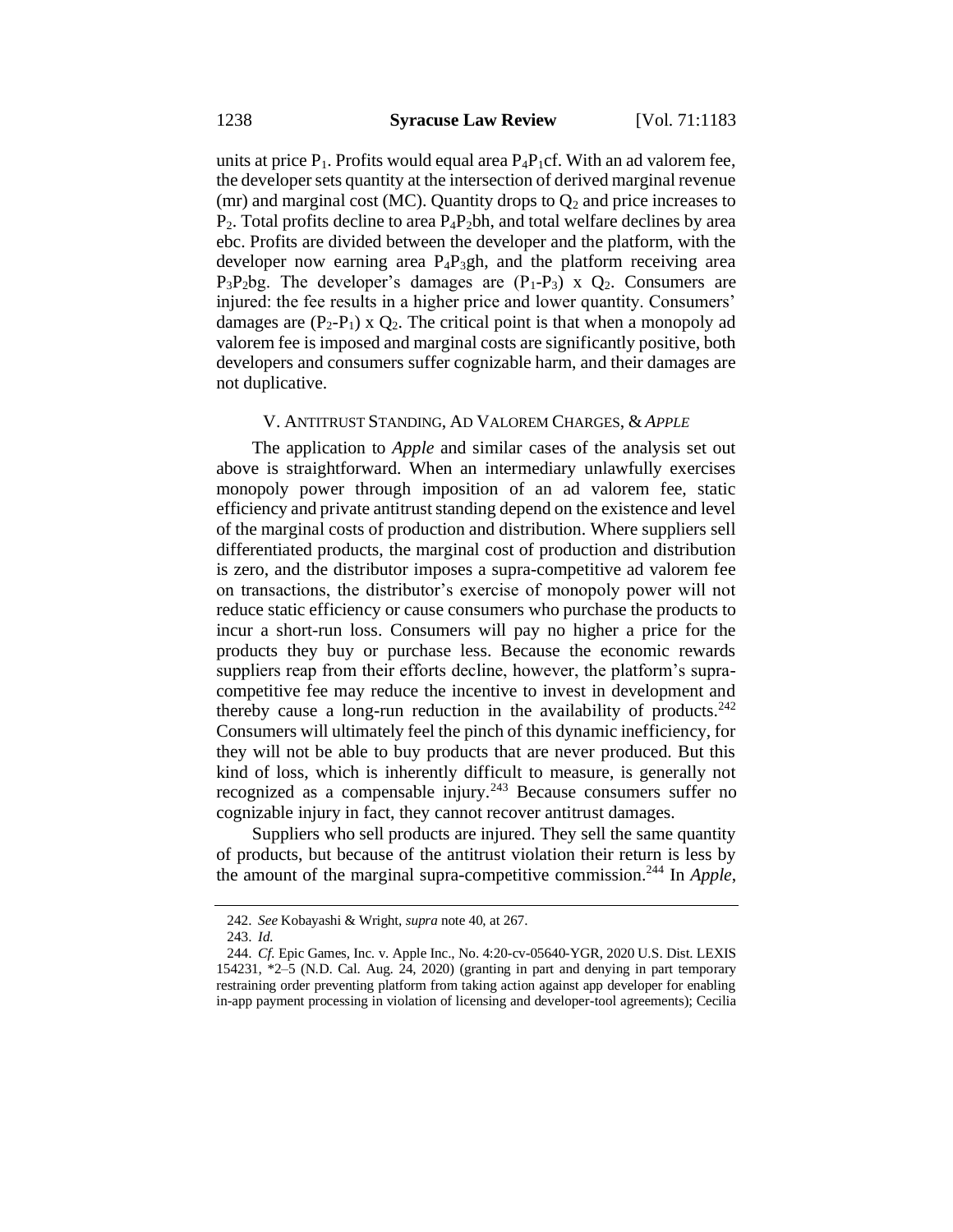units at price $P_1$. Profits would equal area $P_4P_1cf$. With an ad valorem fee, the developer sets quantity at the intersection of derived marginal revenue (mr) and marginal cost (MC). Quantity drops to $Q_2$ and price increases to $P_2$. Total profits decline to area $P_4P_2bh$, and total welfare declines by area ebc. Profits are divided between the developer and the platform, with the developer now earning area $P_4P_3gh$, and the platform receiving area $P_3P_2bg$. The developer's damages are $(P_1\text{-}P_3) \times Q_2$. Consumers are injured: the fee results in a higher price and lower quantity. Consumers' damages are $(P_2\text{-}P_1) \times Q_2$. The critical point is that when a monopoly ad valorem fee is imposed and marginal costs are significantly positive, both developers and consumers suffer cognizable harm, and their damages are not duplicative.

## V. Antitrust Standing, Ad Valorem Charges, & *Apple*

The application to *Apple* and similar cases of the analysis set out above is straightforward. When an intermediary unlawfully exercises monopoly power through imposition of an ad valorem fee, static efficiency and private antitrust standing depend on the existence and level of the marginal costs of production and distribution. Where suppliers sell differentiated products, the marginal cost of production and distribution is zero, and the distributor imposes a supra-competitive ad valorem fee on transactions, the distributor's exercise of monopoly power will not reduce static efficiency or cause consumers who purchase the products to incur a short-run loss. Consumers will pay no higher a price for the products they buy or purchase less. Because the economic rewards suppliers reap from their efforts decline, however, the platform's supra-competitive fee may reduce the incentive to invest in development and thereby cause a long-run reduction in the availability of products.[242] Consumers will ultimately feel the pinch of this dynamic inefficiency, for they will not be able to buy products that are never produced. But this kind of loss, which is inherently difficult to measure, is generally not recognized as a compensable injury.[243] Because consumers suffer no cognizable injury in fact, they cannot recover antitrust damages.

Suppliers who sell products are injured. They sell the same quantity of products, but because of the antitrust violation their return is less by the amount of the marginal supra-competitive commission.[244] In *Apple*,

---

242. *See* Kobayashi & Wright, *supra* note 40, at 267.

243. *Id.*

244. *Cf.* Epic Games, Inc. v. Apple Inc., No. 4:20-cv-05640-YGR, 2020 U.S. Dist. LEXIS 154231, *2–5 (N.D. Cal. Aug. 24, 2020) (granting in part and denying in part temporary restraining order preventing platform from taking action against app developer for enabling in-app payment processing in violation of licensing and developer-tool agreements); Cecilia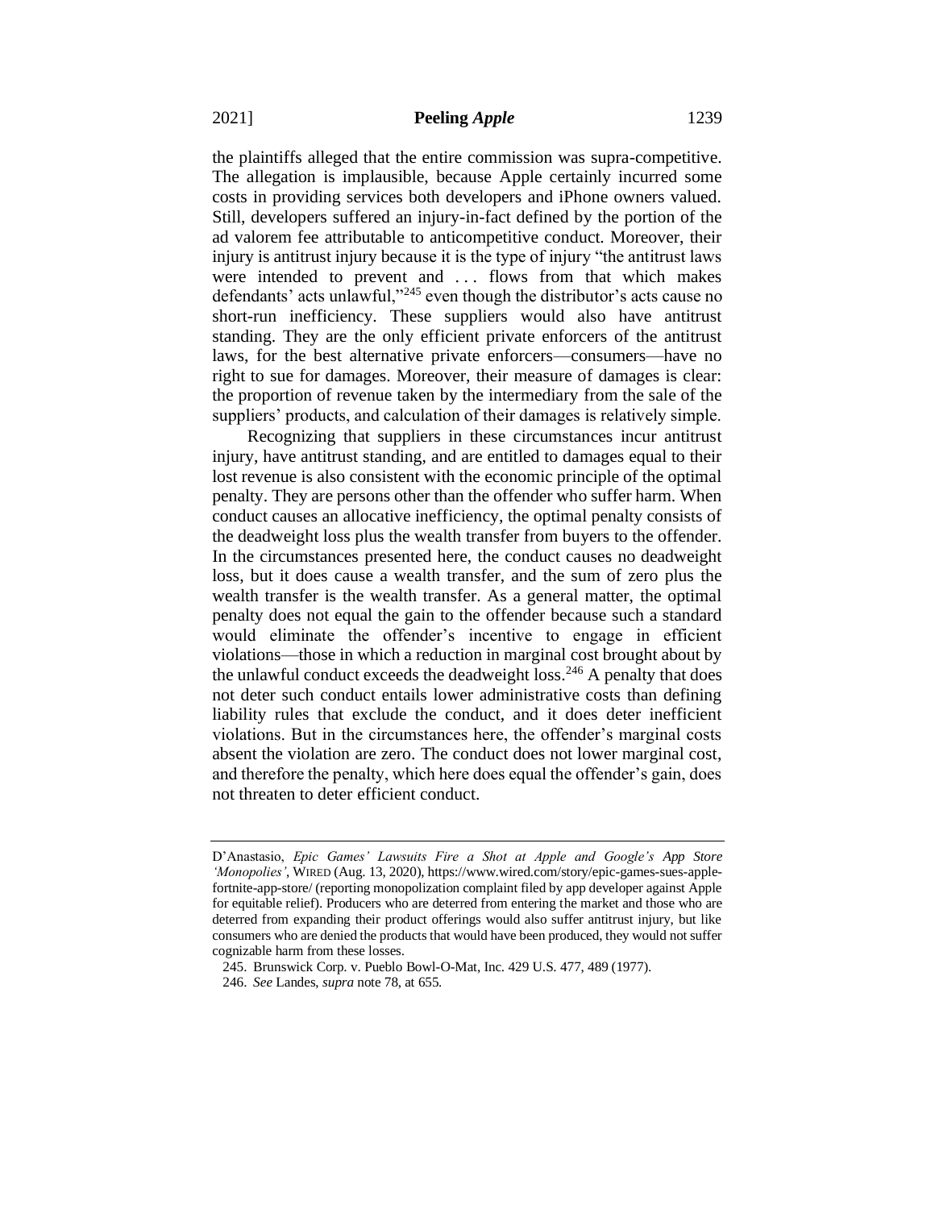the plaintiffs alleged that the entire commission was supra-competitive. The allegation is implausible, because Apple certainly incurred some costs in providing services both developers and iPhone owners valued. Still, developers suffered an injury-in-fact defined by the portion of the ad valorem fee attributable to anticompetitive conduct. Moreover, their injury is antitrust injury because it is the type of injury "the antitrust laws were intended to prevent and . . . flows from that which makes defendants' acts unlawful,"[245] even though the distributor's acts cause no short-run inefficiency. These suppliers would also have antitrust standing. They are the only efficient private enforcers of the antitrust laws, for the best alternative private enforcers—consumers—have no right to sue for damages. Moreover, their measure of damages is clear: the proportion of revenue taken by the intermediary from the sale of the suppliers' products, and calculation of their damages is relatively simple.

Recognizing that suppliers in these circumstances incur antitrust injury, have antitrust standing, and are entitled to damages equal to their lost revenue is also consistent with the economic principle of the optimal penalty. They are persons other than the offender who suffer harm. When conduct causes an allocative inefficiency, the optimal penalty consists of the deadweight loss plus the wealth transfer from buyers to the offender. In the circumstances presented here, the conduct causes no deadweight loss, but it does cause a wealth transfer, and the sum of zero plus the wealth transfer is the wealth transfer. As a general matter, the optimal penalty does not equal the gain to the offender because such a standard would eliminate the offender's incentive to engage in efficient violations—those in which a reduction in marginal cost brought about by the unlawful conduct exceeds the deadweight loss.[246] A penalty that does not deter such conduct entails lower administrative costs than defining liability rules that exclude the conduct, and it does deter inefficient violations. But in the circumstances here, the offender's marginal costs absent the violation are zero. The conduct does not lower marginal cost, and therefore the penalty, which here does equal the offender's gain, does not threaten to deter efficient conduct.

---

D'Anastasio, *Epic Games' Lawsuits Fire a Shot at Apple and Google's App Store 'Monopolies'*, WIRED (Aug. 13, 2020), https://www.wired.com/story/epic-games-sues-apple-fortnite-app-store/ (reporting monopolization complaint filed by app developer against Apple for equitable relief). Producers who are deterred from entering the market and those who are deterred from expanding their product offerings would also suffer antitrust injury, but like consumers who are denied the products that would have been produced, they would not suffer cognizable harm from these losses.

245. Brunswick Corp. v. Pueblo Bowl-O-Mat, Inc. 429 U.S. 477, 489 (1977).

246. *See* Landes, *supra* note 78, at 655.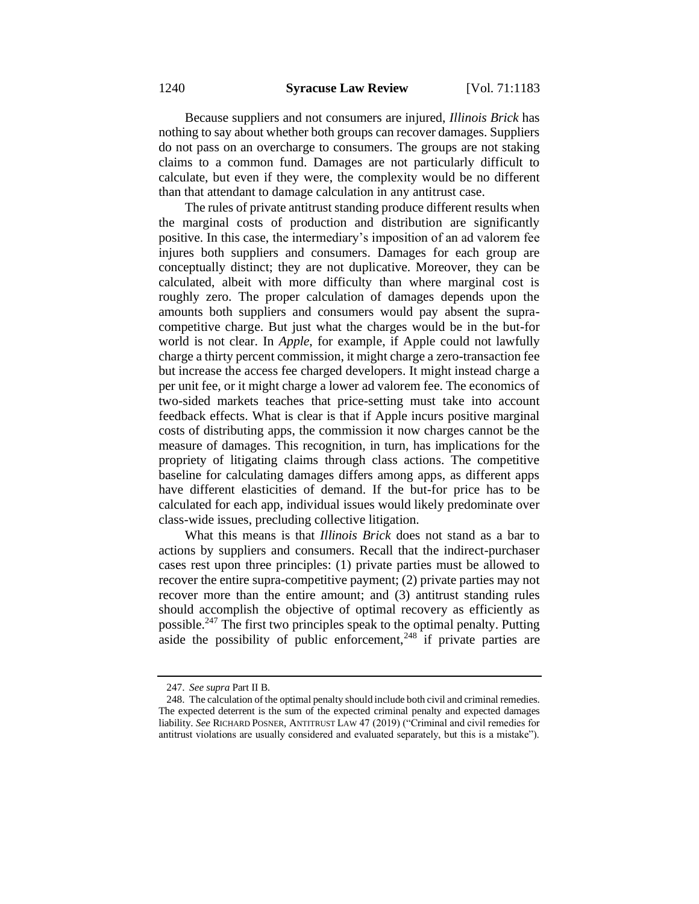Because suppliers and not consumers are injured, *Illinois Brick* has nothing to say about whether both groups can recover damages. Suppliers do not pass on an overcharge to consumers. The groups are not staking claims to a common fund. Damages are not particularly difficult to calculate, but even if they were, the complexity would be no different than that attendant to damage calculation in any antitrust case.

The rules of private antitrust standing produce different results when the marginal costs of production and distribution are significantly positive. In this case, the intermediary's imposition of an ad valorem fee injures both suppliers and consumers. Damages for each group are conceptually distinct; they are not duplicative. Moreover, they can be calculated, albeit with more difficulty than where marginal cost is roughly zero. The proper calculation of damages depends upon the amounts both suppliers and consumers would pay absent the supra-competitive charge. But just what the charges would be in the but-for world is not clear. In *Apple*, for example, if Apple could not lawfully charge a thirty percent commission, it might charge a zero-transaction fee but increase the access fee charged developers. It might instead charge a per unit fee, or it might charge a lower ad valorem fee. The economics of two-sided markets teaches that price-setting must take into account feedback effects. What is clear is that if Apple incurs positive marginal costs of distributing apps, the commission it now charges cannot be the measure of damages. This recognition, in turn, has implications for the propriety of litigating claims through class actions. The competitive baseline for calculating damages differs among apps, as different apps have different elasticities of demand. If the but-for price has to be calculated for each app, individual issues would likely predominate over class-wide issues, precluding collective litigation.

What this means is that *Illinois Brick* does not stand as a bar to actions by suppliers and consumers. Recall that the indirect-purchaser cases rest upon three principles: (1) private parties must be allowed to recover the entire supra-competitive payment; (2) private parties may not recover more than the entire amount; and (3) antitrust standing rules should accomplish the objective of optimal recovery as efficiently as possible.[247] The first two principles speak to the optimal penalty. Putting aside the possibility of public enforcement,[248] if private parties are

---

247. *See supra* Part II B.

248. The calculation of the optimal penalty should include both civil and criminal remedies. The expected deterrent is the sum of the expected criminal penalty and expected damages liability. *See* RICHARD POSNER, ANTITRUST LAW 47 (2019) ("Criminal and civil remedies for antitrust violations are usually considered and evaluated separately, but this is a mistake").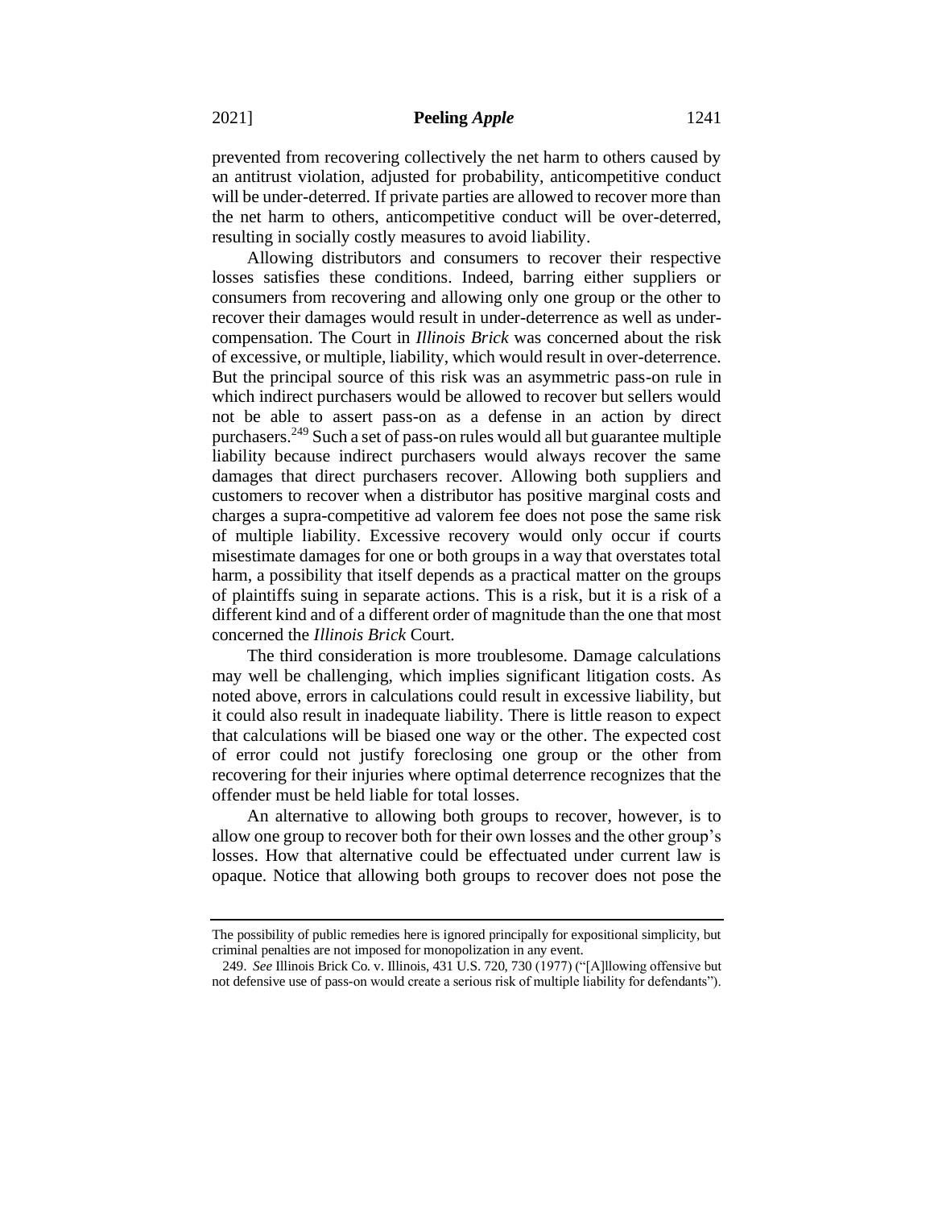prevented from recovering collectively the net harm to others caused by an antitrust violation, adjusted for probability, anticompetitive conduct will be under-deterred. If private parties are allowed to recover more than the net harm to others, anticompetitive conduct will be over-deterred, resulting in socially costly measures to avoid liability.

Allowing distributors and consumers to recover their respective losses satisfies these conditions. Indeed, barring either suppliers or consumers from recovering and allowing only one group or the other to recover their damages would result in under-deterrence as well as under-compensation. The Court in *Illinois Brick* was concerned about the risk of excessive, or multiple, liability, which would result in over-deterrence. But the principal source of this risk was an asymmetric pass-on rule in which indirect purchasers would be allowed to recover but sellers would not be able to assert pass-on as a defense in an action by direct purchasers.[249] Such a set of pass-on rules would all but guarantee multiple liability because indirect purchasers would always recover the same damages that direct purchasers recover. Allowing both suppliers and customers to recover when a distributor has positive marginal costs and charges a supra-competitive ad valorem fee does not pose the same risk of multiple liability. Excessive recovery would only occur if courts misestimate damages for one or both groups in a way that overstates total harm, a possibility that itself depends as a practical matter on the groups of plaintiffs suing in separate actions. This is a risk, but it is a risk of a different kind and of a different order of magnitude than the one that most concerned the *Illinois Brick* Court.

The third consideration is more troublesome. Damage calculations may well be challenging, which implies significant litigation costs. As noted above, errors in calculations could result in excessive liability, but it could also result in inadequate liability. There is little reason to expect that calculations will be biased one way or the other. The expected cost of error could not justify foreclosing one group or the other from recovering for their injuries where optimal deterrence recognizes that the offender must be held liable for total losses.

An alternative to allowing both groups to recover, however, is to allow one group to recover both for their own losses and the other group's losses. How that alternative could be effectuated under current law is opaque. Notice that allowing both groups to recover does not pose the

---

The possibility of public remedies here is ignored principally for expositional simplicity, but criminal penalties are not imposed for monopolization in any event.

249. *See* Illinois Brick Co. v. Illinois, 431 U.S. 720, 730 (1977) ("[A]llowing offensive but not defensive use of pass-on would create a serious risk of multiple liability for defendants").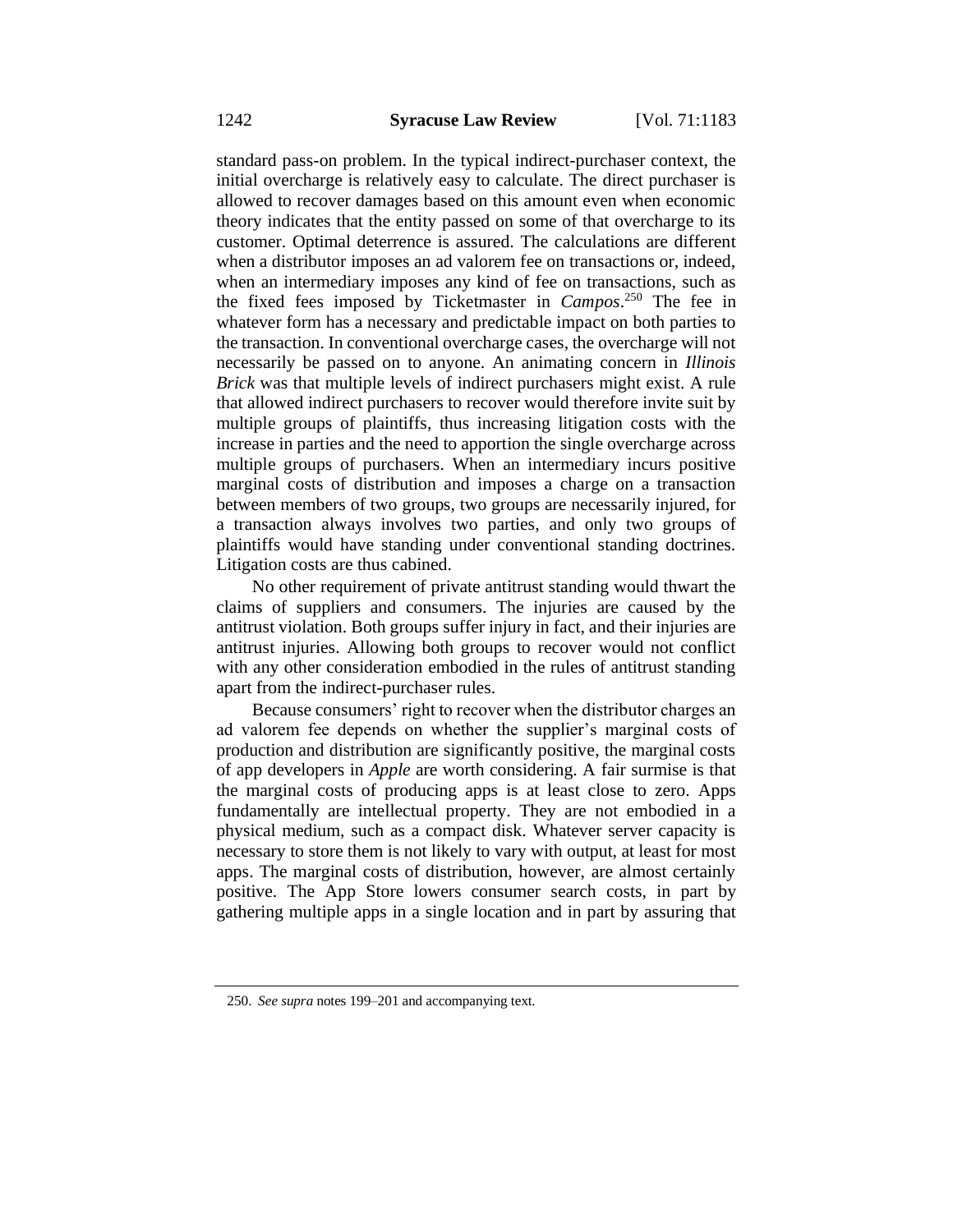standard pass-on problem. In the typical indirect-purchaser context, the initial overcharge is relatively easy to calculate. The direct purchaser is allowed to recover damages based on this amount even when economic theory indicates that the entity passed on some of that overcharge to its customer. Optimal deterrence is assured. The calculations are different when a distributor imposes an ad valorem fee on transactions or, indeed, when an intermediary imposes any kind of fee on transactions, such as the fixed fees imposed by Ticketmaster in *Campos*.[250] The fee in whatever form has a necessary and predictable impact on both parties to the transaction. In conventional overcharge cases, the overcharge will not necessarily be passed on to anyone. An animating concern in *Illinois Brick* was that multiple levels of indirect purchasers might exist. A rule that allowed indirect purchasers to recover would therefore invite suit by multiple groups of plaintiffs, thus increasing litigation costs with the increase in parties and the need to apportion the single overcharge across multiple groups of purchasers. When an intermediary incurs positive marginal costs of distribution and imposes a charge on a transaction between members of two groups, two groups are necessarily injured, for a transaction always involves two parties, and only two groups of plaintiffs would have standing under conventional standing doctrines. Litigation costs are thus cabined.

No other requirement of private antitrust standing would thwart the claims of suppliers and consumers. The injuries are caused by the antitrust violation. Both groups suffer injury in fact, and their injuries are antitrust injuries. Allowing both groups to recover would not conflict with any other consideration embodied in the rules of antitrust standing apart from the indirect-purchaser rules.

Because consumers' right to recover when the distributor charges an ad valorem fee depends on whether the supplier's marginal costs of production and distribution are significantly positive, the marginal costs of app developers in *Apple* are worth considering. A fair surmise is that the marginal costs of producing apps is at least close to zero. Apps fundamentally are intellectual property. They are not embodied in a physical medium, such as a compact disk. Whatever server capacity is necessary to store them is not likely to vary with output, at least for most apps. The marginal costs of distribution, however, are almost certainly positive. The App Store lowers consumer search costs, in part by gathering multiple apps in a single location and in part by assuring that

250. *See supra* notes 199–201 and accompanying text.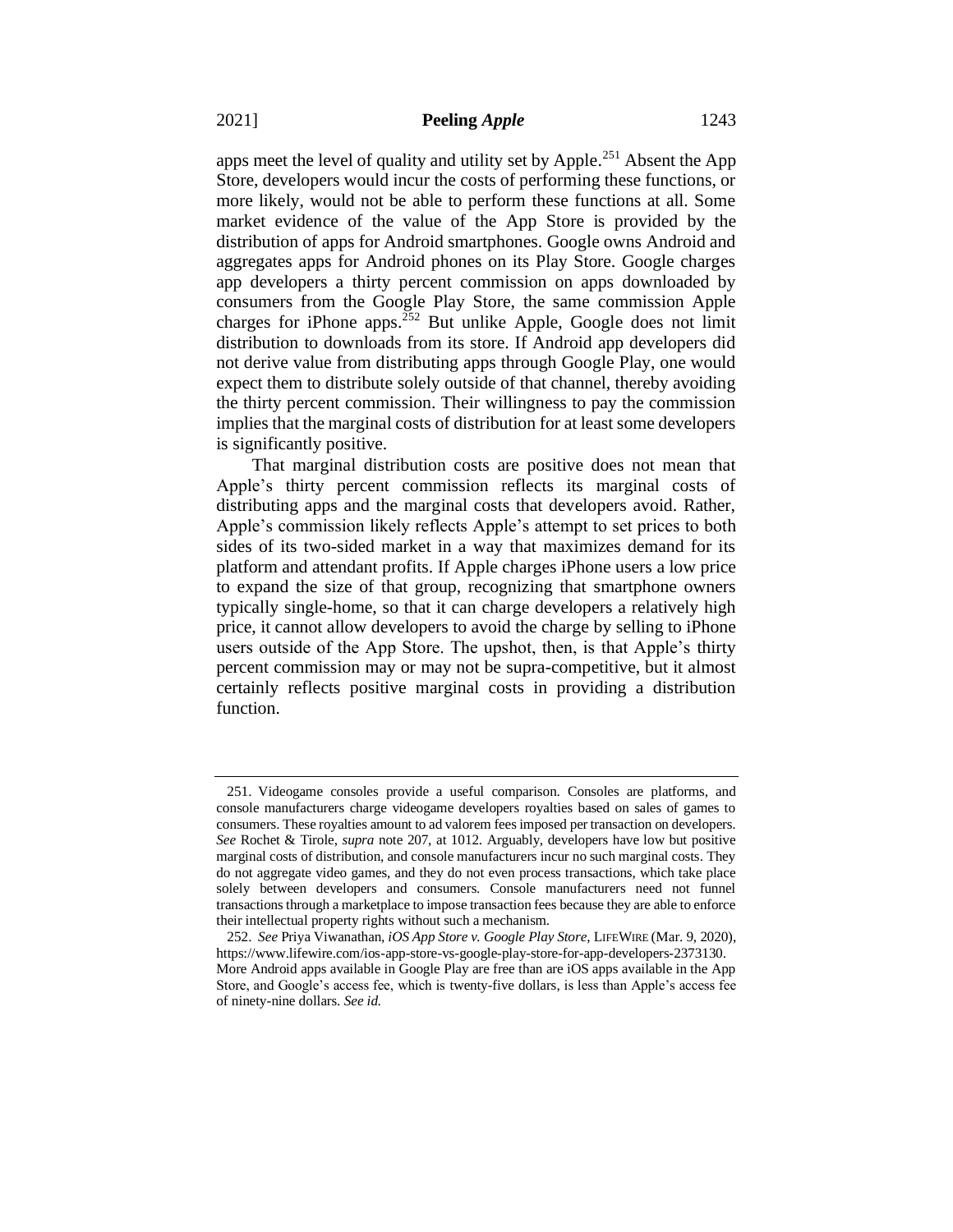apps meet the level of quality and utility set by Apple.[251] Absent the App Store, developers would incur the costs of performing these functions, or more likely, would not be able to perform these functions at all. Some market evidence of the value of the App Store is provided by the distribution of apps for Android smartphones. Google owns Android and aggregates apps for Android phones on its Play Store. Google charges app developers a thirty percent commission on apps downloaded by consumers from the Google Play Store, the same commission Apple charges for iPhone apps.[252] But unlike Apple, Google does not limit distribution to downloads from its store. If Android app developers did not derive value from distributing apps through Google Play, one would expect them to distribute solely outside of that channel, thereby avoiding the thirty percent commission. Their willingness to pay the commission implies that the marginal costs of distribution for at least some developers is significantly positive.

That marginal distribution costs are positive does not mean that Apple's thirty percent commission reflects its marginal costs of distributing apps and the marginal costs that developers avoid. Rather, Apple's commission likely reflects Apple's attempt to set prices to both sides of its two-sided market in a way that maximizes demand for its platform and attendant profits. If Apple charges iPhone users a low price to expand the size of that group, recognizing that smartphone owners typically single-home, so that it can charge developers a relatively high price, it cannot allow developers to avoid the charge by selling to iPhone users outside of the App Store. The upshot, then, is that Apple's thirty percent commission may or may not be supra-competitive, but it almost certainly reflects positive marginal costs in providing a distribution function.

---

251. Videogame consoles provide a useful comparison. Consoles are platforms, and console manufacturers charge videogame developers royalties based on sales of games to consumers. These royalties amount to ad valorem fees imposed per transaction on developers. *See* Rochet & Tirole, *supra* note 207, at 1012. Arguably, developers have low but positive marginal costs of distribution, and console manufacturers incur no such marginal costs. They do not aggregate video games, and they do not even process transactions, which take place solely between developers and consumers. Console manufacturers need not funnel transactions through a marketplace to impose transaction fees because they are able to enforce their intellectual property rights without such a mechanism.

252. *See* Priya Viwanathan, *iOS App Store v. Google Play Store*, LIFEWIRE (Mar. 9, 2020), https://www.lifewire.com/ios-app-store-vs-google-play-store-for-app-developers-2373130. More Android apps available in Google Play are free than are iOS apps available in the App Store, and Google's access fee, which is twenty-five dollars, is less than Apple's access fee of ninety-nine dollars. *See id.*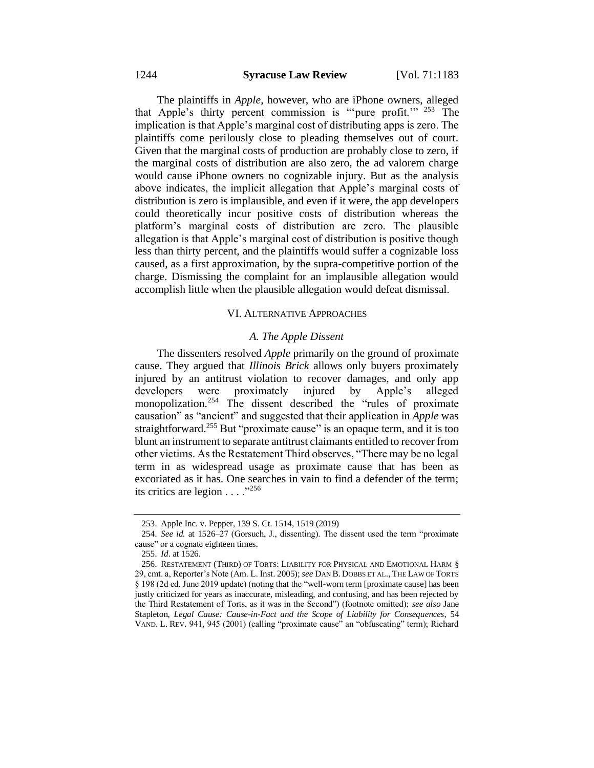The plaintiffs in *Apple*, however, who are iPhone owners, alleged that Apple's thirty percent commission is "'pure profit.'" [253] The implication is that Apple's marginal cost of distributing apps is zero. The plaintiffs come perilously close to pleading themselves out of court. Given that the marginal costs of production are probably close to zero, if the marginal costs of distribution are also zero, the ad valorem charge would cause iPhone owners no cognizable injury. But as the analysis above indicates, the implicit allegation that Apple's marginal costs of distribution is zero is implausible, and even if it were, the app developers could theoretically incur positive costs of distribution whereas the platform's marginal costs of distribution are zero. The plausible allegation is that Apple's marginal cost of distribution is positive though less than thirty percent, and the plaintiffs would suffer a cognizable loss caused, as a first approximation, by the supra-competitive portion of the charge. Dismissing the complaint for an implausible allegation would accomplish little when the plausible allegation would defeat dismissal.

## VI. Alternative Approaches

### *A. The Apple Dissent*

The dissenters resolved *Apple* primarily on the ground of proximate cause. They argued that *Illinois Brick* allows only buyers proximately injured by an antitrust violation to recover damages, and only app developers were proximately injured by Apple's alleged monopolization.[254] The dissent described the "rules of proximate causation" as "ancient" and suggested that their application in *Apple* was straightforward.[255] But "proximate cause" is an opaque term, and it is too blunt an instrument to separate antitrust claimants entitled to recover from other victims. As the Restatement Third observes, "There may be no legal term in as widespread usage as proximate cause that has been as excoriated as it has. One searches in vain to find a defender of the term; its critics are legion . . . ."[256]

---

253. Apple Inc. v. Pepper, 139 S. Ct. 1514, 1519 (2019)

254. *See id.* at 1526–27 (Gorsuch, J., dissenting). The dissent used the term "proximate cause" or a cognate eighteen times.

255. *Id*. at 1526.

256. Restatement (Third) of Torts: Liability for Physical and Emotional Harm § 29, cmt. a, Reporter's Note (Am. L. Inst. 2005); *see* Dan B. Dobbs et al., The Law of Torts § 198 (2d ed. June 2019 update) (noting that the "well-worn term [proximate cause] has been justly criticized for years as inaccurate, misleading, and confusing, and has been rejected by the Third Restatement of Torts, as it was in the Second") (footnote omitted); *see also* Jane Stapleton, *Legal Cause: Cause-in-Fact and the Scope of Liability for Consequences*, 54 Vand. L. Rev. 941, 945 (2001) (calling "proximate cause" an "obfuscating" term); Richard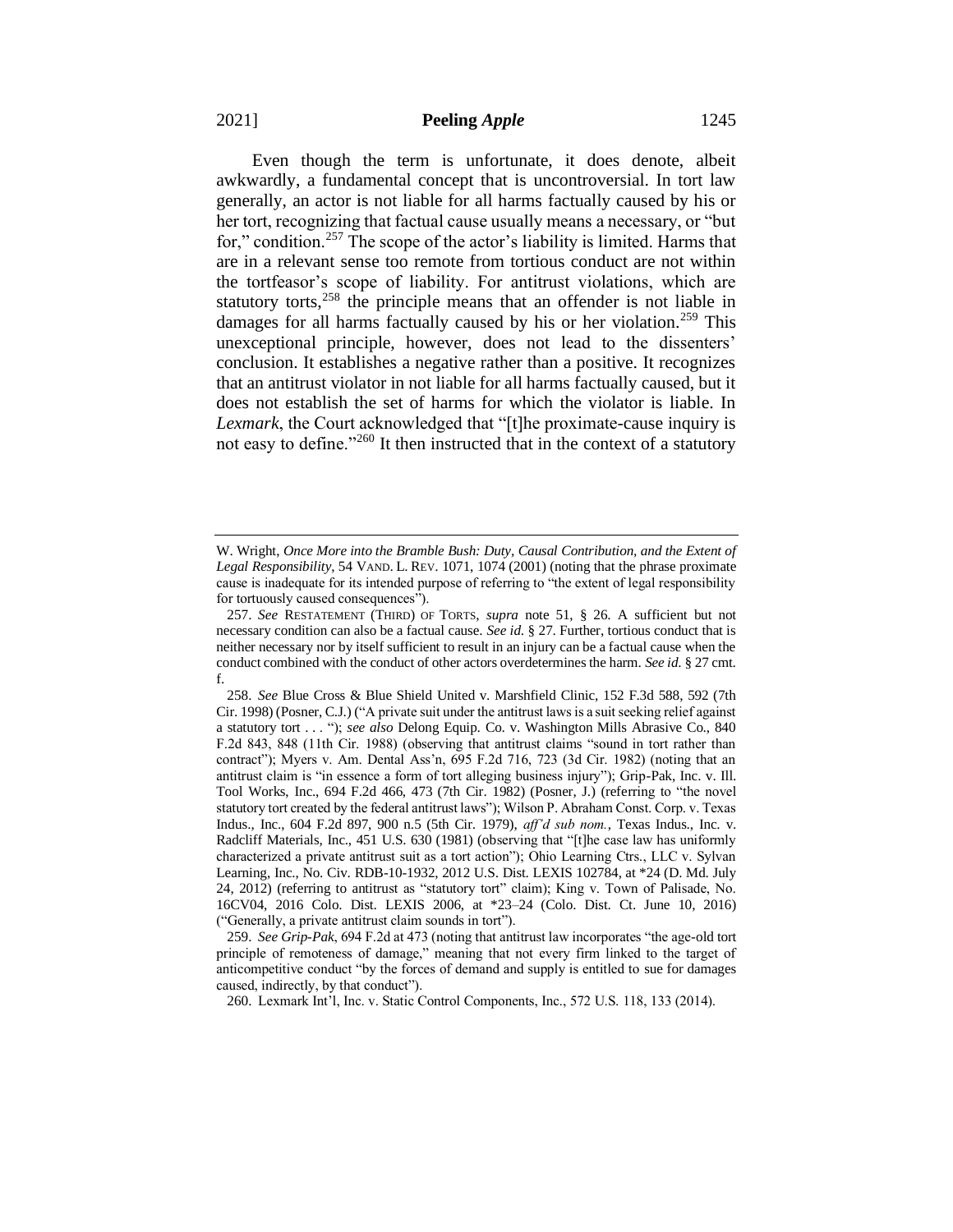Even though the term is unfortunate, it does denote, albeit awkwardly, a fundamental concept that is uncontroversial. In tort law generally, an actor is not liable for all harms factually caused by his or her tort, recognizing that factual cause usually means a necessary, or "but for," condition.[257] The scope of the actor's liability is limited. Harms that are in a relevant sense too remote from tortious conduct are not within the tortfeasor's scope of liability. For antitrust violations, which are statutory torts,[258] the principle means that an offender is not liable in damages for all harms factually caused by his or her violation.[259] This unexceptional principle, however, does not lead to the dissenters' conclusion. It establishes a negative rather than a positive. It recognizes that an antitrust violator in not liable for all harms factually caused, but it does not establish the set of harms for which the violator is liable. In *Lexmark*, the Court acknowledged that "[t]he proximate-cause inquiry is not easy to define."[260] It then instructed that in the context of a statutory

---

W. Wright, *Once More into the Bramble Bush: Duty, Causal Contribution, and the Extent of Legal Responsibility*, 54 VAND. L. REV. 1071, 1074 (2001) (noting that the phrase proximate cause is inadequate for its intended purpose of referring to "the extent of legal responsibility for tortuously caused consequences").

257. *See* RESTATEMENT (THIRD) OF TORTS, *supra* note 51, § 26. A sufficient but not necessary condition can also be a factual cause. *See id.* § 27. Further, tortious conduct that is neither necessary nor by itself sufficient to result in an injury can be a factual cause when the conduct combined with the conduct of other actors overdetermines the harm. *See id.* § 27 cmt. f.

258. *See* Blue Cross & Blue Shield United v. Marshfield Clinic, 152 F.3d 588, 592 (7th Cir. 1998) (Posner, C.J.) ("A private suit under the antitrust laws is a suit seeking relief against a statutory tort . . . "); *see also* Delong Equip. Co. v. Washington Mills Abrasive Co., 840 F.2d 843, 848 (11th Cir. 1988) (observing that antitrust claims "sound in tort rather than contract"); Myers v. Am. Dental Ass'n, 695 F.2d 716, 723 (3d Cir. 1982) (noting that an antitrust claim is "in essence a form of tort alleging business injury"); Grip-Pak, Inc. v. Ill. Tool Works, Inc., 694 F.2d 466, 473 (7th Cir. 1982) (Posner, J.) (referring to "the novel statutory tort created by the federal antitrust laws"); Wilson P. Abraham Const. Corp. v. Texas Indus., Inc., 604 F.2d 897, 900 n.5 (5th Cir. 1979), *aff'd sub nom.*, Texas Indus., Inc. v. Radcliff Materials, Inc., 451 U.S. 630 (1981) (observing that "[t]he case law has uniformly characterized a private antitrust suit as a tort action"); Ohio Learning Ctrs., LLC v. Sylvan Learning, Inc., No. Civ. RDB-10-1932, 2012 U.S. Dist. LEXIS 102784, at *24 (D. Md. July 24, 2012) (referring to antitrust as "statutory tort" claim); King v. Town of Palisade, No. 16CV04, 2016 Colo. Dist. LEXIS 2006, at *23–24 (Colo. Dist. Ct. June 10, 2016) ("Generally, a private antitrust claim sounds in tort").

259. *See Grip-Pak*, 694 F.2d at 473 (noting that antitrust law incorporates "the age-old tort principle of remoteness of damage," meaning that not every firm linked to the target of anticompetitive conduct "by the forces of demand and supply is entitled to sue for damages caused, indirectly, by that conduct").

260. Lexmark Int'l, Inc. v. Static Control Components, Inc., 572 U.S. 118, 133 (2014).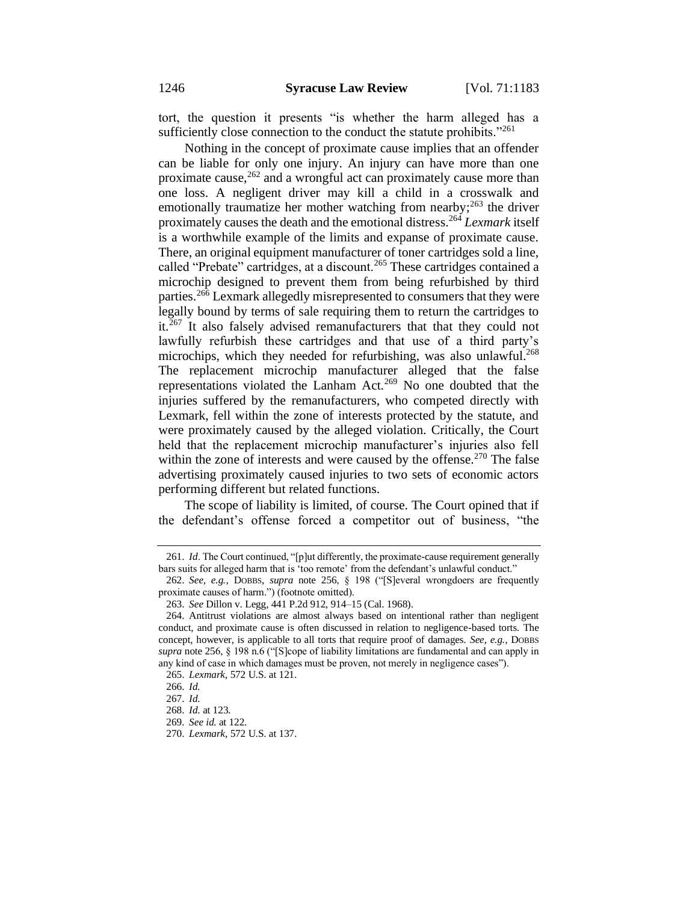tort, the question it presents "is whether the harm alleged has a sufficiently close connection to the conduct the statute prohibits."[261]

Nothing in the concept of proximate cause implies that an offender can be liable for only one injury. An injury can have more than one proximate cause,[262] and a wrongful act can proximately cause more than one loss. A negligent driver may kill a child in a crosswalk and emotionally traumatize her mother watching from nearby;[263] the driver proximately causes the death and the emotional distress.[264] *Lexmark* itself is a worthwhile example of the limits and expanse of proximate cause. There, an original equipment manufacturer of toner cartridges sold a line, called "Prebate" cartridges, at a discount.[265] These cartridges contained a microchip designed to prevent them from being refurbished by third parties.[266] Lexmark allegedly misrepresented to consumers that they were legally bound by terms of sale requiring them to return the cartridges to it.[267] It also falsely advised remanufacturers that that they could not lawfully refurbish these cartridges and that use of a third party's microchips, which they needed for refurbishing, was also unlawful.[268] The replacement microchip manufacturer alleged that the false representations violated the Lanham Act.[269] No one doubted that the injuries suffered by the remanufacturers, who competed directly with Lexmark, fell within the zone of interests protected by the statute, and were proximately caused by the alleged violation. Critically, the Court held that the replacement microchip manufacturer's injuries also fell within the zone of interests and were caused by the offense.[270] The false advertising proximately caused injuries to two sets of economic actors performing different but related functions.

The scope of liability is limited, of course. The Court opined that if the defendant's offense forced a competitor out of business, "the

---

261. *Id*. The Court continued, "[p]ut differently, the proximate-cause requirement generally bars suits for alleged harm that is 'too remote' from the defendant's unlawful conduct."

262. *See, e.g.*, DOBBS, *supra* note 256, § 198 ("[S]everal wrongdoers are frequently proximate causes of harm.") (footnote omitted).

263. *See* Dillon v. Legg, 441 P.2d 912, 914–15 (Cal. 1968).

264. Antitrust violations are almost always based on intentional rather than negligent conduct, and proximate cause is often discussed in relation to negligence-based torts. The concept, however, is applicable to all torts that require proof of damages. *See, e.g.*, DOBBS *supra* note 256, § 198 n.6 ("[S]cope of liability limitations are fundamental and can apply in any kind of case in which damages must be proven, not merely in negligence cases").

265. *Lexmark*, 572 U.S. at 121.

266. *Id.*

267. *Id.*

268. *Id.* at 123.

269. *See id.* at 122.

270. *Lexmark*, 572 U.S. at 137.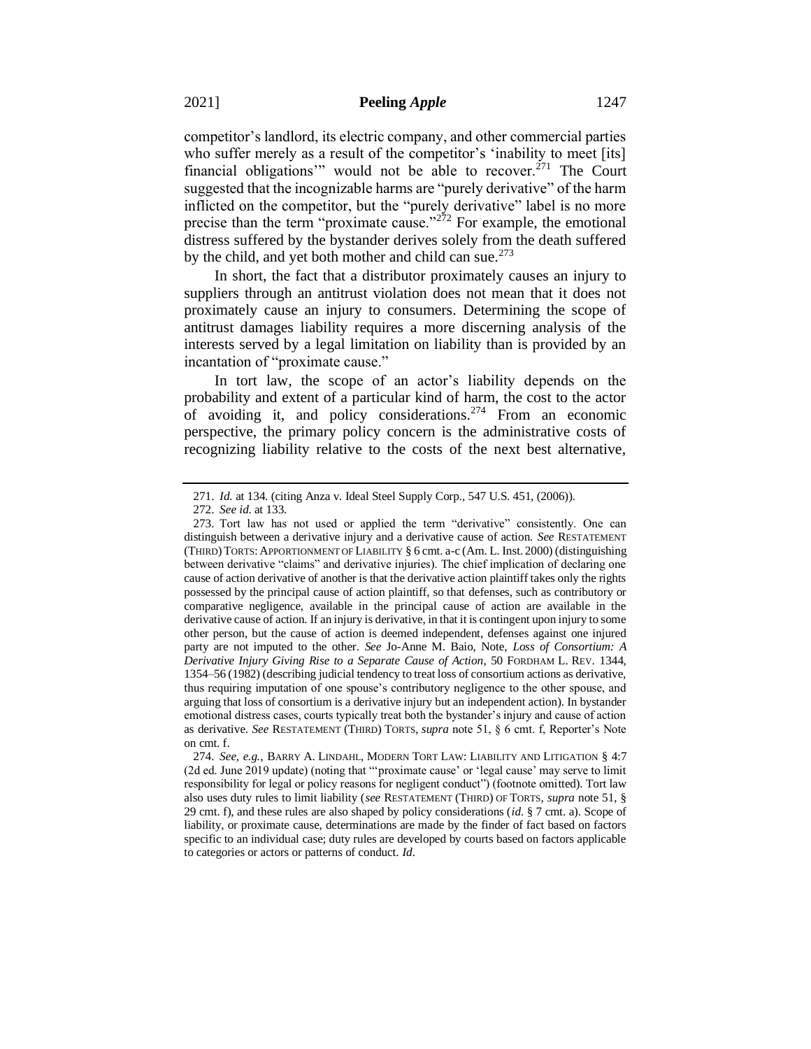competitor's landlord, its electric company, and other commercial parties who suffer merely as a result of the competitor's 'inability to meet [its] financial obligations'" would not be able to recover.[271] The Court suggested that the incognizable harms are "purely derivative" of the harm inflicted on the competitor, but the "purely derivative" label is no more precise than the term "proximate cause."[272] For example, the emotional distress suffered by the bystander derives solely from the death suffered by the child, and yet both mother and child can sue.[273]

In short, the fact that a distributor proximately causes an injury to suppliers through an antitrust violation does not mean that it does not proximately cause an injury to consumers. Determining the scope of antitrust damages liability requires a more discerning analysis of the interests served by a legal limitation on liability than is provided by an incantation of "proximate cause."

In tort law, the scope of an actor's liability depends on the probability and extent of a particular kind of harm, the cost to the actor of avoiding it, and policy considerations.[274] From an economic perspective, the primary policy concern is the administrative costs of recognizing liability relative to the costs of the next best alternative,

---

271. *Id.* at 134. (citing Anza v. Ideal Steel Supply Corp., 547 U.S. 451, (2006)).

272. *See id.* at 133.

273. Tort law has not used or applied the term "derivative" consistently. One can distinguish between a derivative injury and a derivative cause of action. *See* RESTATEMENT (THIRD) TORTS: APPORTIONMENT OF LIABILITY § 6 cmt. a-c (Am. L. Inst. 2000) (distinguishing between derivative "claims" and derivative injuries). The chief implication of declaring one cause of action derivative of another is that the derivative action plaintiff takes only the rights possessed by the principal cause of action plaintiff, so that defenses, such as contributory or comparative negligence, available in the principal cause of action are available in the derivative cause of action. If an injury is derivative, in that it is contingent upon injury to some other person, but the cause of action is deemed independent, defenses against one injured party are not imputed to the other. *See* Jo-Anne M. Baio, Note, *Loss of Consortium: A Derivative Injury Giving Rise to a Separate Cause of Action*, 50 FORDHAM L. REV. 1344, 1354–56 (1982) (describing judicial tendency to treat loss of consortium actions as derivative, thus requiring imputation of one spouse's contributory negligence to the other spouse, and arguing that loss of consortium is a derivative injury but an independent action). In bystander emotional distress cases, courts typically treat both the bystander's injury and cause of action as derivative. *See* RESTATEMENT (THIRD) TORTS, *supra* note 51, § 6 cmt. f, Reporter's Note on cmt. f.

274. *See, e.g.*, BARRY A. LINDAHL, MODERN TORT LAW: LIABILITY AND LITIGATION § 4:7 (2d ed. June 2019 update) (noting that "'proximate cause' or 'legal cause' may serve to limit responsibility for legal or policy reasons for negligent conduct") (footnote omitted). Tort law also uses duty rules to limit liability (*see* RESTATEMENT (THIRD) OF TORTS, *supra* note 51, § 29 cmt. f), and these rules are also shaped by policy considerations (*id.* § 7 cmt. a). Scope of liability, or proximate cause, determinations are made by the finder of fact based on factors specific to an individual case; duty rules are developed by courts based on factors applicable to categories or actors or patterns of conduct. *Id*.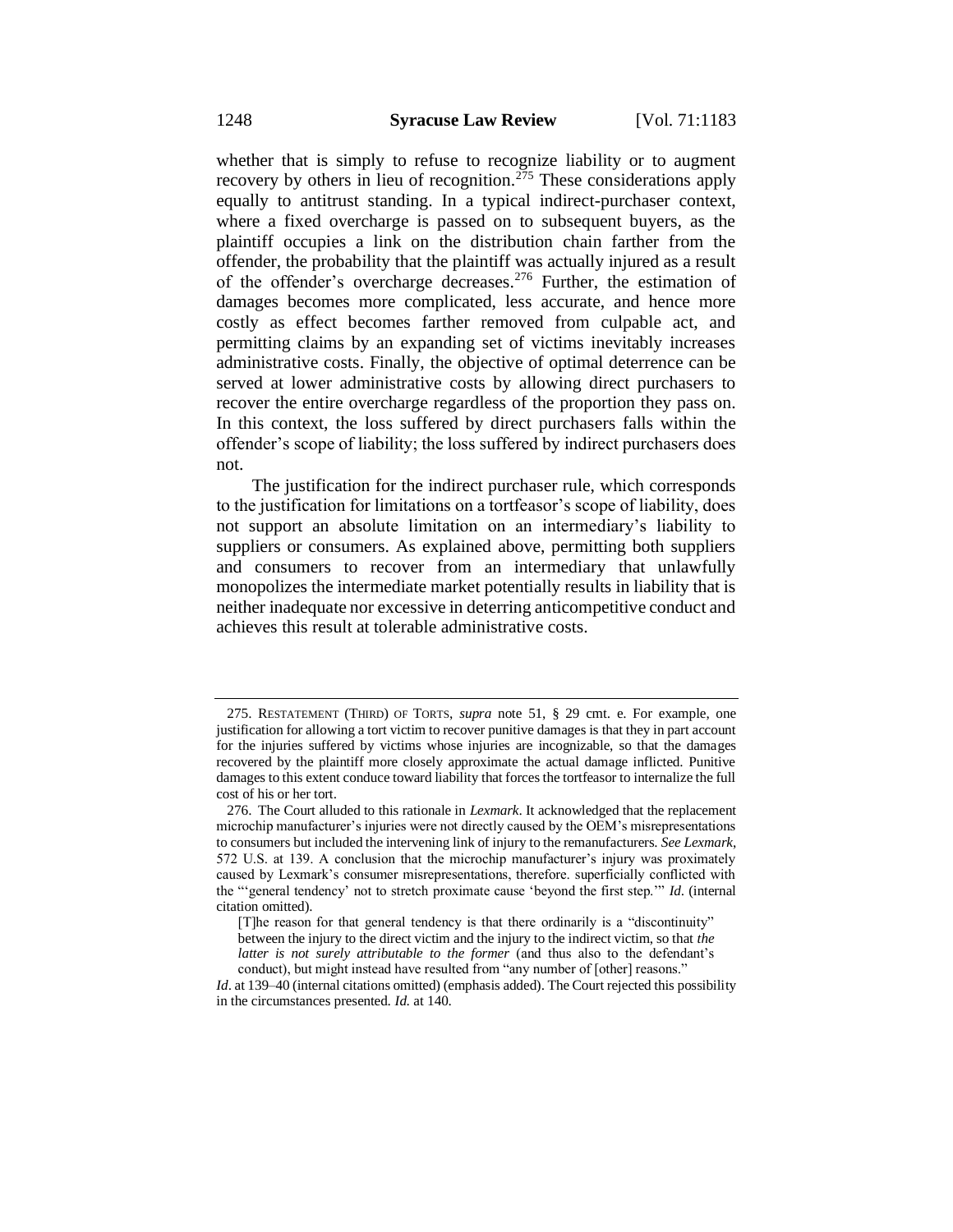whether that is simply to refuse to recognize liability or to augment recovery by others in lieu of recognition.[275] These considerations apply equally to antitrust standing. In a typical indirect-purchaser context, where a fixed overcharge is passed on to subsequent buyers, as the plaintiff occupies a link on the distribution chain farther from the offender, the probability that the plaintiff was actually injured as a result of the offender's overcharge decreases.[276] Further, the estimation of damages becomes more complicated, less accurate, and hence more costly as effect becomes farther removed from culpable act, and permitting claims by an expanding set of victims inevitably increases administrative costs. Finally, the objective of optimal deterrence can be served at lower administrative costs by allowing direct purchasers to recover the entire overcharge regardless of the proportion they pass on. In this context, the loss suffered by direct purchasers falls within the offender's scope of liability; the loss suffered by indirect purchasers does not.

The justification for the indirect purchaser rule, which corresponds to the justification for limitations on a tortfeasor's scope of liability, does not support an absolute limitation on an intermediary's liability to suppliers or consumers. As explained above, permitting both suppliers and consumers to recover from an intermediary that unlawfully monopolizes the intermediate market potentially results in liability that is neither inadequate nor excessive in deterring anticompetitive conduct and achieves this result at tolerable administrative costs.

---

275. RESTATEMENT (THIRD) OF TORTS, *supra* note 51, § 29 cmt. e. For example, one justification for allowing a tort victim to recover punitive damages is that they in part account for the injuries suffered by victims whose injuries are incognizable, so that the damages recovered by the plaintiff more closely approximate the actual damage inflicted. Punitive damages to this extent conduce toward liability that forces the tortfeasor to internalize the full cost of his or her tort.

276. The Court alluded to this rationale in *Lexmark*. It acknowledged that the replacement microchip manufacturer's injuries were not directly caused by the OEM's misrepresentations to consumers but included the intervening link of injury to the remanufacturers. *See Lexmark*, 572 U.S. at 139. A conclusion that the microchip manufacturer's injury was proximately caused by Lexmark's consumer misrepresentations, therefore. superficially conflicted with the "'general tendency' not to stretch proximate cause 'beyond the first step.'" *Id.* (internal citation omitted).

> [T]he reason for that general tendency is that there ordinarily is a "discontinuity" between the injury to the direct victim and the injury to the indirect victim, so that *the latter is not surely attributable to the former* (and thus also to the defendant's conduct), but might instead have resulted from "any number of [other] reasons."

*Id.* at 139–40 (internal citations omitted) (emphasis added). The Court rejected this possibility in the circumstances presented. *Id.* at 140.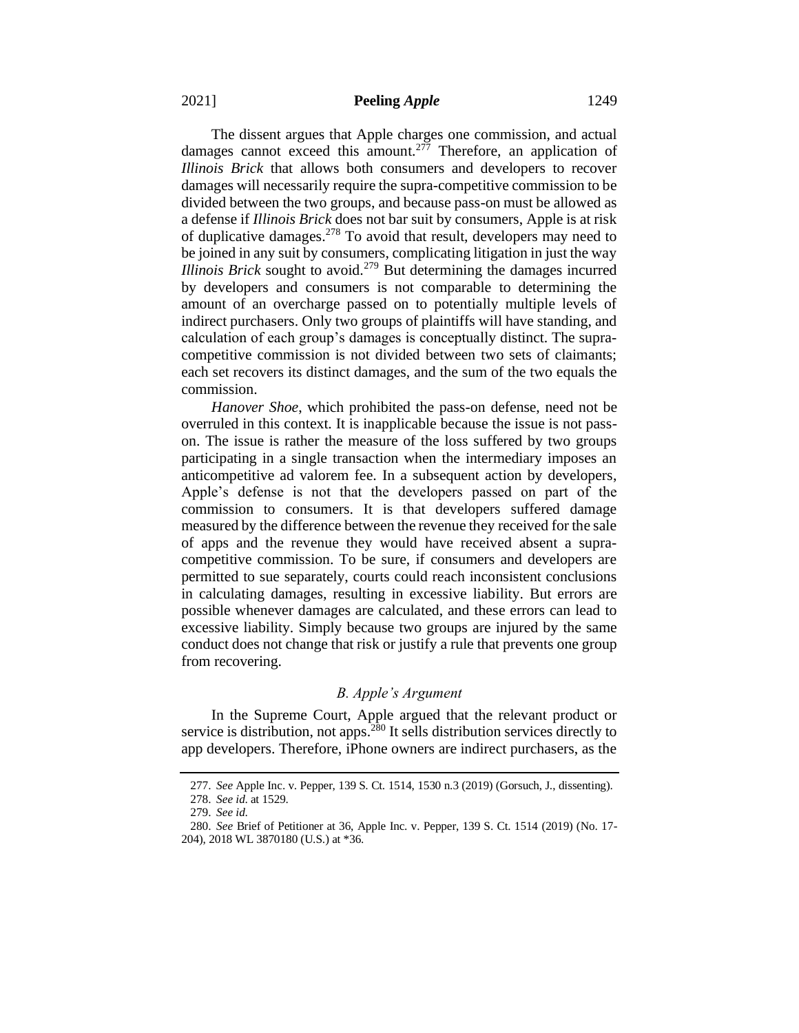The dissent argues that Apple charges one commission, and actual damages cannot exceed this amount.[277] Therefore, an application of *Illinois Brick* that allows both consumers and developers to recover damages will necessarily require the supra-competitive commission to be divided between the two groups, and because pass-on must be allowed as a defense if *Illinois Brick* does not bar suit by consumers, Apple is at risk of duplicative damages.[278] To avoid that result, developers may need to be joined in any suit by consumers, complicating litigation in just the way *Illinois Brick* sought to avoid.[279] But determining the damages incurred by developers and consumers is not comparable to determining the amount of an overcharge passed on to potentially multiple levels of indirect purchasers. Only two groups of plaintiffs will have standing, and calculation of each group's damages is conceptually distinct. The supra-competitive commission is not divided between two sets of claimants; each set recovers its distinct damages, and the sum of the two equals the commission.

*Hanover Shoe*, which prohibited the pass-on defense, need not be overruled in this context. It is inapplicable because the issue is not pass-on. The issue is rather the measure of the loss suffered by two groups participating in a single transaction when the intermediary imposes an anticompetitive ad valorem fee. In a subsequent action by developers, Apple's defense is not that the developers passed on part of the commission to consumers. It is that developers suffered damage measured by the difference between the revenue they received for the sale of apps and the revenue they would have received absent a supra-competitive commission. To be sure, if consumers and developers are permitted to sue separately, courts could reach inconsistent conclusions in calculating damages, resulting in excessive liability. But errors are possible whenever damages are calculated, and these errors can lead to excessive liability. Simply because two groups are injured by the same conduct does not change that risk or justify a rule that prevents one group from recovering.

### *B. Apple's Argument*

In the Supreme Court, Apple argued that the relevant product or service is distribution, not apps.[280] It sells distribution services directly to app developers. Therefore, iPhone owners are indirect purchasers, as the

---

277. *See* Apple Inc. v. Pepper, 139 S. Ct. 1514, 1530 n.3 (2019) (Gorsuch, J., dissenting).

278. *See id.* at 1529.

279. *See id.*

280. *See* Brief of Petitioner at 36, Apple Inc. v. Pepper, 139 S. Ct. 1514 (2019) (No. 17-204), 2018 WL 3870180 (U.S.) at *36.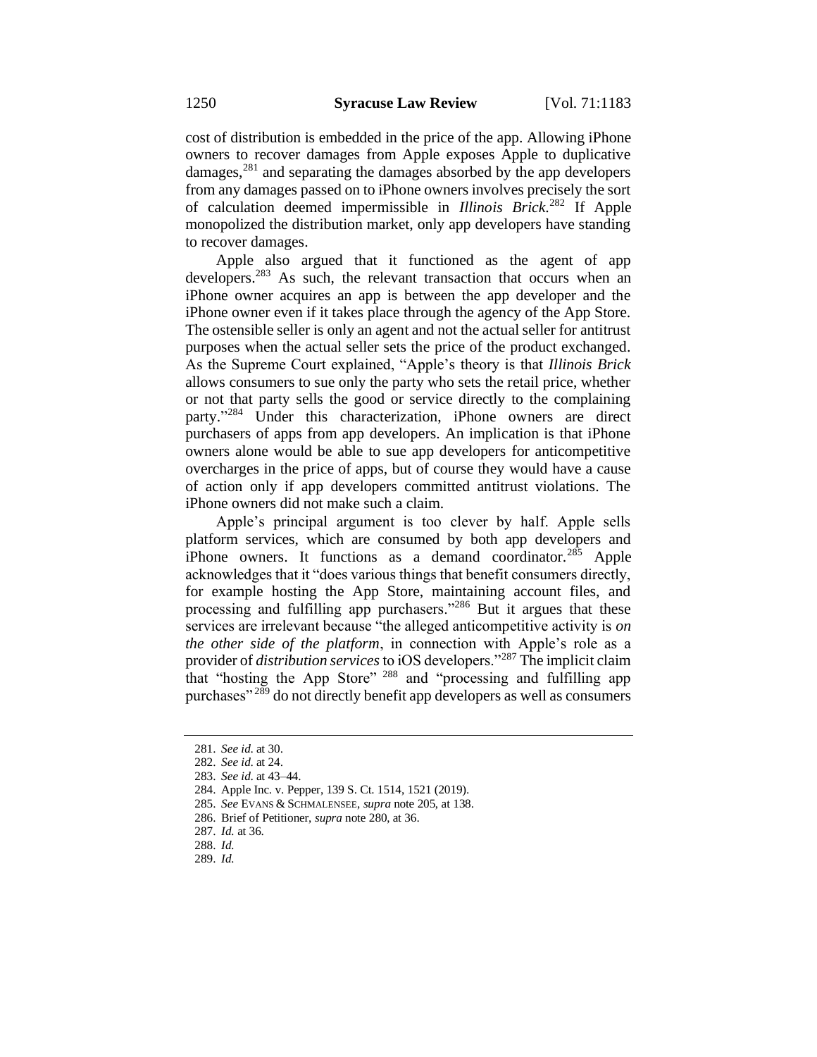cost of distribution is embedded in the price of the app. Allowing iPhone owners to recover damages from Apple exposes Apple to duplicative damages,[281] and separating the damages absorbed by the app developers from any damages passed on to iPhone owners involves precisely the sort of calculation deemed impermissible in *Illinois Brick*.[282] If Apple monopolized the distribution market, only app developers have standing to recover damages.

Apple also argued that it functioned as the agent of app developers.[283] As such, the relevant transaction that occurs when an iPhone owner acquires an app is between the app developer and the iPhone owner even if it takes place through the agency of the App Store. The ostensible seller is only an agent and not the actual seller for antitrust purposes when the actual seller sets the price of the product exchanged. As the Supreme Court explained, "Apple's theory is that *Illinois Brick* allows consumers to sue only the party who sets the retail price, whether or not that party sells the good or service directly to the complaining party."[284] Under this characterization, iPhone owners are direct purchasers of apps from app developers. An implication is that iPhone owners alone would be able to sue app developers for anticompetitive overcharges in the price of apps, but of course they would have a cause of action only if app developers committed antitrust violations. The iPhone owners did not make such a claim.

Apple's principal argument is too clever by half. Apple sells platform services, which are consumed by both app developers and iPhone owners. It functions as a demand coordinator.[285] Apple acknowledges that it "does various things that benefit consumers directly, for example hosting the App Store, maintaining account files, and processing and fulfilling app purchasers."[286] But it argues that these services are irrelevant because "the alleged anticompetitive activity is *on the other side of the platform*, in connection with Apple's role as a provider of *distribution services* to iOS developers."[287] The implicit claim that "hosting the App Store"[288] and "processing and fulfilling app purchases"[289] do not directly benefit app developers as well as consumers

---

281. *See id.* at 30.
282. *See id.* at 24.
283. *See id.* at 43–44.
284. Apple Inc. v. Pepper, 139 S. Ct. 1514, 1521 (2019).
285. *See* EVANS & SCHMALENSEE, *supra* note 205, at 138.
286. Brief of Petitioner, *supra* note 280, at 36.
287. *Id.* at 36.
288. *Id.*
289. *Id.*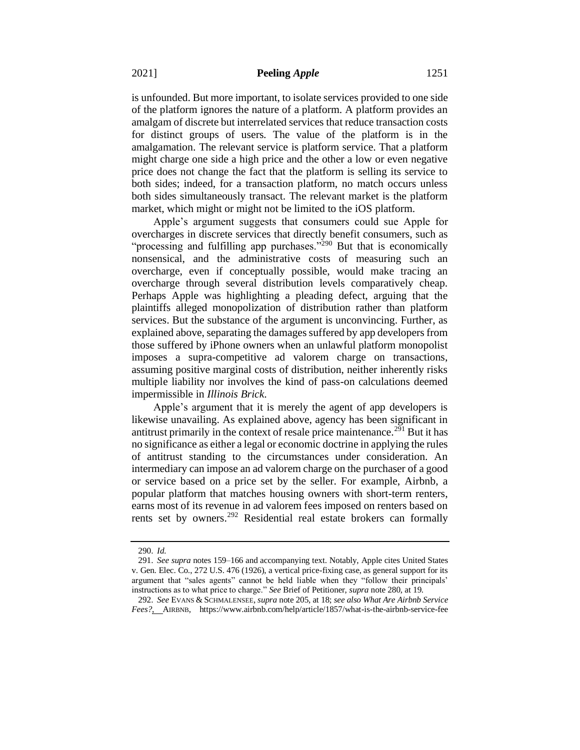is unfounded. But more important, to isolate services provided to one side of the platform ignores the nature of a platform. A platform provides an amalgam of discrete but interrelated services that reduce transaction costs for distinct groups of users. The value of the platform is in the amalgamation. The relevant service is platform service. That a platform might charge one side a high price and the other a low or even negative price does not change the fact that the platform is selling its service to both sides; indeed, for a transaction platform, no match occurs unless both sides simultaneously transact. The relevant market is the platform market, which might or might not be limited to the iOS platform.

Apple's argument suggests that consumers could sue Apple for overcharges in discrete services that directly benefit consumers, such as "processing and fulfilling app purchases."[290] But that is economically nonsensical, and the administrative costs of measuring such an overcharge, even if conceptually possible, would make tracing an overcharge through several distribution levels comparatively cheap. Perhaps Apple was highlighting a pleading defect, arguing that the plaintiffs alleged monopolization of distribution rather than platform services. But the substance of the argument is unconvincing. Further, as explained above, separating the damages suffered by app developers from those suffered by iPhone owners when an unlawful platform monopolist imposes a supra-competitive ad valorem charge on transactions, assuming positive marginal costs of distribution, neither inherently risks multiple liability nor involves the kind of pass-on calculations deemed impermissible in *Illinois Brick*.

Apple's argument that it is merely the agent of app developers is likewise unavailing. As explained above, agency has been significant in antitrust primarily in the context of resale price maintenance.[291] But it has no significance as either a legal or economic doctrine in applying the rules of antitrust standing to the circumstances under consideration. An intermediary can impose an ad valorem charge on the purchaser of a good or service based on a price set by the seller. For example, Airbnb, a popular platform that matches housing owners with short-term renters, earns most of its revenue in ad valorem fees imposed on renters based on rents set by owners.[292] Residential real estate brokers can formally

---

290. *Id.*

291. *See supra* notes 159–166 and accompanying text. Notably, Apple cites United States v. Gen. Elec. Co., 272 U.S. 476 (1926), a vertical price-fixing case, as general support for its argument that "sales agents" cannot be held liable when they "follow their principals' instructions as to what price to charge." *See* Brief of Petitioner, *supra* note 280, at 19.

292. *See* EVANS & SCHMALENSEE, *supra* note 205, at 18; *see also What Are Airbnb Service Fees?*, AIRBNB, https://www.airbnb.com/help/article/1857/what-is-the-airbnb-service-fee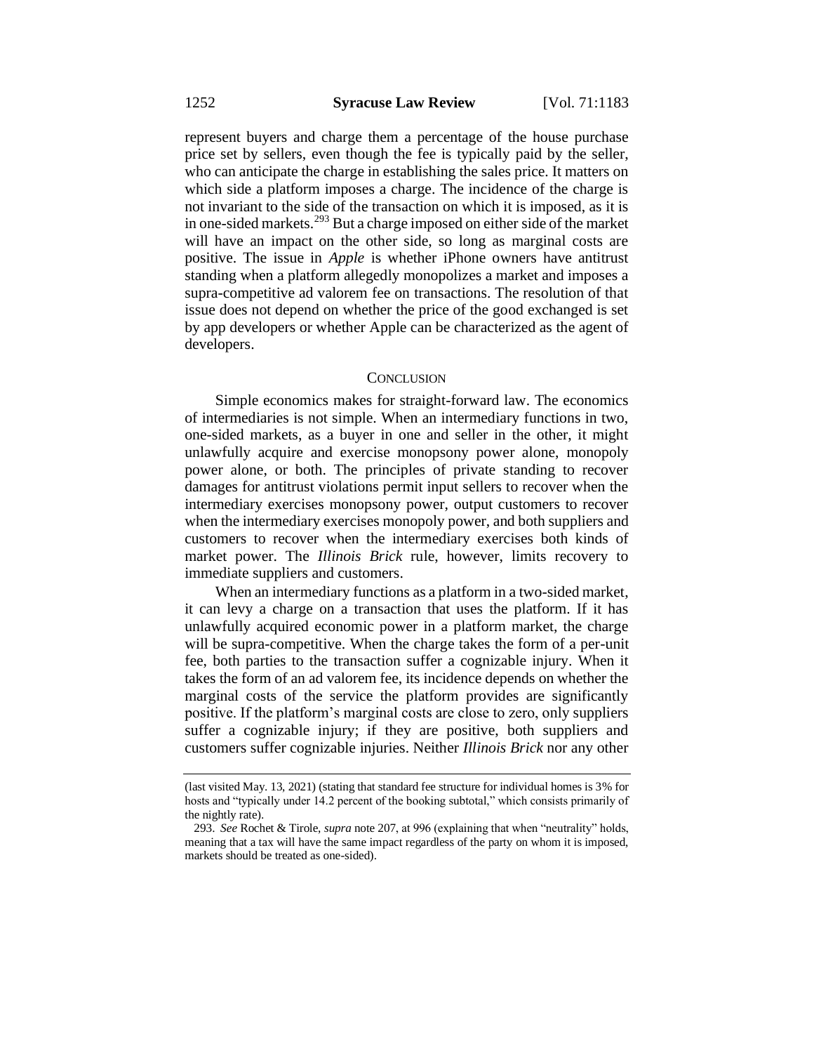represent buyers and charge them a percentage of the house purchase price set by sellers, even though the fee is typically paid by the seller, who can anticipate the charge in establishing the sales price. It matters on which side a platform imposes a charge. The incidence of the charge is not invariant to the side of the transaction on which it is imposed, as it is in one-sided markets.[293] But a charge imposed on either side of the market will have an impact on the other side, so long as marginal costs are positive. The issue in *Apple* is whether iPhone owners have antitrust standing when a platform allegedly monopolizes a market and imposes a supra-competitive ad valorem fee on transactions. The resolution of that issue does not depend on whether the price of the good exchanged is set by app developers or whether Apple can be characterized as the agent of developers.

## CONCLUSION

Simple economics makes for straight-forward law. The economics of intermediaries is not simple. When an intermediary functions in two, one-sided markets, as a buyer in one and seller in the other, it might unlawfully acquire and exercise monopsony power alone, monopoly power alone, or both. The principles of private standing to recover damages for antitrust violations permit input sellers to recover when the intermediary exercises monopsony power, output customers to recover when the intermediary exercises monopoly power, and both suppliers and customers to recover when the intermediary exercises both kinds of market power. The *Illinois Brick* rule, however, limits recovery to immediate suppliers and customers.

When an intermediary functions as a platform in a two-sided market, it can levy a charge on a transaction that uses the platform. If it has unlawfully acquired economic power in a platform market, the charge will be supra-competitive. When the charge takes the form of a per-unit fee, both parties to the transaction suffer a cognizable injury. When it takes the form of an ad valorem fee, its incidence depends on whether the marginal costs of the service the platform provides are significantly positive. If the platform's marginal costs are close to zero, only suppliers suffer a cognizable injury; if they are positive, both suppliers and customers suffer cognizable injuries. Neither *Illinois Brick* nor any other

---

(last visited May. 13, 2021) (stating that standard fee structure for individual homes is 3% for hosts and "typically under 14.2 percent of the booking subtotal," which consists primarily of the nightly rate).

293. *See* Rochet & Tirole, *supra* note 207, at 996 (explaining that when "neutrality" holds, meaning that a tax will have the same impact regardless of the party on whom it is imposed, markets should be treated as one-sided).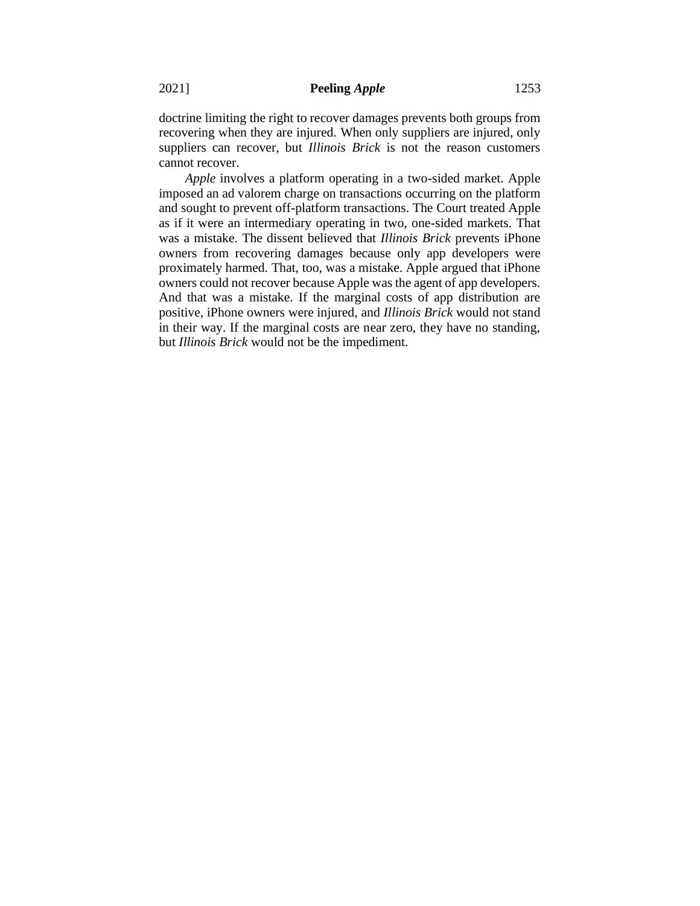doctrine limiting the right to recover damages prevents both groups from recovering when they are injured. When only suppliers are injured, only suppliers can recover, but *Illinois Brick* is not the reason customers cannot recover.

*Apple* involves a platform operating in a two-sided market. Apple imposed an ad valorem charge on transactions occurring on the platform and sought to prevent off-platform transactions. The Court treated Apple as if it were an intermediary operating in two, one-sided markets. That was a mistake. The dissent believed that *Illinois Brick* prevents iPhone owners from recovering damages because only app developers were proximately harmed. That, too, was a mistake. Apple argued that iPhone owners could not recover because Apple was the agent of app developers. And that was a mistake. If the marginal costs of app distribution are positive, iPhone owners were injured, and *Illinois Brick* would not stand in their way. If the marginal costs are near zero, they have no standing, but *Illinois Brick* would not be the impediment.